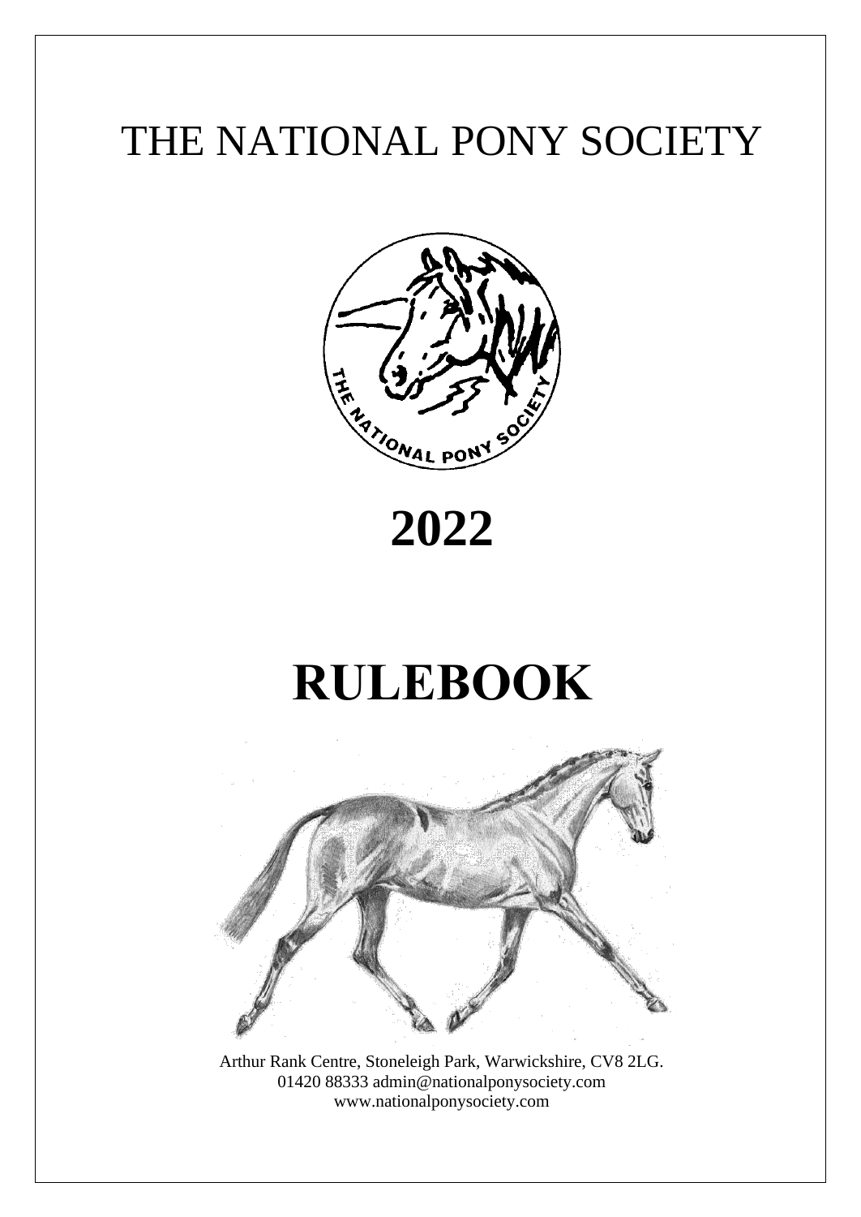# THE NATIONAL PONY SOCIETY

# 2022

# RULEBOOK

Arthur Rank Centre, Stoneleigh Park, Warwickshire, CV8 2LG.
01420 88333 admin@nationalponysociety.com
www.nationalponysociety.com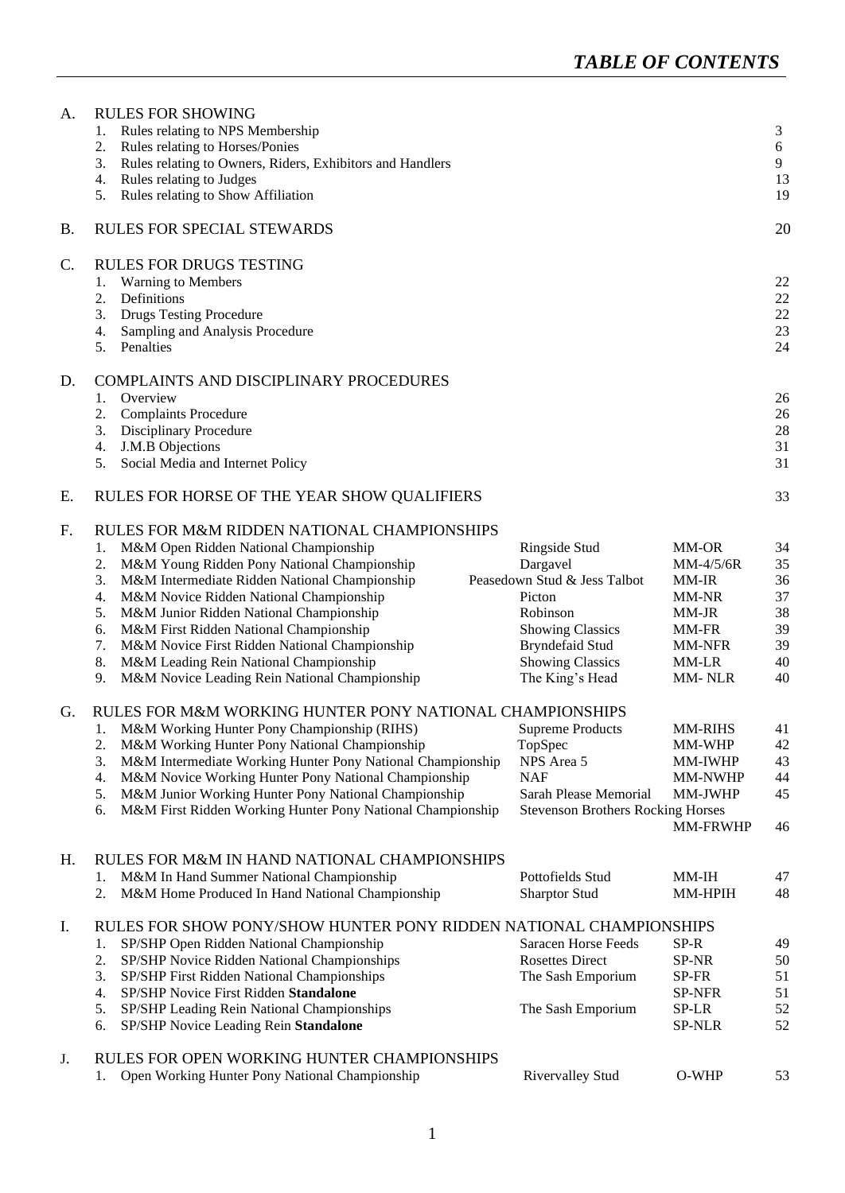# *TABLE OF CONTENTS*

| | | | | |
|---|---|---|---|---|
| **A.** | **RULES FOR SHOWING** | | | |
| | 1. Rules relating to NPS Membership | | | 3 |
| | 2. Rules relating to Horses/Ponies | | | 6 |
| | 3. Rules relating to Owners, Riders, Exhibitors and Handlers | | | 9 |
| | 4. Rules relating to Judges | | | 13 |
| | 5. Rules relating to Show Affiliation | | | 19 |
| **B.** | **RULES FOR SPECIAL STEWARDS** | | | 20 |
| **C.** | **RULES FOR DRUGS TESTING** | | | |
| | 1. Warning to Members | | | 22 |
| | 2. Definitions | | | 22 |
| | 3. Drugs Testing Procedure | | | 22 |
| | 4. Sampling and Analysis Procedure | | | 23 |
| | 5. Penalties | | | 24 |
| **D.** | **COMPLAINTS AND DISCIPLINARY PROCEDURES** | | | |
| | 1. Overview | | | 26 |
| | 2. Complaints Procedure | | | 26 |
| | 3. Disciplinary Procedure | | | 28 |
| | 4. J.M.B Objections | | | 31 |
| | 5. Social Media and Internet Policy | | | 31 |
| **E.** | **RULES FOR HORSE OF THE YEAR SHOW QUALIFIERS** | | | 33 |
| **F.** | **RULES FOR M&M RIDDEN NATIONAL CHAMPIONSHIPS** | | | |
| | 1. M&M Open Ridden National Championship | Ringside Stud | MM-OR | 34 |
| | 2. M&M Young Ridden Pony National Championship | Dargavel | MM-4/5/6R | 35 |
| | 3. M&M Intermediate Ridden National Championship | Peasedown Stud & Jess Talbot | MM-IR | 36 |
| | 4. M&M Novice Ridden National Championship | Picton | MM-NR | 37 |
| | 5. M&M Junior Ridden National Championship | Robinson | MM-JR | 38 |
| | 6. M&M First Ridden National Championship | Showing Classics | MM-FR | 39 |
| | 7. M&M Novice First Ridden National Championship | Bryndefaid Stud | MM-NFR | 39 |
| | 8. M&M Leading Rein National Championship | Showing Classics | MM-LR | 40 |
| | 9. M&M Novice Leading Rein National Championship | The King's Head | MM- NLR | 40 |
| **G.** | **RULES FOR M&M WORKING HUNTER PONY NATIONAL CHAMPIONSHIPS** | | | |
| | 1. M&M Working Hunter Pony Championship (RIHS) | Supreme Products | MM-RIHS | 41 |
| | 2. M&M Working Hunter Pony National Championship | TopSpec | MM-WHP | 42 |
| | 3. M&M Intermediate Working Hunter Pony National Championship | NPS Area 5 | MM-IWHP | 43 |
| | 4. M&M Novice Working Hunter Pony National Championship | NAF | MM-NWHP | 44 |
| | 5. M&M Junior Working Hunter Pony National Championship | Sarah Please Memorial | MM-JWHP | 45 |
| | 6. M&M First Ridden Working Hunter Pony National Championship | Stevenson Brothers Rocking Horses | MM-FRWHP | 46 |
| **H.** | **RULES FOR M&M IN HAND NATIONAL CHAMPIONSHIPS** | | | |
| | 1. M&M In Hand Summer National Championship | Pottofields Stud | MM-IH | 47 |
| | 2. M&M Home Produced In Hand National Championship | Sharptor Stud | MM-HPIH | 48 |
| **I.** | **RULES FOR SHOW PONY/SHOW HUNTER PONY RIDDEN NATIONAL CHAMPIONSHIPS** | | | |
| | 1. SP/SHP Open Ridden National Championship | Saracen Horse Feeds | SP-R | 49 |
| | 2. SP/SHP Novice Ridden National Championships | Rosettes Direct | SP-NR | 50 |
| | 3. SP/SHP First Ridden National Championships | The Sash Emporium | SP-FR | 51 |
| | 4. SP/SHP Novice First Ridden **Standalone** | | SP-NFR | 51 |
| | 5. SP/SHP Leading Rein National Championships | The Sash Emporium | SP-LR | 52 |
| | 6. SP/SHP Novice Leading Rein **Standalone** | | SP-NLR | 52 |
| **J.** | **RULES FOR OPEN WORKING HUNTER CHAMPIONSHIPS** | | | |
| | 1. Open Working Hunter Pony National Championship | Rivervalley Stud | O-WHP | 53 |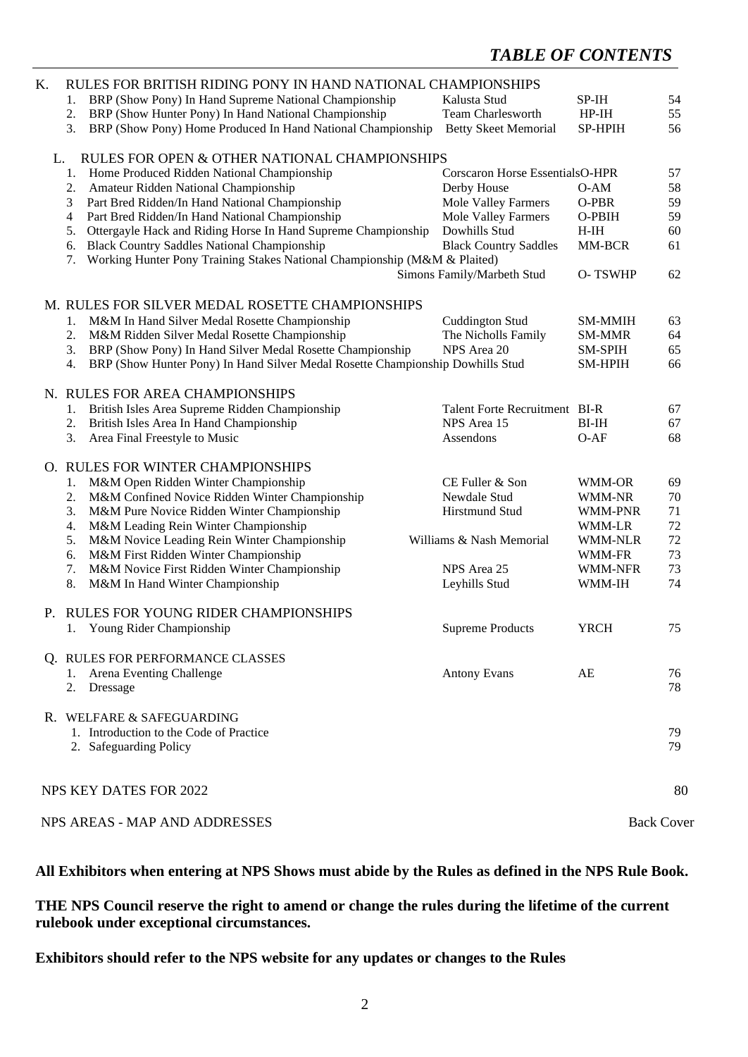## *TABLE OF CONTENTS*

| | | Sponsor | Code | Page |
|---|---|---|---|---|
| **K.** | **RULES FOR BRITISH RIDING PONY IN HAND NATIONAL CHAMPIONSHIPS** | | | |
| 1. | BRP (Show Pony) In Hand Supreme National Championship | Kalusta Stud | SP-IH | 54 |
| 2. | BRP (Show Hunter Pony) In Hand National Championship | Team Charlesworth | HP-IH | 55 |
| 3. | BRP (Show Pony) Home Produced In Hand National Championship | Betty Skeet Memorial | SP-HPIH | 56 |
| **L.** | **RULES FOR OPEN & OTHER NATIONAL CHAMPIONSHIPS** | | | |
| 1. | Home Produced Ridden National Championship | Corscaron Horse Essentials | O-HPR | 57 |
| 2. | Amateur Ridden National Championship | Derby House | O-AM | 58 |
| 3 | Part Bred Ridden/In Hand National Championship | Mole Valley Farmers | O-PBR | 59 |
| 4 | Part Bred Ridden/In Hand National Championship | Mole Valley Farmers | O-PBIH | 59 |
| 5. | Ottergayle Hack and Riding Horse In Hand Supreme Championship | Dowhills Stud | H-IH | 60 |
| 6. | Black Country Saddles National Championship | Black Country Saddles | MM-BCR | 61 |
| 7. | Working Hunter Pony Training Stakes National Championship (M&M & Plaited) | Simons Family/Marbeth Stud | O- TSWHP | 62 |
| **M.** | **RULES FOR SILVER MEDAL ROSETTE CHAMPIONSHIPS** | | | |
| 1. | M&M In Hand Silver Medal Rosette Championship | Cuddington Stud | SM-MMIH | 63 |
| 2. | M&M Ridden Silver Medal Rosette Championship | The Nicholls Family | SM-MMR | 64 |
| 3. | BRP (Show Pony) In Hand Silver Medal Rosette Championship | NPS Area 20 | SM-SPIH | 65 |
| 4. | BRP (Show Hunter Pony) In Hand Silver Medal Rosette Championship | Dowhills Stud | SM-HPIH | 66 |
| **N.** | **RULES FOR AREA CHAMPIONSHIPS** | | | |
| 1. | British Isles Area Supreme Ridden Championship | Talent Forte Recruitment | BI-R | 67 |
| 2. | British Isles Area In Hand Championship | NPS Area 15 | BI-IH | 67 |
| 3. | Area Final Freestyle to Music | Assendons | O-AF | 68 |
| **O.** | **RULES FOR WINTER CHAMPIONSHIPS** | | | |
| 1. | M&M Open Ridden Winter Championship | CE Fuller & Son | WMM-OR | 69 |
| 2. | M&M Confined Novice Ridden Winter Championship | Newdale Stud | WMM-NR | 70 |
| 3. | M&M Pure Novice Ridden Winter Championship | Hirstmund Stud | WMM-PNR | 71 |
| 4. | M&M Leading Rein Winter Championship | | WMM-LR | 72 |
| 5. | M&M Novice Leading Rein Winter Championship | Williams & Nash Memorial | WMM-NLR | 72 |
| 6. | M&M First Ridden Winter Championship | | WMM-FR | 73 |
| 7. | M&M Novice First Ridden Winter Championship | NPS Area 25 | WMM-NFR | 73 |
| 8. | M&M In Hand Winter Championship | Leyhills Stud | WMM-IH | 74 |
| **P.** | **RULES FOR YOUNG RIDER CHAMPIONSHIPS** | | | |
| 1. | Young Rider Championship | Supreme Products | YRCH | 75 |
| **Q.** | **RULES FOR PERFORMANCE CLASSES** | | | |
| 1. | Arena Eventing Challenge | Antony Evans | AE | 76 |
| 2. | Dressage | | | 78 |
| **R.** | **WELFARE & SAFEGUARDING** | | | |
| 1. | Introduction to the Code of Practice | | | 79 |
| 2. | Safeguarding Policy | | | 79 |
| | NPS KEY DATES FOR 2022 | | | 80 |
| | NPS AREAS - MAP AND ADDRESSES | | | Back Cover |

**All Exhibitors when entering at NPS Shows must abide by the Rules as defined in the NPS Rule Book.**

**THE NPS Council reserve the right to amend or change the rules during the lifetime of the current rulebook under exceptional circumstances.**

**Exhibitors should refer to the NPS website for any updates or changes to the Rules**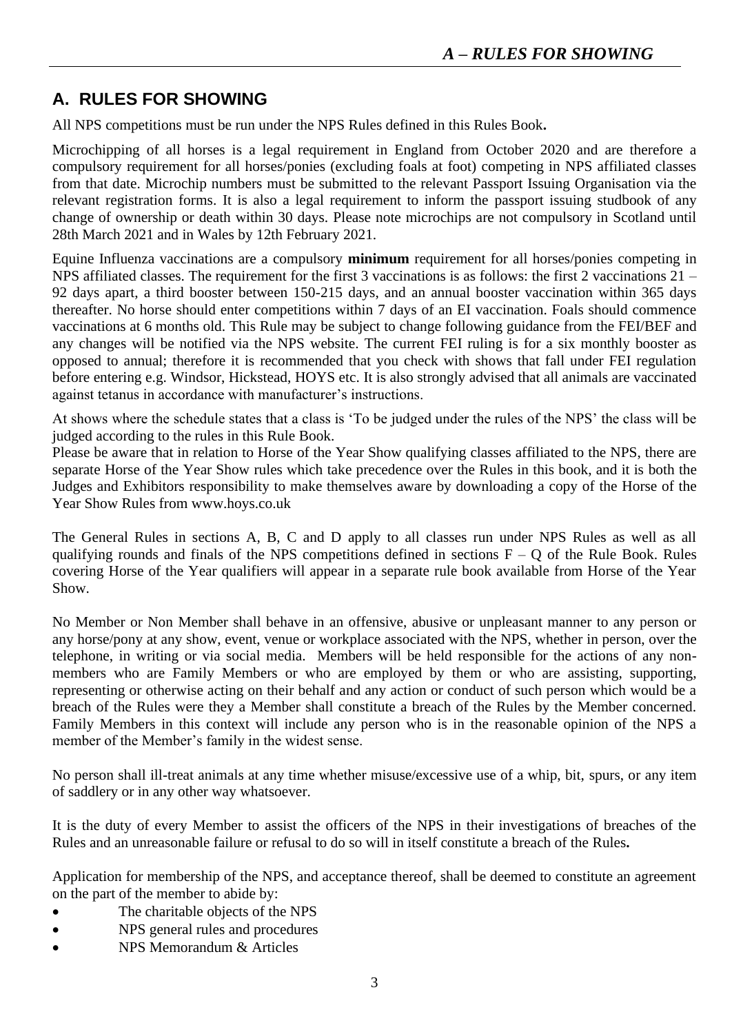## A. RULES FOR SHOWING

All NPS competitions must be run under the NPS Rules defined in this Rules Book**.**

Microchipping of all horses is a legal requirement in England from October 2020 and are therefore a compulsory requirement for all horses/ponies (excluding foals at foot) competing in NPS affiliated classes from that date. Microchip numbers must be submitted to the relevant Passport Issuing Organisation via the relevant registration forms. It is also a legal requirement to inform the passport issuing studbook of any change of ownership or death within 30 days. Please note microchips are not compulsory in Scotland until 28th March 2021 and in Wales by 12th February 2021.

Equine Influenza vaccinations are a compulsory **minimum** requirement for all horses/ponies competing in NPS affiliated classes. The requirement for the first 3 vaccinations is as follows: the first 2 vaccinations 21 – 92 days apart, a third booster between 150-215 days, and an annual booster vaccination within 365 days thereafter. No horse should enter competitions within 7 days of an EI vaccination. Foals should commence vaccinations at 6 months old. This Rule may be subject to change following guidance from the FEI/BEF and any changes will be notified via the NPS website. The current FEI ruling is for a six monthly booster as opposed to annual; therefore it is recommended that you check with shows that fall under FEI regulation before entering e.g. Windsor, Hickstead, HOYS etc. It is also strongly advised that all animals are vaccinated against tetanus in accordance with manufacturer's instructions.

At shows where the schedule states that a class is 'To be judged under the rules of the NPS' the class will be judged according to the rules in this Rule Book.

Please be aware that in relation to Horse of the Year Show qualifying classes affiliated to the NPS, there are separate Horse of the Year Show rules which take precedence over the Rules in this book, and it is both the Judges and Exhibitors responsibility to make themselves aware by downloading a copy of the Horse of the Year Show Rules from www.hoys.co.uk

The General Rules in sections A, B, C and D apply to all classes run under NPS Rules as well as all qualifying rounds and finals of the NPS competitions defined in sections F – Q of the Rule Book. Rules covering Horse of the Year qualifiers will appear in a separate rule book available from Horse of the Year Show.

No Member or Non Member shall behave in an offensive, abusive or unpleasant manner to any person or any horse/pony at any show, event, venue or workplace associated with the NPS, whether in person, over the telephone, in writing or via social media. Members will be held responsible for the actions of any non-members who are Family Members or who are employed by them or who are assisting, supporting, representing or otherwise acting on their behalf and any action or conduct of such person which would be a breach of the Rules were they a Member shall constitute a breach of the Rules by the Member concerned. Family Members in this context will include any person who is in the reasonable opinion of the NPS a member of the Member's family in the widest sense.

No person shall ill-treat animals at any time whether misuse/excessive use of a whip, bit, spurs, or any item of saddlery or in any other way whatsoever.

It is the duty of every Member to assist the officers of the NPS in their investigations of breaches of the Rules and an unreasonable failure or refusal to do so will in itself constitute a breach of the Rules**.**

Application for membership of the NPS, and acceptance thereof, shall be deemed to constitute an agreement on the part of the member to abide by:

- The charitable objects of the NPS
- NPS general rules and procedures
- NPS Memorandum & Articles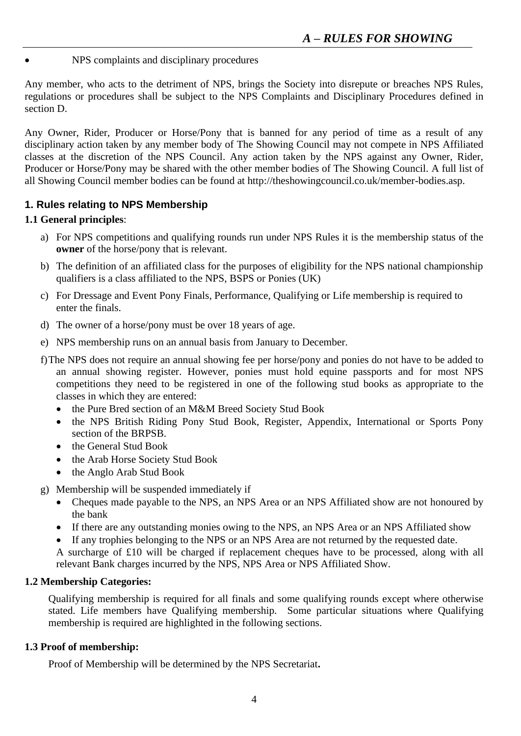- NPS complaints and disciplinary procedures

Any member, who acts to the detriment of NPS, brings the Society into disrepute or breaches NPS Rules, regulations or procedures shall be subject to the NPS Complaints and Disciplinary Procedures defined in section D.

Any Owner, Rider, Producer or Horse/Pony that is banned for any period of time as a result of any disciplinary action taken by any member body of The Showing Council may not compete in NPS Affiliated classes at the discretion of the NPS Council. Any action taken by the NPS against any Owner, Rider, Producer or Horse/Pony may be shared with the other member bodies of The Showing Council. A full list of all Showing Council member bodies can be found at http://theshowingcouncil.co.uk/member-bodies.asp.

## 1. Rules relating to NPS Membership

**1.1 General principles**:

a) For NPS competitions and qualifying rounds run under NPS Rules it is the membership status of the **owner** of the horse/pony that is relevant.

b) The definition of an affiliated class for the purposes of eligibility for the NPS national championship qualifiers is a class affiliated to the NPS, BSPS or Ponies (UK)

c) For Dressage and Event Pony Finals, Performance, Qualifying or Life membership is required to enter the finals.

d) The owner of a horse/pony must be over 18 years of age.

e) NPS membership runs on an annual basis from January to December.

f) The NPS does not require an annual showing fee per horse/pony and ponies do not have to be added to an annual showing register. However, ponies must hold equine passports and for most NPS competitions they need to be registered in one of the following stud books as appropriate to the classes in which they are entered:
   - the Pure Bred section of an M&M Breed Society Stud Book
   - the NPS British Riding Pony Stud Book, Register, Appendix, International or Sports Pony section of the BRPSB.
   - the General Stud Book
   - the Arab Horse Society Stud Book
   - the Anglo Arab Stud Book

g) Membership will be suspended immediately if
   - Cheques made payable to the NPS, an NPS Area or an NPS Affiliated show are not honoured by the bank
   - If there are any outstanding monies owing to the NPS, an NPS Area or an NPS Affiliated show
   - If any trophies belonging to the NPS or an NPS Area are not returned by the requested date.

   A surcharge of £10 will be charged if replacement cheques have to be processed, along with all relevant Bank charges incurred by the NPS, NPS Area or NPS Affiliated Show.

**1.2 Membership Categories:**

Qualifying membership is required for all finals and some qualifying rounds except where otherwise stated. Life members have Qualifying membership. Some particular situations where Qualifying membership is required are highlighted in the following sections.

**1.3 Proof of membership:**

Proof of Membership will be determined by the NPS Secretariat**.**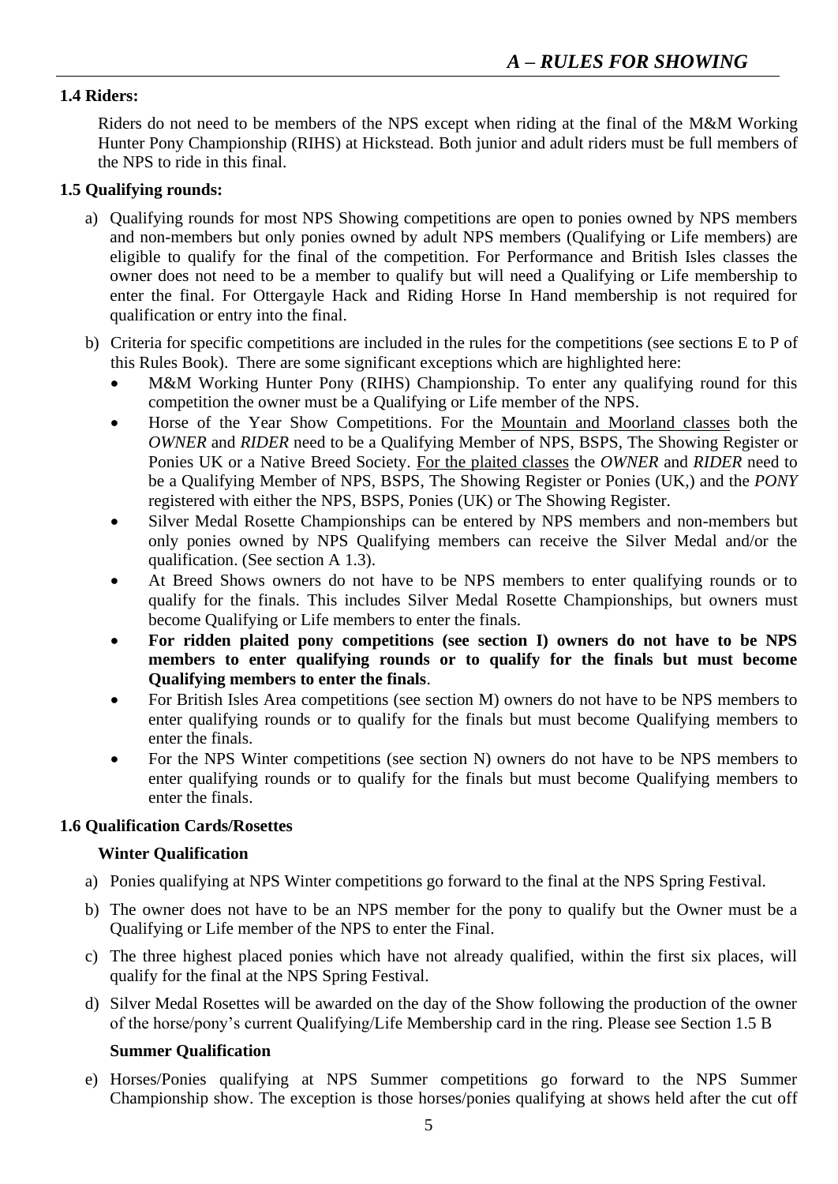### 1.4 Riders:

Riders do not need to be members of the NPS except when riding at the final of the M&M Working Hunter Pony Championship (RIHS) at Hickstead. Both junior and adult riders must be full members of the NPS to ride in this final.

### 1.5 Qualifying rounds:

a) Qualifying rounds for most NPS Showing competitions are open to ponies owned by NPS members and non-members but only ponies owned by adult NPS members (Qualifying or Life members) are eligible to qualify for the final of the competition. For Performance and British Isles classes the owner does not need to be a member to qualify but will need a Qualifying or Life membership to enter the final. For Ottergayle Hack and Riding Horse In Hand membership is not required for qualification or entry into the final.

b) Criteria for specific competitions are included in the rules for the competitions (see sections E to P of this Rules Book). There are some significant exceptions which are highlighted here:
   - M&M Working Hunter Pony (RIHS) Championship. To enter any qualifying round for this competition the owner must be a Qualifying or Life member of the NPS.
   - Horse of the Year Show Competitions. For the Mountain and Moorland classes both the *OWNER* and *RIDER* need to be a Qualifying Member of NPS, BSPS, The Showing Register or Ponies UK or a Native Breed Society. For the plaited classes the *OWNER* and *RIDER* need to be a Qualifying Member of NPS, BSPS, The Showing Register or Ponies (UK,) and the *PONY* registered with either the NPS, BSPS, Ponies (UK) or The Showing Register.
   - Silver Medal Rosette Championships can be entered by NPS members and non-members but only ponies owned by NPS Qualifying members can receive the Silver Medal and/or the qualification. (See section A 1.3).
   - At Breed Shows owners do not have to be NPS members to enter qualifying rounds or to qualify for the finals. This includes Silver Medal Rosette Championships, but owners must become Qualifying or Life members to enter the finals.
   - **For ridden plaited pony competitions (see section I) owners do not have to be NPS members to enter qualifying rounds or to qualify for the finals but must become Qualifying members to enter the finals**.
   - For British Isles Area competitions (see section M) owners do not have to be NPS members to enter qualifying rounds or to qualify for the finals but must become Qualifying members to enter the finals.
   - For the NPS Winter competitions (see section N) owners do not have to be NPS members to enter qualifying rounds or to qualify for the finals but must become Qualifying members to enter the finals.

### 1.6 Qualification Cards/Rosettes

**Winter Qualification**

a) Ponies qualifying at NPS Winter competitions go forward to the final at the NPS Spring Festival.

b) The owner does not have to be an NPS member for the pony to qualify but the Owner must be a Qualifying or Life member of the NPS to enter the Final.

c) The three highest placed ponies which have not already qualified, within the first six places, will qualify for the final at the NPS Spring Festival.

d) Silver Medal Rosettes will be awarded on the day of the Show following the production of the owner of the horse/pony's current Qualifying/Life Membership card in the ring. Please see Section 1.5 B

**Summer Qualification**

e) Horses/Ponies qualifying at NPS Summer competitions go forward to the NPS Summer Championship show. The exception is those horses/ponies qualifying at shows held after the cut off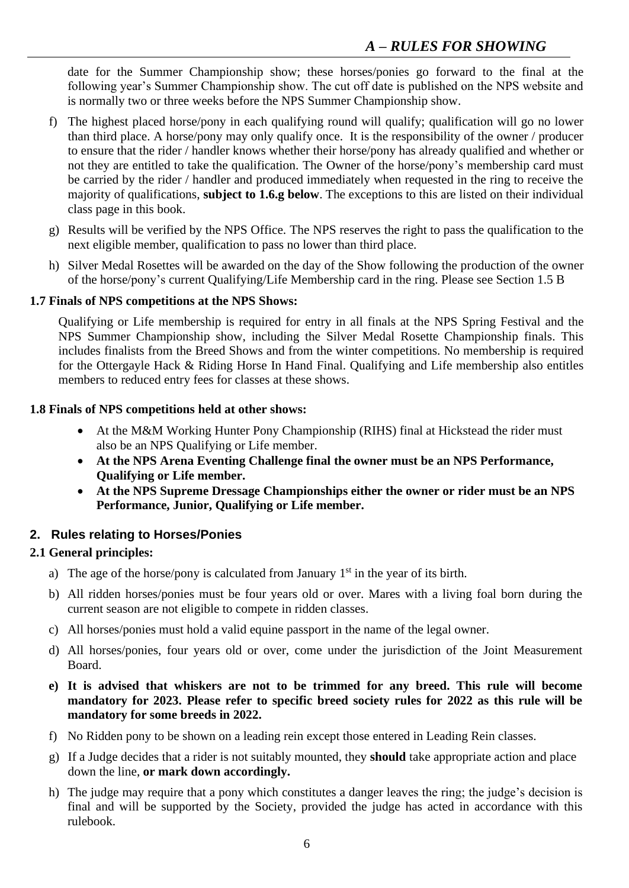date for the Summer Championship show; these horses/ponies go forward to the final at the following year's Summer Championship show. The cut off date is published on the NPS website and is normally two or three weeks before the NPS Summer Championship show.

f) The highest placed horse/pony in each qualifying round will qualify; qualification will go no lower than third place. A horse/pony may only qualify once. It is the responsibility of the owner / producer to ensure that the rider / handler knows whether their horse/pony has already qualified and whether or not they are entitled to take the qualification. The Owner of the horse/pony's membership card must be carried by the rider / handler and produced immediately when requested in the ring to receive the majority of qualifications, **subject to 1.6.g below**. The exceptions to this are listed on their individual class page in this book.

g) Results will be verified by the NPS Office. The NPS reserves the right to pass the qualification to the next eligible member, qualification to pass no lower than third place.

h) Silver Medal Rosettes will be awarded on the day of the Show following the production of the owner of the horse/pony's current Qualifying/Life Membership card in the ring. Please see Section 1.5 B

**1.7 Finals of NPS competitions at the NPS Shows:**

Qualifying or Life membership is required for entry in all finals at the NPS Spring Festival and the NPS Summer Championship show, including the Silver Medal Rosette Championship finals. This includes finalists from the Breed Shows and from the winter competitions. No membership is required for the Ottergayle Hack & Riding Horse In Hand Final. Qualifying and Life membership also entitles members to reduced entry fees for classes at these shows.

**1.8 Finals of NPS competitions held at other shows:**

- At the M&M Working Hunter Pony Championship (RIHS) final at Hickstead the rider must also be an NPS Qualifying or Life member.
- **At the NPS Arena Eventing Challenge final the owner must be an NPS Performance, Qualifying or Life member.**
- **At the NPS Supreme Dressage Championships either the owner or rider must be an NPS Performance, Junior, Qualifying or Life member.**

## 2. Rules relating to Horses/Ponies

**2.1 General principles:**

a) The age of the horse/pony is calculated from January 1st in the year of its birth.

b) All ridden horses/ponies must be four years old or over. Mares with a living foal born during the current season are not eligible to compete in ridden classes.

c) All horses/ponies must hold a valid equine passport in the name of the legal owner.

d) All horses/ponies, four years old or over, come under the jurisdiction of the Joint Measurement Board.

**e) It is advised that whiskers are not to be trimmed for any breed. This rule will become mandatory for 2023. Please refer to specific breed society rules for 2022 as this rule will be mandatory for some breeds in 2022.**

f) No Ridden pony to be shown on a leading rein except those entered in Leading Rein classes.

g) If a Judge decides that a rider is not suitably mounted, they **should** take appropriate action and place down the line, **or mark down accordingly.**

h) The judge may require that a pony which constitutes a danger leaves the ring; the judge's decision is final and will be supported by the Society, provided the judge has acted in accordance with this rulebook.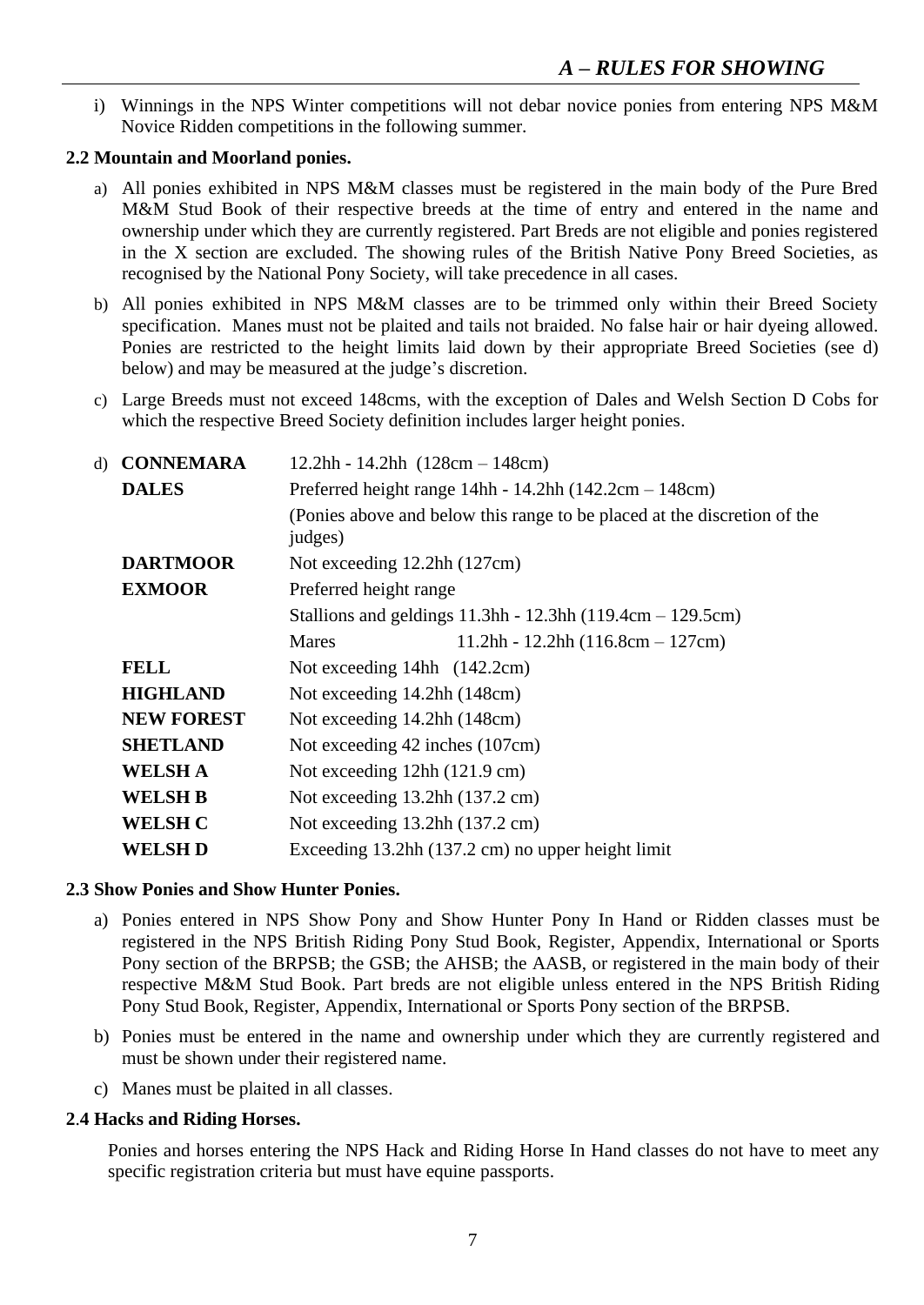i) Winnings in the NPS Winter competitions will not debar novice ponies from entering NPS M&M Novice Ridden competitions in the following summer.

### 2.2 Mountain and Moorland ponies.

a) All ponies exhibited in NPS M&M classes must be registered in the main body of the Pure Bred M&M Stud Book of their respective breeds at the time of entry and entered in the name and ownership under which they are currently registered. Part Breds are not eligible and ponies registered in the X section are excluded. The showing rules of the British Native Pony Breed Societies, as recognised by the National Pony Society, will take precedence in all cases.

b) All ponies exhibited in NPS M&M classes are to be trimmed only within their Breed Society specification. Manes must not be plaited and tails not braided. No false hair or hair dyeing allowed. Ponies are restricted to the height limits laid down by their appropriate Breed Societies (see d) below) and may be measured at the judge's discretion.

c) Large Breeds must not exceed 148cms, with the exception of Dales and Welsh Section D Cobs for which the respective Breed Society definition includes larger height ponies.

d)

| | | |
|---|---|---|
| **CONNEMARA** | 12.2hh - 14.2hh (128cm – 148cm) | |
| **DALES** | Preferred height range 14hh - 14.2hh (142.2cm – 148cm) | |
| | (Ponies above and below this range to be placed at the discretion of the judges) | |
| **DARTMOOR** | Not exceeding 12.2hh (127cm) | |
| **EXMOOR** | Preferred height range | |
| | Stallions and geldings 11.3hh - 12.3hh (119.4cm – 129.5cm) | |
| | Mares | 11.2hh - 12.2hh (116.8cm – 127cm) |
| **FELL** | Not exceeding 14hh (142.2cm) | |
| **HIGHLAND** | Not exceeding 14.2hh (148cm) | |
| **NEW FOREST** | Not exceeding 14.2hh (148cm) | |
| **SHETLAND** | Not exceeding 42 inches (107cm) | |
| **WELSH A** | Not exceeding 12hh (121.9 cm) | |
| **WELSH B** | Not exceeding 13.2hh (137.2 cm) | |
| **WELSH C** | Not exceeding 13.2hh (137.2 cm) | |
| **WELSH D** | Exceeding 13.2hh (137.2 cm) no upper height limit | |

### 2.3 Show Ponies and Show Hunter Ponies.

a) Ponies entered in NPS Show Pony and Show Hunter Pony In Hand or Ridden classes must be registered in the NPS British Riding Pony Stud Book, Register, Appendix, International or Sports Pony section of the BRPSB; the GSB; the AHSB; the AASB, or registered in the main body of their respective M&M Stud Book. Part breds are not eligible unless entered in the NPS British Riding Pony Stud Book, Register, Appendix, International or Sports Pony section of the BRPSB.

b) Ponies must be entered in the name and ownership under which they are currently registered and must be shown under their registered name.

c) Manes must be plaited in all classes.

### 2.4 Hacks and Riding Horses.

Ponies and horses entering the NPS Hack and Riding Horse In Hand classes do not have to meet any specific registration criteria but must have equine passports.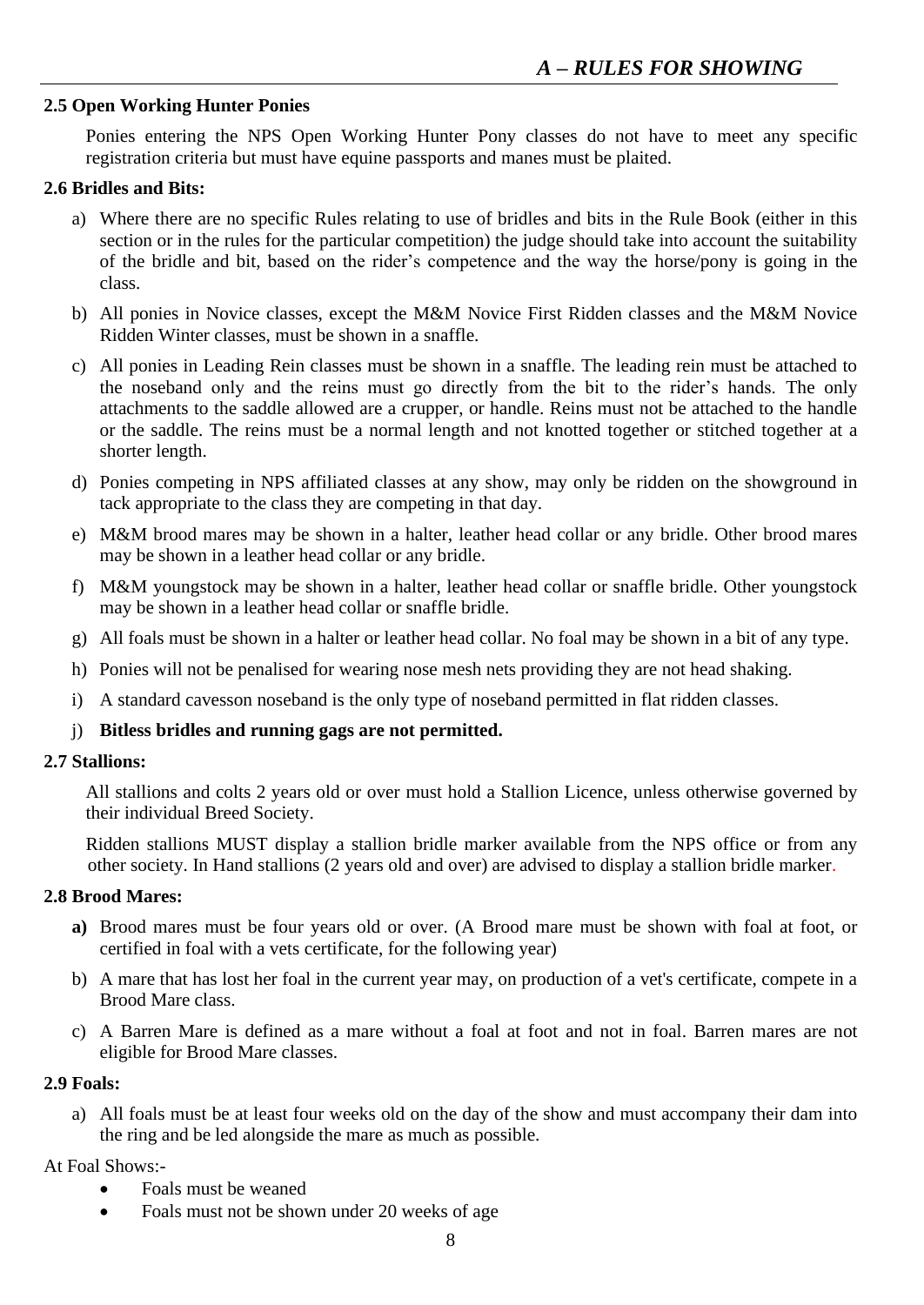### 2.5 Open Working Hunter Ponies

Ponies entering the NPS Open Working Hunter Pony classes do not have to meet any specific registration criteria but must have equine passports and manes must be plaited.

### 2.6 Bridles and Bits:

a) Where there are no specific Rules relating to use of bridles and bits in the Rule Book (either in this section or in the rules for the particular competition) the judge should take into account the suitability of the bridle and bit, based on the rider's competence and the way the horse/pony is going in the class.

b) All ponies in Novice classes, except the M&M Novice First Ridden classes and the M&M Novice Ridden Winter classes, must be shown in a snaffle.

c) All ponies in Leading Rein classes must be shown in a snaffle. The leading rein must be attached to the noseband only and the reins must go directly from the bit to the rider's hands. The only attachments to the saddle allowed are a crupper, or handle. Reins must not be attached to the handle or the saddle. The reins must be a normal length and not knotted together or stitched together at a shorter length.

d) Ponies competing in NPS affiliated classes at any show, may only be ridden on the showground in tack appropriate to the class they are competing in that day.

e) M&M brood mares may be shown in a halter, leather head collar or any bridle. Other brood mares may be shown in a leather head collar or any bridle.

f) M&M youngstock may be shown in a halter, leather head collar or snaffle bridle. Other youngstock may be shown in a leather head collar or snaffle bridle.

g) All foals must be shown in a halter or leather head collar. No foal may be shown in a bit of any type.

h) Ponies will not be penalised for wearing nose mesh nets providing they are not head shaking.

i) A standard cavesson noseband is the only type of noseband permitted in flat ridden classes.

j) **Bitless bridles and running gags are not permitted.**

### 2.7 Stallions:

All stallions and colts 2 years old or over must hold a Stallion Licence, unless otherwise governed by their individual Breed Society.

Ridden stallions MUST display a stallion bridle marker available from the NPS office or from any other society. In Hand stallions (2 years old and over) are advised to display a stallion bridle marker.

### 2.8 Brood Mares:

**a)** Brood mares must be four years old or over. (A Brood mare must be shown with foal at foot, or certified in foal with a vets certificate, for the following year)

b) A mare that has lost her foal in the current year may, on production of a vet's certificate, compete in a Brood Mare class.

c) A Barren Mare is defined as a mare without a foal at foot and not in foal. Barren mares are not eligible for Brood Mare classes.

### 2.9 Foals:

a) All foals must be at least four weeks old on the day of the show and must accompany their dam into the ring and be led alongside the mare as much as possible.

At Foal Shows:-

- Foals must be weaned
- Foals must not be shown under 20 weeks of age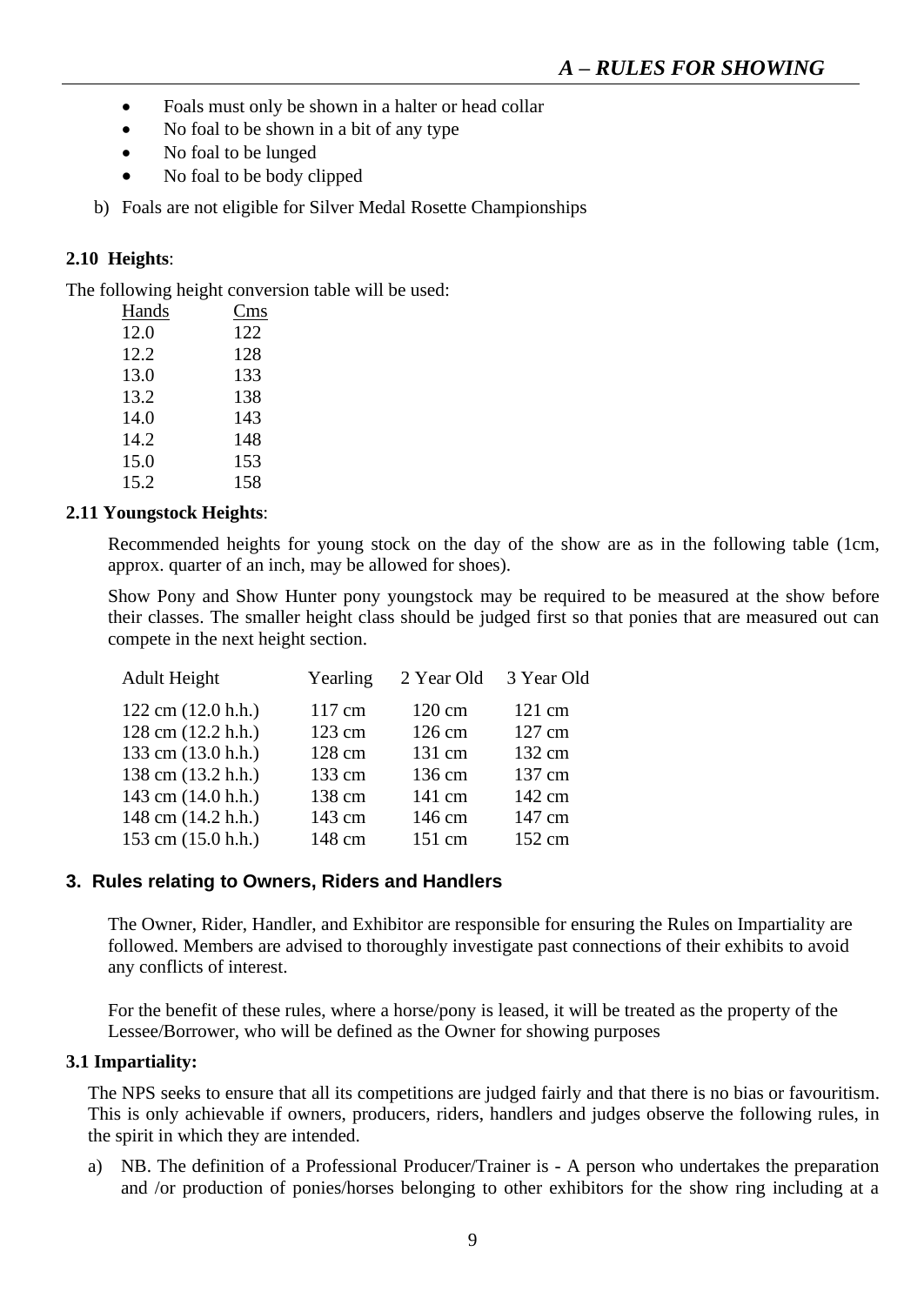- Foals must only be shown in a halter or head collar
- No foal to be shown in a bit of any type
- No foal to be lunged
- No foal to be body clipped

b) Foals are not eligible for Silver Medal Rosette Championships

**2.10 Heights**:

The following height conversion table will be used:

| Hands | Cms |
|---|---|
| 12.0 | 122 |
| 12.2 | 128 |
| 13.0 | 133 |
| 13.2 | 138 |
| 14.0 | 143 |
| 14.2 | 148 |
| 15.0 | 153 |
| 15.2 | 158 |

**2.11 Youngstock Heights**:

Recommended heights for young stock on the day of the show are as in the following table (1cm, approx. quarter of an inch, may be allowed for shoes).

Show Pony and Show Hunter pony youngstock may be required to be measured at the show before their classes. The smaller height class should be judged first so that ponies that are measured out can compete in the next height section.

| Adult Height | Yearling | 2 Year Old | 3 Year Old |
|---|---|---|---|
| 122 cm (12.0 h.h.) | 117 cm | 120 cm | 121 cm |
| 128 cm (12.2 h.h.) | 123 cm | 126 cm | 127 cm |
| 133 cm (13.0 h.h.) | 128 cm | 131 cm | 132 cm |
| 138 cm (13.2 h.h.) | 133 cm | 136 cm | 137 cm |
| 143 cm (14.0 h.h.) | 138 cm | 141 cm | 142 cm |
| 148 cm (14.2 h.h.) | 143 cm | 146 cm | 147 cm |
| 153 cm (15.0 h.h.) | 148 cm | 151 cm | 152 cm |

## 3. Rules relating to Owners, Riders and Handlers

The Owner, Rider, Handler, and Exhibitor are responsible for ensuring the Rules on Impartiality are followed. Members are advised to thoroughly investigate past connections of their exhibits to avoid any conflicts of interest.

For the benefit of these rules, where a horse/pony is leased, it will be treated as the property of the Lessee/Borrower, who will be defined as the Owner for showing purposes

**3.1 Impartiality:**

The NPS seeks to ensure that all its competitions are judged fairly and that there is no bias or favouritism. This is only achievable if owners, producers, riders, handlers and judges observe the following rules, in the spirit in which they are intended.

a) NB. The definition of a Professional Producer/Trainer is - A person who undertakes the preparation and /or production of ponies/horses belonging to other exhibitors for the show ring including at a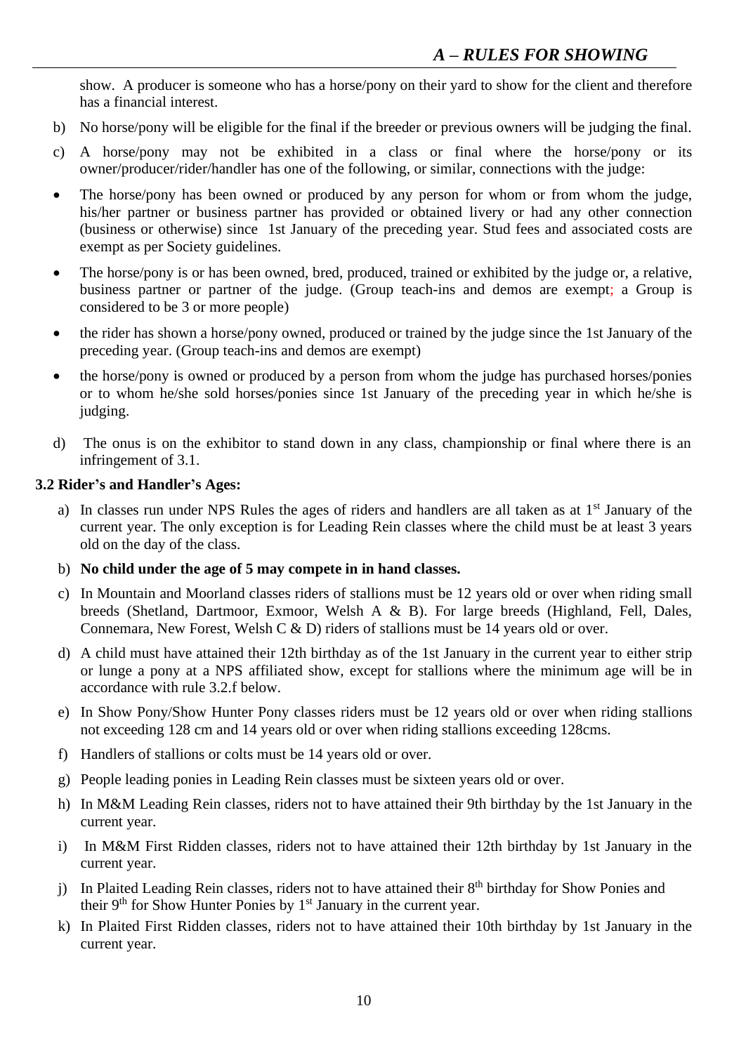show. A producer is someone who has a horse/pony on their yard to show for the client and therefore has a financial interest.

b) No horse/pony will be eligible for the final if the breeder or previous owners will be judging the final.

c) A horse/pony may not be exhibited in a class or final where the horse/pony or its owner/producer/rider/handler has one of the following, or similar, connections with the judge:

- The horse/pony has been owned or produced by any person for whom or from whom the judge, his/her partner or business partner has provided or obtained livery or had any other connection (business or otherwise) since 1st January of the preceding year. Stud fees and associated costs are exempt as per Society guidelines.
- The horse/pony is or has been owned, bred, produced, trained or exhibited by the judge or, a relative, business partner or partner of the judge. (Group teach-ins and demos are exempt; a Group is considered to be 3 or more people)
- the rider has shown a horse/pony owned, produced or trained by the judge since the 1st January of the preceding year. (Group teach-ins and demos are exempt)
- the horse/pony is owned or produced by a person from whom the judge has purchased horses/ponies or to whom he/she sold horses/ponies since 1st January of the preceding year in which he/she is judging.

d) The onus is on the exhibitor to stand down in any class, championship or final where there is an infringement of 3.1.

**3.2 Rider's and Handler's Ages:**

a) In classes run under NPS Rules the ages of riders and handlers are all taken as at 1st January of the current year. The only exception is for Leading Rein classes where the child must be at least 3 years old on the day of the class.

b) **No child under the age of 5 may compete in in hand classes.**

c) In Mountain and Moorland classes riders of stallions must be 12 years old or over when riding small breeds (Shetland, Dartmoor, Exmoor, Welsh A & B). For large breeds (Highland, Fell, Dales, Connemara, New Forest, Welsh C & D) riders of stallions must be 14 years old or over.

d) A child must have attained their 12th birthday as of the 1st January in the current year to either strip or lunge a pony at a NPS affiliated show, except for stallions where the minimum age will be in accordance with rule 3.2.f below.

e) In Show Pony/Show Hunter Pony classes riders must be 12 years old or over when riding stallions not exceeding 128 cm and 14 years old or over when riding stallions exceeding 128cms.

f) Handlers of stallions or colts must be 14 years old or over.

g) People leading ponies in Leading Rein classes must be sixteen years old or over.

h) In M&M Leading Rein classes, riders not to have attained their 9th birthday by the 1st January in the current year.

i) In M&M First Ridden classes, riders not to have attained their 12th birthday by 1st January in the current year.

j) In Plaited Leading Rein classes, riders not to have attained their 8th birthday for Show Ponies and their 9th for Show Hunter Ponies by 1st January in the current year.

k) In Plaited First Ridden classes, riders not to have attained their 10th birthday by 1st January in the current year.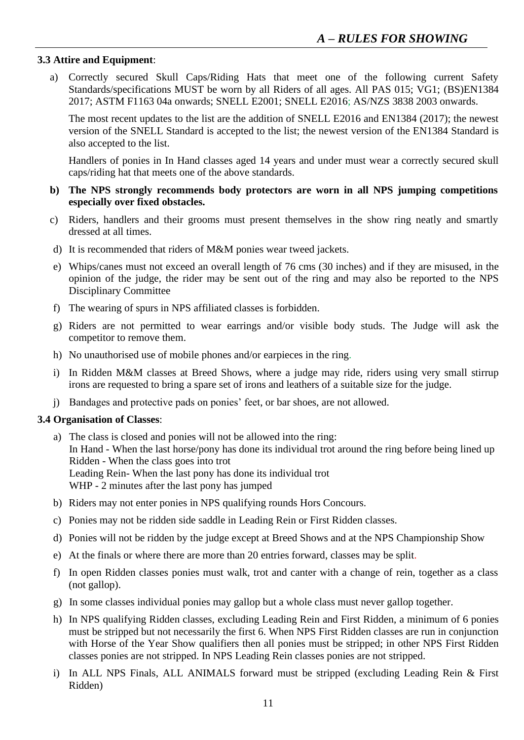**3.3 Attire and Equipment**:

a) Correctly secured Skull Caps/Riding Hats that meet one of the following current Safety Standards/specifications MUST be worn by all Riders of all ages. All PAS 015; VG1; (BS)EN1384 2017; ASTM F1163 04a onwards; SNELL E2001; SNELL E2016; AS/NZS 3838 2003 onwards.

   The most recent updates to the list are the addition of SNELL E2016 and EN1384 (2017); the newest version of the SNELL Standard is accepted to the list; the newest version of the EN1384 Standard is also accepted to the list.

   Handlers of ponies in In Hand classes aged 14 years and under must wear a correctly secured skull caps/riding hat that meets one of the above standards.

**b) The NPS strongly recommends body protectors are worn in all NPS jumping competitions especially over fixed obstacles.**

c) Riders, handlers and their grooms must present themselves in the show ring neatly and smartly dressed at all times.

d) It is recommended that riders of M&M ponies wear tweed jackets.

e) Whips/canes must not exceed an overall length of 76 cms (30 inches) and if they are misused, in the opinion of the judge, the rider may be sent out of the ring and may also be reported to the NPS Disciplinary Committee

f) The wearing of spurs in NPS affiliated classes is forbidden.

g) Riders are not permitted to wear earrings and/or visible body studs. The Judge will ask the competitor to remove them.

h) No unauthorised use of mobile phones and/or earpieces in the ring.

i) In Ridden M&M classes at Breed Shows, where a judge may ride, riders using very small stirrup irons are requested to bring a spare set of irons and leathers of a suitable size for the judge.

j) Bandages and protective pads on ponies' feet, or bar shoes, are not allowed.

**3.4 Organisation of Classes**:

a) The class is closed and ponies will not be allowed into the ring:
   In Hand - When the last horse/pony has done its individual trot around the ring before being lined up
   Ridden - When the class goes into trot
   Leading Rein- When the last pony has done its individual trot
   WHP - 2 minutes after the last pony has jumped

b) Riders may not enter ponies in NPS qualifying rounds Hors Concours.

c) Ponies may not be ridden side saddle in Leading Rein or First Ridden classes.

d) Ponies will not be ridden by the judge except at Breed Shows and at the NPS Championship Show

e) At the finals or where there are more than 20 entries forward, classes may be split.

f) In open Ridden classes ponies must walk, trot and canter with a change of rein, together as a class (not gallop).

g) In some classes individual ponies may gallop but a whole class must never gallop together.

h) In NPS qualifying Ridden classes, excluding Leading Rein and First Ridden, a minimum of 6 ponies must be stripped but not necessarily the first 6. When NPS First Ridden classes are run in conjunction with Horse of the Year Show qualifiers then all ponies must be stripped; in other NPS First Ridden classes ponies are not stripped. In NPS Leading Rein classes ponies are not stripped.

i) In ALL NPS Finals, ALL ANIMALS forward must be stripped (excluding Leading Rein & First Ridden)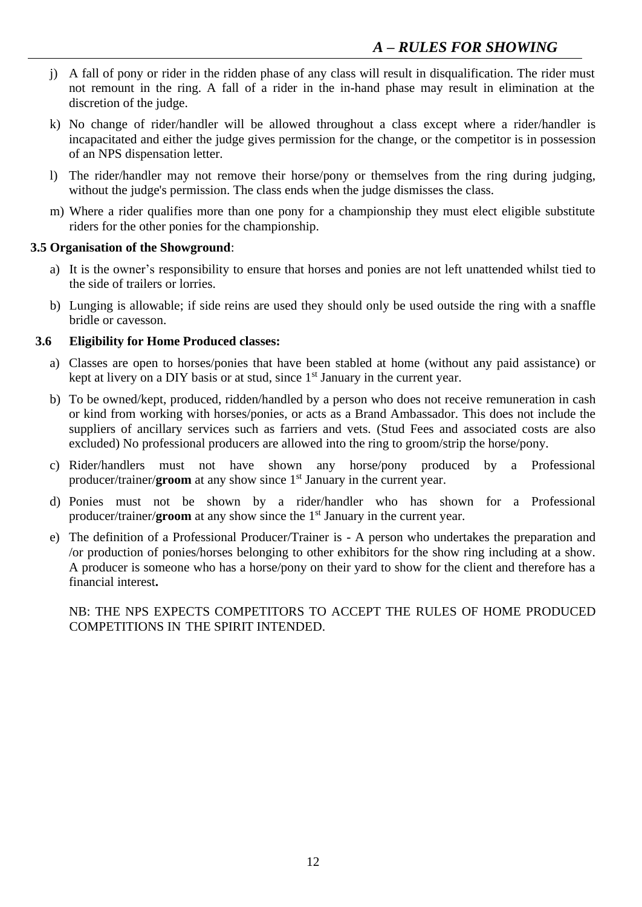j) A fall of pony or rider in the ridden phase of any class will result in disqualification. The rider must not remount in the ring. A fall of a rider in the in-hand phase may result in elimination at the discretion of the judge.

k) No change of rider/handler will be allowed throughout a class except where a rider/handler is incapacitated and either the judge gives permission for the change, or the competitor is in possession of an NPS dispensation letter.

l) The rider/handler may not remove their horse/pony or themselves from the ring during judging, without the judge's permission. The class ends when the judge dismisses the class.

m) Where a rider qualifies more than one pony for a championship they must elect eligible substitute riders for the other ponies for the championship.

**3.5 Organisation of the Showground**:

a) It is the owner's responsibility to ensure that horses and ponies are not left unattended whilst tied to the side of trailers or lorries.

b) Lunging is allowable; if side reins are used they should only be used outside the ring with a snaffle bridle or cavesson.

**3.6 Eligibility for Home Produced classes:**

a) Classes are open to horses/ponies that have been stabled at home (without any paid assistance) or kept at livery on a DIY basis or at stud, since 1st January in the current year.

b) To be owned/kept, produced, ridden/handled by a person who does not receive remuneration in cash or kind from working with horses/ponies, or acts as a Brand Ambassador. This does not include the suppliers of ancillary services such as farriers and vets. (Stud Fees and associated costs are also excluded) No professional producers are allowed into the ring to groom/strip the horse/pony.

c) Rider/handlers must not have shown any horse/pony produced by a Professional producer/trainer/**groom** at any show since 1st January in the current year.

d) Ponies must not be shown by a rider/handler who has shown for a Professional producer/trainer/**groom** at any show since the 1st January in the current year.

e) The definition of a Professional Producer/Trainer is - A person who undertakes the preparation and /or production of ponies/horses belonging to other exhibitors for the show ring including at a show. A producer is someone who has a horse/pony on their yard to show for the client and therefore has a financial interest**.**

NB: THE NPS EXPECTS COMPETITORS TO ACCEPT THE RULES OF HOME PRODUCED COMPETITIONS IN THE SPIRIT INTENDED.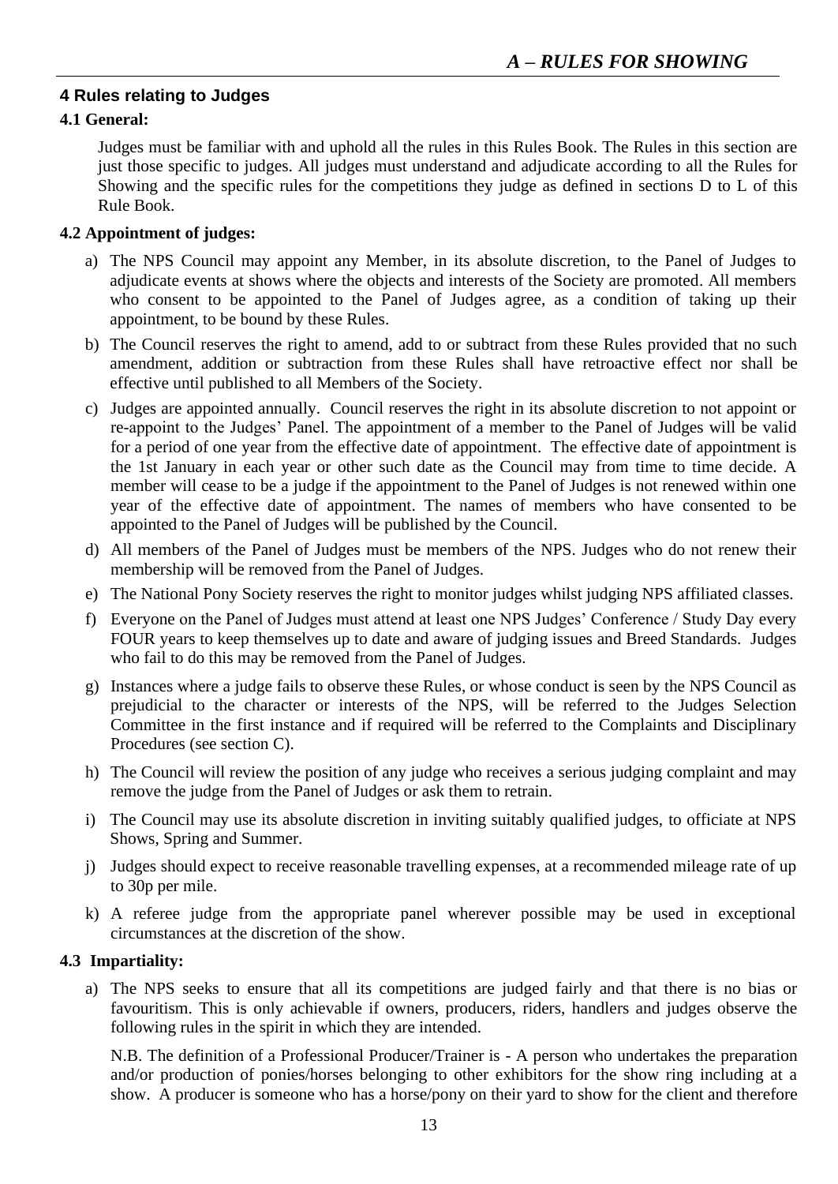## 4 Rules relating to Judges

### 4.1 General:

Judges must be familiar with and uphold all the rules in this Rules Book. The Rules in this section are just those specific to judges. All judges must understand and adjudicate according to all the Rules for Showing and the specific rules for the competitions they judge as defined in sections D to L of this Rule Book.

### 4.2 Appointment of judges:

a) The NPS Council may appoint any Member, in its absolute discretion, to the Panel of Judges to adjudicate events at shows where the objects and interests of the Society are promoted. All members who consent to be appointed to the Panel of Judges agree, as a condition of taking up their appointment, to be bound by these Rules.

b) The Council reserves the right to amend, add to or subtract from these Rules provided that no such amendment, addition or subtraction from these Rules shall have retroactive effect nor shall be effective until published to all Members of the Society.

c) Judges are appointed annually. Council reserves the right in its absolute discretion to not appoint or re-appoint to the Judges' Panel. The appointment of a member to the Panel of Judges will be valid for a period of one year from the effective date of appointment. The effective date of appointment is the 1st January in each year or other such date as the Council may from time to time decide. A member will cease to be a judge if the appointment to the Panel of Judges is not renewed within one year of the effective date of appointment. The names of members who have consented to be appointed to the Panel of Judges will be published by the Council.

d) All members of the Panel of Judges must be members of the NPS. Judges who do not renew their membership will be removed from the Panel of Judges.

e) The National Pony Society reserves the right to monitor judges whilst judging NPS affiliated classes.

f) Everyone on the Panel of Judges must attend at least one NPS Judges' Conference / Study Day every FOUR years to keep themselves up to date and aware of judging issues and Breed Standards. Judges who fail to do this may be removed from the Panel of Judges.

g) Instances where a judge fails to observe these Rules, or whose conduct is seen by the NPS Council as prejudicial to the character or interests of the NPS, will be referred to the Judges Selection Committee in the first instance and if required will be referred to the Complaints and Disciplinary Procedures (see section C).

h) The Council will review the position of any judge who receives a serious judging complaint and may remove the judge from the Panel of Judges or ask them to retrain.

i) The Council may use its absolute discretion in inviting suitably qualified judges, to officiate at NPS Shows, Spring and Summer.

j) Judges should expect to receive reasonable travelling expenses, at a recommended mileage rate of up to 30p per mile.

k) A referee judge from the appropriate panel wherever possible may be used in exceptional circumstances at the discretion of the show.

### 4.3 Impartiality:

a) The NPS seeks to ensure that all its competitions are judged fairly and that there is no bias or favouritism. This is only achievable if owners, producers, riders, handlers and judges observe the following rules in the spirit in which they are intended.

N.B. The definition of a Professional Producer/Trainer is - A person who undertakes the preparation and/or production of ponies/horses belonging to other exhibitors for the show ring including at a show. A producer is someone who has a horse/pony on their yard to show for the client and therefore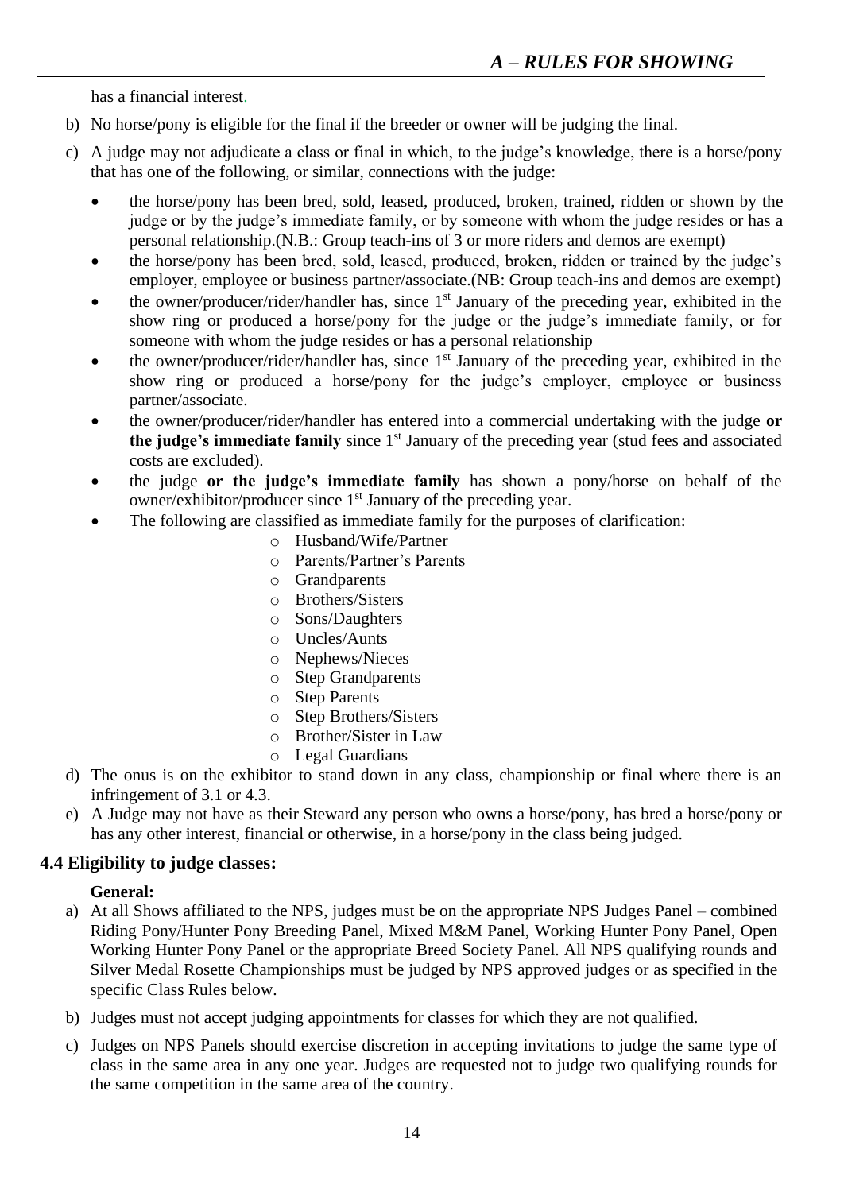has a financial interest.

b) No horse/pony is eligible for the final if the breeder or owner will be judging the final.

c) A judge may not adjudicate a class or final in which, to the judge's knowledge, there is a horse/pony that has one of the following, or similar, connections with the judge:

- the horse/pony has been bred, sold, leased, produced, broken, trained, ridden or shown by the judge or by the judge's immediate family, or by someone with whom the judge resides or has a personal relationship.(N.B.: Group teach-ins of 3 or more riders and demos are exempt)
- the horse/pony has been bred, sold, leased, produced, broken, ridden or trained by the judge's employer, employee or business partner/associate.(NB: Group teach-ins and demos are exempt)
- the owner/producer/rider/handler has, since 1st January of the preceding year, exhibited in the show ring or produced a horse/pony for the judge or the judge's immediate family, or for someone with whom the judge resides or has a personal relationship
- the owner/producer/rider/handler has, since 1st January of the preceding year, exhibited in the show ring or produced a horse/pony for the judge's employer, employee or business partner/associate.
- the owner/producer/rider/handler has entered into a commercial undertaking with the judge **or the judge's immediate family** since 1st January of the preceding year (stud fees and associated costs are excluded).
- the judge **or the judge's immediate family** has shown a pony/horse on behalf of the owner/exhibitor/producer since 1st January of the preceding year.
- The following are classified as immediate family for the purposes of clarification:
  - Husband/Wife/Partner
  - Parents/Partner's Parents
  - Grandparents
  - Brothers/Sisters
  - Sons/Daughters
  - Uncles/Aunts
  - Nephews/Nieces
  - Step Grandparents
  - Step Parents
  - Step Brothers/Sisters
  - Brother/Sister in Law
  - Legal Guardians

d) The onus is on the exhibitor to stand down in any class, championship or final where there is an infringement of 3.1 or 4.3.

e) A Judge may not have as their Steward any person who owns a horse/pony, has bred a horse/pony or has any other interest, financial or otherwise, in a horse/pony in the class being judged.

### 4.4 Eligibility to judge classes:

**General:**

a) At all Shows affiliated to the NPS, judges must be on the appropriate NPS Judges Panel – combined Riding Pony/Hunter Pony Breeding Panel, Mixed M&M Panel, Working Hunter Pony Panel, Open Working Hunter Pony Panel or the appropriate Breed Society Panel. All NPS qualifying rounds and Silver Medal Rosette Championships must be judged by NPS approved judges or as specified in the specific Class Rules below.

b) Judges must not accept judging appointments for classes for which they are not qualified.

c) Judges on NPS Panels should exercise discretion in accepting invitations to judge the same type of class in the same area in any one year. Judges are requested not to judge two qualifying rounds for the same competition in the same area of the country.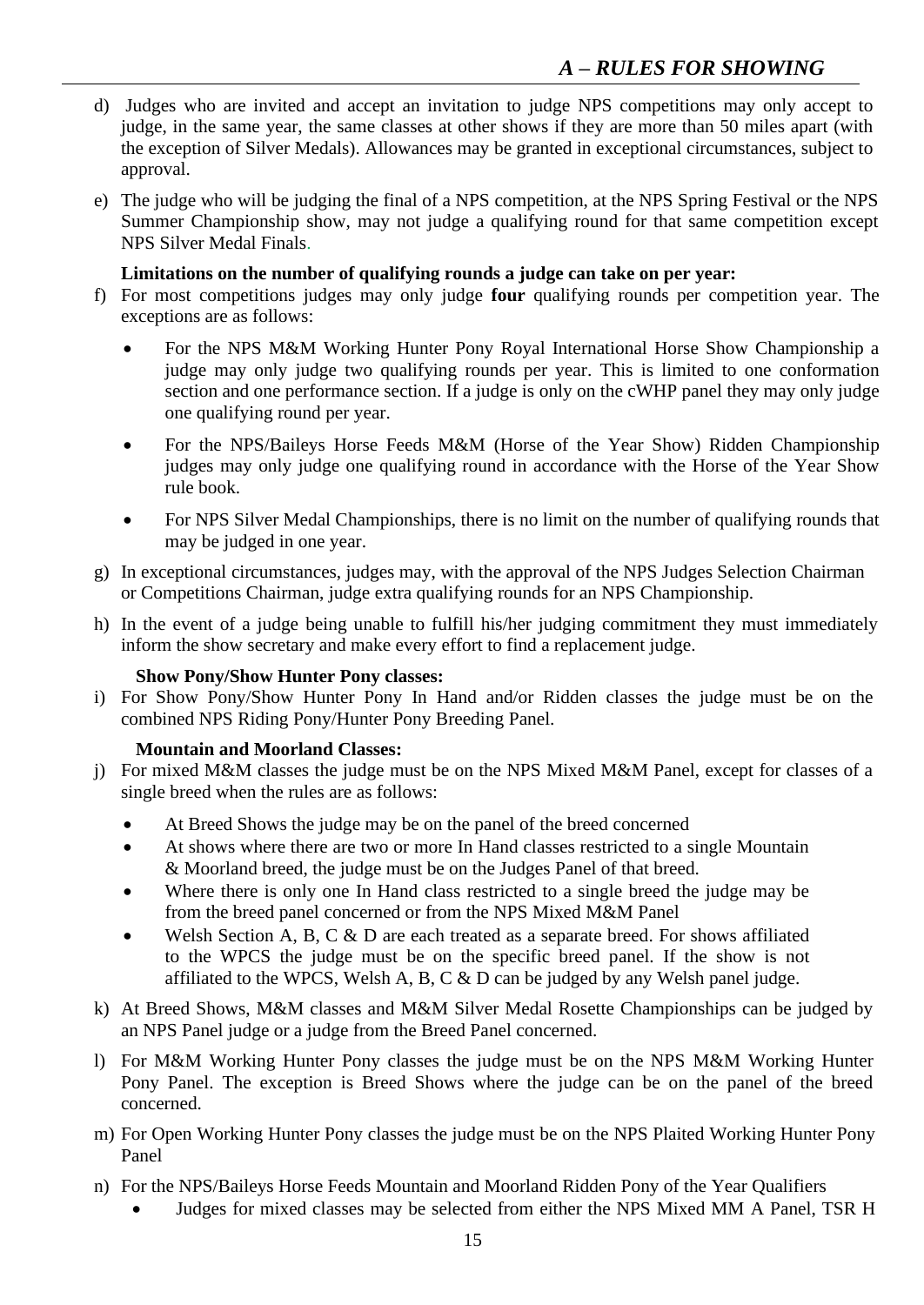d) Judges who are invited and accept an invitation to judge NPS competitions may only accept to judge, in the same year, the same classes at other shows if they are more than 50 miles apart (with the exception of Silver Medals). Allowances may be granted in exceptional circumstances, subject to approval.

e) The judge who will be judging the final of a NPS competition, at the NPS Spring Festival or the NPS Summer Championship show, may not judge a qualifying round for that same competition except NPS Silver Medal Finals.

**Limitations on the number of qualifying rounds a judge can take on per year:**

f) For most competitions judges may only judge **four** qualifying rounds per competition year. The exceptions are as follows:

- For the NPS M&M Working Hunter Pony Royal International Horse Show Championship a judge may only judge two qualifying rounds per year. This is limited to one conformation section and one performance section. If a judge is only on the cWHP panel they may only judge one qualifying round per year.
- For the NPS/Baileys Horse Feeds M&M (Horse of the Year Show) Ridden Championship judges may only judge one qualifying round in accordance with the Horse of the Year Show rule book.
- For NPS Silver Medal Championships, there is no limit on the number of qualifying rounds that may be judged in one year.

g) In exceptional circumstances, judges may, with the approval of the NPS Judges Selection Chairman or Competitions Chairman, judge extra qualifying rounds for an NPS Championship.

h) In the event of a judge being unable to fulfill his/her judging commitment they must immediately inform the show secretary and make every effort to find a replacement judge.

**Show Pony/Show Hunter Pony classes:**

i) For Show Pony/Show Hunter Pony In Hand and/or Ridden classes the judge must be on the combined NPS Riding Pony/Hunter Pony Breeding Panel.

**Mountain and Moorland Classes:**

j) For mixed M&M classes the judge must be on the NPS Mixed M&M Panel, except for classes of a single breed when the rules are as follows:

- At Breed Shows the judge may be on the panel of the breed concerned
- At shows where there are two or more In Hand classes restricted to a single Mountain & Moorland breed, the judge must be on the Judges Panel of that breed.
- Where there is only one In Hand class restricted to a single breed the judge may be from the breed panel concerned or from the NPS Mixed M&M Panel
- Welsh Section A, B, C & D are each treated as a separate breed. For shows affiliated to the WPCS the judge must be on the specific breed panel. If the show is not affiliated to the WPCS, Welsh A, B, C & D can be judged by any Welsh panel judge.

k) At Breed Shows, M&M classes and M&M Silver Medal Rosette Championships can be judged by an NPS Panel judge or a judge from the Breed Panel concerned.

l) For M&M Working Hunter Pony classes the judge must be on the NPS M&M Working Hunter Pony Panel. The exception is Breed Shows where the judge can be on the panel of the breed concerned.

m) For Open Working Hunter Pony classes the judge must be on the NPS Plaited Working Hunter Pony Panel

n) For the NPS/Baileys Horse Feeds Mountain and Moorland Ridden Pony of the Year Qualifiers

- Judges for mixed classes may be selected from either the NPS Mixed MM A Panel, TSR H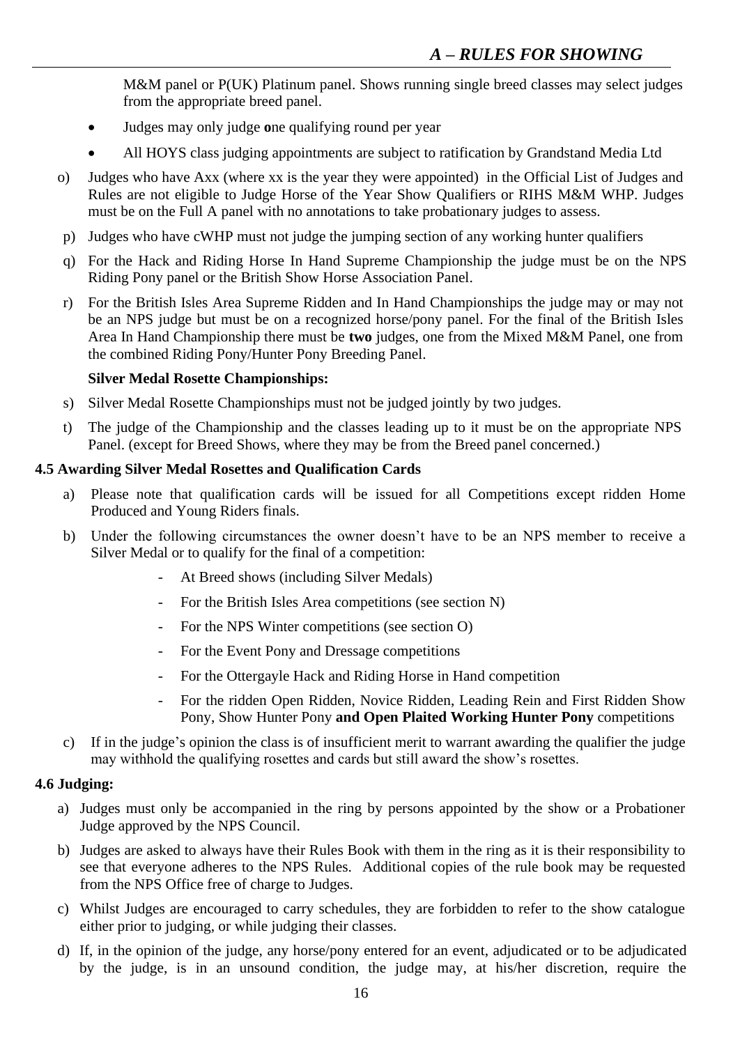M&M panel or P(UK) Platinum panel. Shows running single breed classes may select judges from the appropriate breed panel.

- Judges may only judge **o**ne qualifying round per year
- All HOYS class judging appointments are subject to ratification by Grandstand Media Ltd

o) Judges who have Axx (where xx is the year they were appointed) in the Official List of Judges and Rules are not eligible to Judge Horse of the Year Show Qualifiers or RIHS M&M WHP. Judges must be on the Full A panel with no annotations to take probationary judges to assess.

p) Judges who have cWHP must not judge the jumping section of any working hunter qualifiers

q) For the Hack and Riding Horse In Hand Supreme Championship the judge must be on the NPS Riding Pony panel or the British Show Horse Association Panel.

r) For the British Isles Area Supreme Ridden and In Hand Championships the judge may or may not be an NPS judge but must be on a recognized horse/pony panel. For the final of the British Isles Area In Hand Championship there must be **two** judges, one from the Mixed M&M Panel, one from the combined Riding Pony/Hunter Pony Breeding Panel.

**Silver Medal Rosette Championships:**

s) Silver Medal Rosette Championships must not be judged jointly by two judges.

t) The judge of the Championship and the classes leading up to it must be on the appropriate NPS Panel. (except for Breed Shows, where they may be from the Breed panel concerned.)

### 4.5 Awarding Silver Medal Rosettes and Qualification Cards

a) Please note that qualification cards will be issued for all Competitions except ridden Home Produced and Young Riders finals.

b) Under the following circumstances the owner doesn't have to be an NPS member to receive a Silver Medal or to qualify for the final of a competition:

- At Breed shows (including Silver Medals)
- For the British Isles Area competitions (see section N)
- For the NPS Winter competitions (see section O)
- For the Event Pony and Dressage competitions
- For the Ottergayle Hack and Riding Horse in Hand competition
- For the ridden Open Ridden, Novice Ridden, Leading Rein and First Ridden Show Pony, Show Hunter Pony **and Open Plaited Working Hunter Pony** competitions

c) If in the judge's opinion the class is of insufficient merit to warrant awarding the qualifier the judge may withhold the qualifying rosettes and cards but still award the show's rosettes.

### 4.6 Judging:

a) Judges must only be accompanied in the ring by persons appointed by the show or a Probationer Judge approved by the NPS Council.

b) Judges are asked to always have their Rules Book with them in the ring as it is their responsibility to see that everyone adheres to the NPS Rules. Additional copies of the rule book may be requested from the NPS Office free of charge to Judges.

c) Whilst Judges are encouraged to carry schedules, they are forbidden to refer to the show catalogue either prior to judging, or while judging their classes.

d) If, in the opinion of the judge, any horse/pony entered for an event, adjudicated or to be adjudicated by the judge, is in an unsound condition, the judge may, at his/her discretion, require the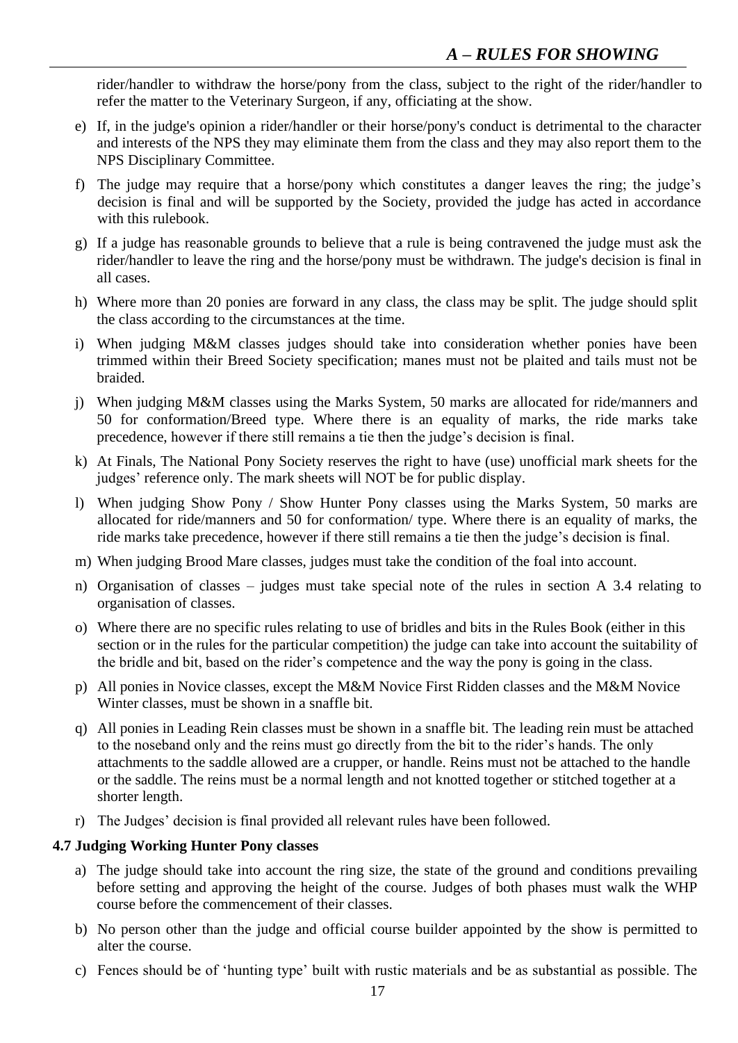rider/handler to withdraw the horse/pony from the class, subject to the right of the rider/handler to refer the matter to the Veterinary Surgeon, if any, officiating at the show.

e) If, in the judge's opinion a rider/handler or their horse/pony's conduct is detrimental to the character and interests of the NPS they may eliminate them from the class and they may also report them to the NPS Disciplinary Committee.

f) The judge may require that a horse/pony which constitutes a danger leaves the ring; the judge's decision is final and will be supported by the Society, provided the judge has acted in accordance with this rulebook.

g) If a judge has reasonable grounds to believe that a rule is being contravened the judge must ask the rider/handler to leave the ring and the horse/pony must be withdrawn. The judge's decision is final in all cases.

h) Where more than 20 ponies are forward in any class, the class may be split. The judge should split the class according to the circumstances at the time.

i) When judging M&M classes judges should take into consideration whether ponies have been trimmed within their Breed Society specification; manes must not be plaited and tails must not be braided.

j) When judging M&M classes using the Marks System, 50 marks are allocated for ride/manners and 50 for conformation/Breed type. Where there is an equality of marks, the ride marks take precedence, however if there still remains a tie then the judge's decision is final.

k) At Finals, The National Pony Society reserves the right to have (use) unofficial mark sheets for the judges' reference only. The mark sheets will NOT be for public display.

l) When judging Show Pony / Show Hunter Pony classes using the Marks System, 50 marks are allocated for ride/manners and 50 for conformation/ type. Where there is an equality of marks, the ride marks take precedence, however if there still remains a tie then the judge's decision is final.

m) When judging Brood Mare classes, judges must take the condition of the foal into account.

n) Organisation of classes – judges must take special note of the rules in section A 3.4 relating to organisation of classes.

o) Where there are no specific rules relating to use of bridles and bits in the Rules Book (either in this section or in the rules for the particular competition) the judge can take into account the suitability of the bridle and bit, based on the rider's competence and the way the pony is going in the class.

p) All ponies in Novice classes, except the M&M Novice First Ridden classes and the M&M Novice Winter classes, must be shown in a snaffle bit.

q) All ponies in Leading Rein classes must be shown in a snaffle bit. The leading rein must be attached to the noseband only and the reins must go directly from the bit to the rider's hands. The only attachments to the saddle allowed are a crupper, or handle. Reins must not be attached to the handle or the saddle. The reins must be a normal length and not knotted together or stitched together at a shorter length.

r) The Judges' decision is final provided all relevant rules have been followed.

### 4.7 Judging Working Hunter Pony classes

a) The judge should take into account the ring size, the state of the ground and conditions prevailing before setting and approving the height of the course. Judges of both phases must walk the WHP course before the commencement of their classes.

b) No person other than the judge and official course builder appointed by the show is permitted to alter the course.

c) Fences should be of 'hunting type' built with rustic materials and be as substantial as possible. The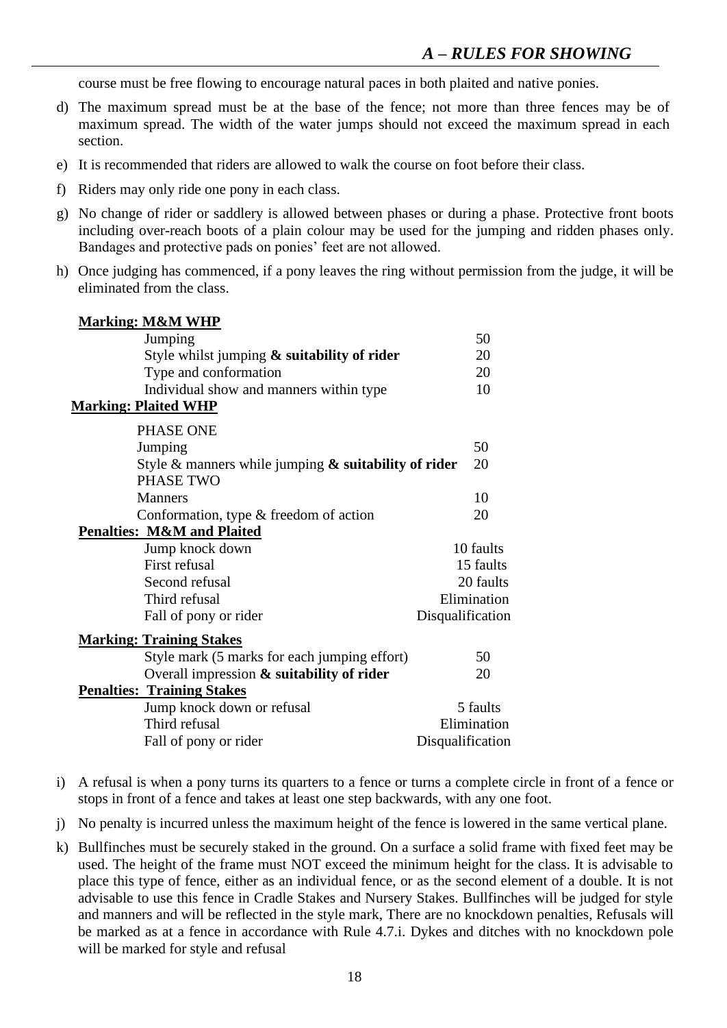course must be free flowing to encourage natural paces in both plaited and native ponies.

d) The maximum spread must be at the base of the fence; not more than three fences may be of maximum spread. The width of the water jumps should not exceed the maximum spread in each section.

e) It is recommended that riders are allowed to walk the course on foot before their class.

f) Riders may only ride one pony in each class.

g) No change of rider or saddlery is allowed between phases or during a phase. Protective front boots including over-reach boots of a plain colour may be used for the jumping and ridden phases only. Bandages and protective pads on ponies' feet are not allowed.

h) Once judging has commenced, if a pony leaves the ring without permission from the judge, it will be eliminated from the class.

**Marking: M&M WHP**

| | |
|---|---|
| Jumping | 50 |
| Style whilst jumping **& suitability of rider** | 20 |
| Type and conformation | 20 |
| Individual show and manners within type | 10 |

**Marking: Plaited WHP**

| | |
|---|---|
| PHASE ONE | |
| Jumping | 50 |
| Style & manners while jumping **& suitability of rider** | 20 |
| PHASE TWO | |
| Manners | 10 |
| Conformation, type & freedom of action | 20 |

**Penalties: M&M and Plaited**

| | |
|---|---|
| Jump knock down | 10 faults |
| First refusal | 15 faults |
| Second refusal | 20 faults |
| Third refusal | Elimination |
| Fall of pony or rider | Disqualification |

**Marking: Training Stakes**

| | |
|---|---|
| Style mark (5 marks for each jumping effort) | 50 |
| Overall impression **& suitability of rider** | 20 |

**Penalties: Training Stakes**

| | |
|---|---|
| Jump knock down or refusal | 5 faults |
| Third refusal | Elimination |
| Fall of pony or rider | Disqualification |

i) A refusal is when a pony turns its quarters to a fence or turns a complete circle in front of a fence or stops in front of a fence and takes at least one step backwards, with any one foot.

j) No penalty is incurred unless the maximum height of the fence is lowered in the same vertical plane.

k) Bullfinches must be securely staked in the ground. On a surface a solid frame with fixed feet may be used. The height of the frame must NOT exceed the minimum height for the class. It is advisable to place this type of fence, either as an individual fence, or as the second element of a double. It is not advisable to use this fence in Cradle Stakes and Nursery Stakes. Bullfinches will be judged for style and manners and will be reflected in the style mark, There are no knockdown penalties, Refusals will be marked as at a fence in accordance with Rule 4.7.i. Dykes and ditches with no knockdown pole will be marked for style and refusal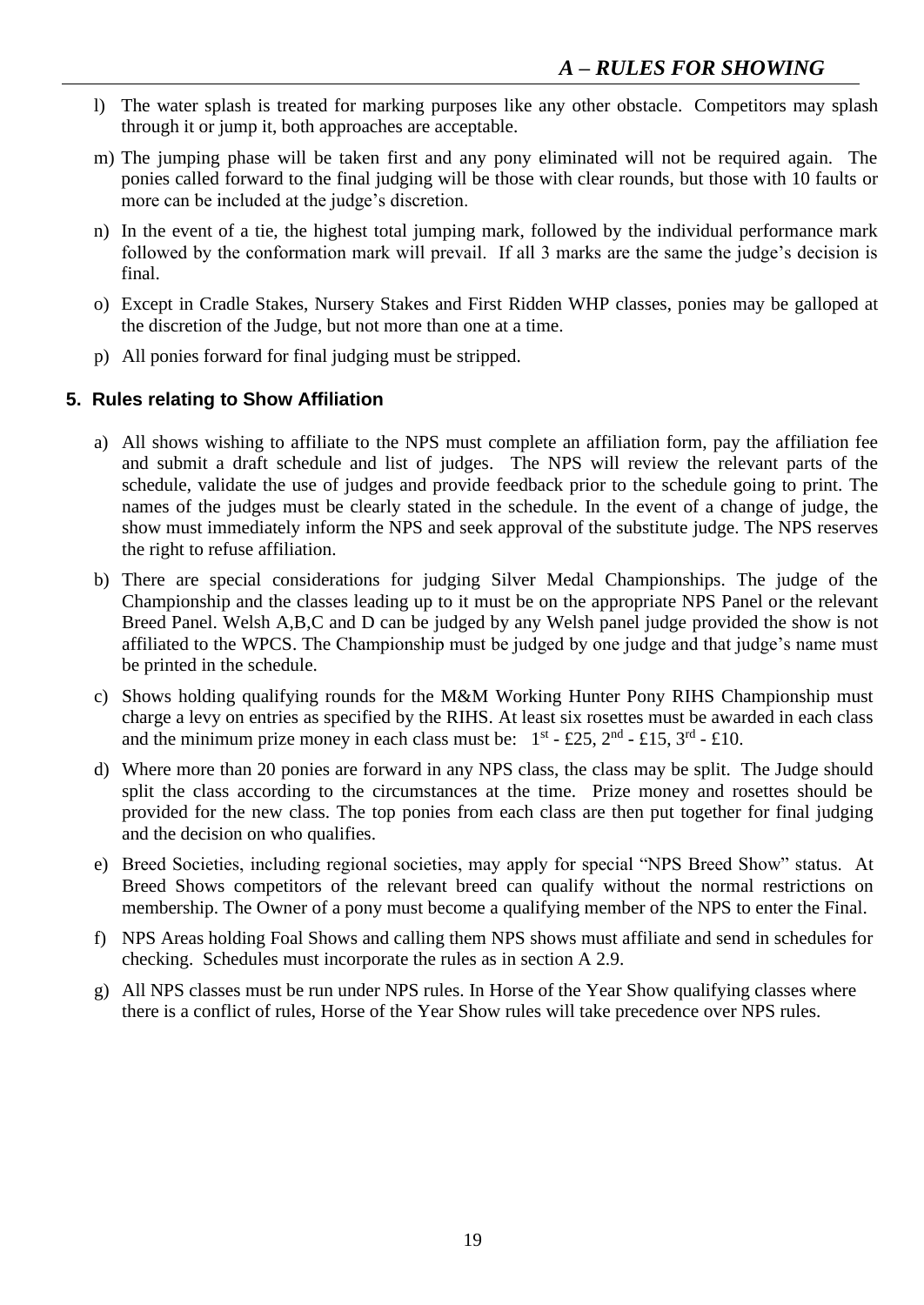l) The water splash is treated for marking purposes like any other obstacle. Competitors may splash through it or jump it, both approaches are acceptable.

m) The jumping phase will be taken first and any pony eliminated will not be required again. The ponies called forward to the final judging will be those with clear rounds, but those with 10 faults or more can be included at the judge's discretion.

n) In the event of a tie, the highest total jumping mark, followed by the individual performance mark followed by the conformation mark will prevail. If all 3 marks are the same the judge's decision is final.

o) Except in Cradle Stakes, Nursery Stakes and First Ridden WHP classes, ponies may be galloped at the discretion of the Judge, but not more than one at a time.

p) All ponies forward for final judging must be stripped.

## 5. Rules relating to Show Affiliation

a) All shows wishing to affiliate to the NPS must complete an affiliation form, pay the affiliation fee and submit a draft schedule and list of judges. The NPS will review the relevant parts of the schedule, validate the use of judges and provide feedback prior to the schedule going to print. The names of the judges must be clearly stated in the schedule. In the event of a change of judge, the show must immediately inform the NPS and seek approval of the substitute judge. The NPS reserves the right to refuse affiliation.

b) There are special considerations for judging Silver Medal Championships. The judge of the Championship and the classes leading up to it must be on the appropriate NPS Panel or the relevant Breed Panel. Welsh A,B,C and D can be judged by any Welsh panel judge provided the show is not affiliated to the WPCS. The Championship must be judged by one judge and that judge's name must be printed in the schedule.

c) Shows holding qualifying rounds for the M&M Working Hunter Pony RIHS Championship must charge a levy on entries as specified by the RIHS. At least six rosettes must be awarded in each class and the minimum prize money in each class must be: 1st - £25, 2nd - £15, 3rd - £10.

d) Where more than 20 ponies are forward in any NPS class, the class may be split. The Judge should split the class according to the circumstances at the time. Prize money and rosettes should be provided for the new class. The top ponies from each class are then put together for final judging and the decision on who qualifies.

e) Breed Societies, including regional societies, may apply for special "NPS Breed Show" status. At Breed Shows competitors of the relevant breed can qualify without the normal restrictions on membership. The Owner of a pony must become a qualifying member of the NPS to enter the Final.

f) NPS Areas holding Foal Shows and calling them NPS shows must affiliate and send in schedules for checking. Schedules must incorporate the rules as in section A 2.9.

g) All NPS classes must be run under NPS rules. In Horse of the Year Show qualifying classes where there is a conflict of rules, Horse of the Year Show rules will take precedence over NPS rules.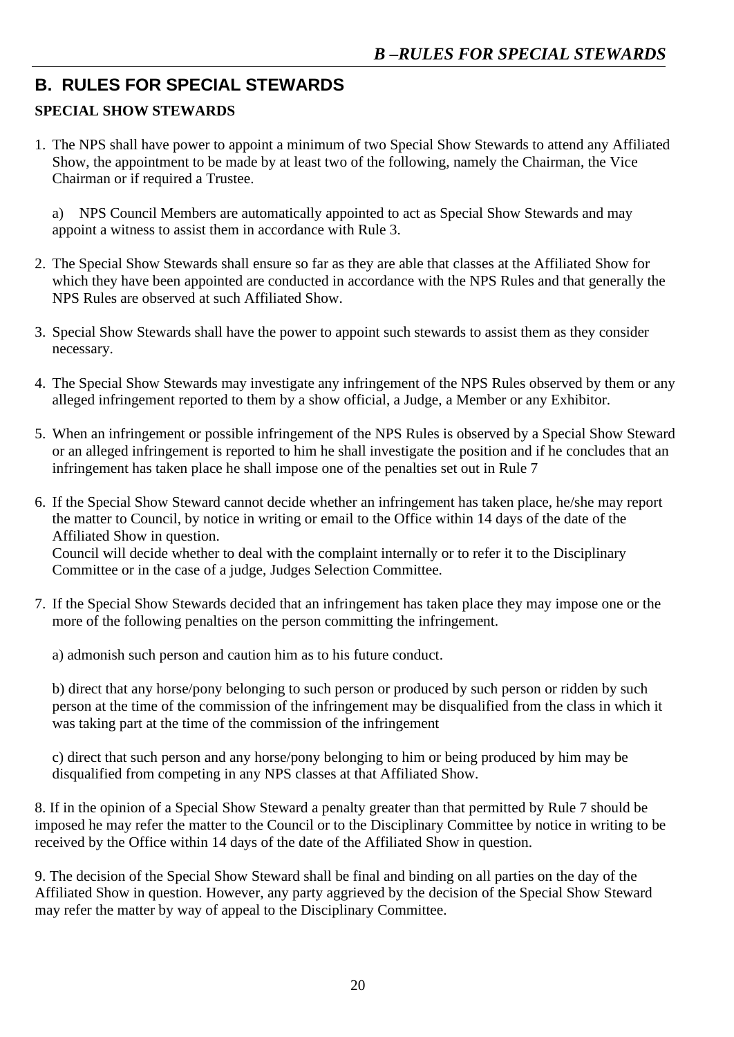## B. RULES FOR SPECIAL STEWARDS

### SPECIAL SHOW STEWARDS

1. The NPS shall have power to appoint a minimum of two Special Show Stewards to attend any Affiliated Show, the appointment to be made by at least two of the following, namely the Chairman, the Vice Chairman or if required a Trustee.

   a) NPS Council Members are automatically appointed to act as Special Show Stewards and may appoint a witness to assist them in accordance with Rule 3.

2. The Special Show Stewards shall ensure so far as they are able that classes at the Affiliated Show for which they have been appointed are conducted in accordance with the NPS Rules and that generally the NPS Rules are observed at such Affiliated Show.

3. Special Show Stewards shall have the power to appoint such stewards to assist them as they consider necessary.

4. The Special Show Stewards may investigate any infringement of the NPS Rules observed by them or any alleged infringement reported to them by a show official, a Judge, a Member or any Exhibitor.

5. When an infringement or possible infringement of the NPS Rules is observed by a Special Show Steward or an alleged infringement is reported to him he shall investigate the position and if he concludes that an infringement has taken place he shall impose one of the penalties set out in Rule 7

6. If the Special Show Steward cannot decide whether an infringement has taken place, he/she may report the matter to Council, by notice in writing or email to the Office within 14 days of the date of the Affiliated Show in question.
   Council will decide whether to deal with the complaint internally or to refer it to the Disciplinary Committee or in the case of a judge, Judges Selection Committee.

7. If the Special Show Stewards decided that an infringement has taken place they may impose one or the more of the following penalties on the person committing the infringement.

   a) admonish such person and caution him as to his future conduct.

   b) direct that any horse/pony belonging to such person or produced by such person or ridden by such person at the time of the commission of the infringement may be disqualified from the class in which it was taking part at the time of the commission of the infringement

   c) direct that such person and any horse/pony belonging to him or being produced by him may be disqualified from competing in any NPS classes at that Affiliated Show.

8. If in the opinion of a Special Show Steward a penalty greater than that permitted by Rule 7 should be imposed he may refer the matter to the Council or to the Disciplinary Committee by notice in writing to be received by the Office within 14 days of the date of the Affiliated Show in question.

9. The decision of the Special Show Steward shall be final and binding on all parties on the day of the Affiliated Show in question. However, any party aggrieved by the decision of the Special Show Steward may refer the matter by way of appeal to the Disciplinary Committee.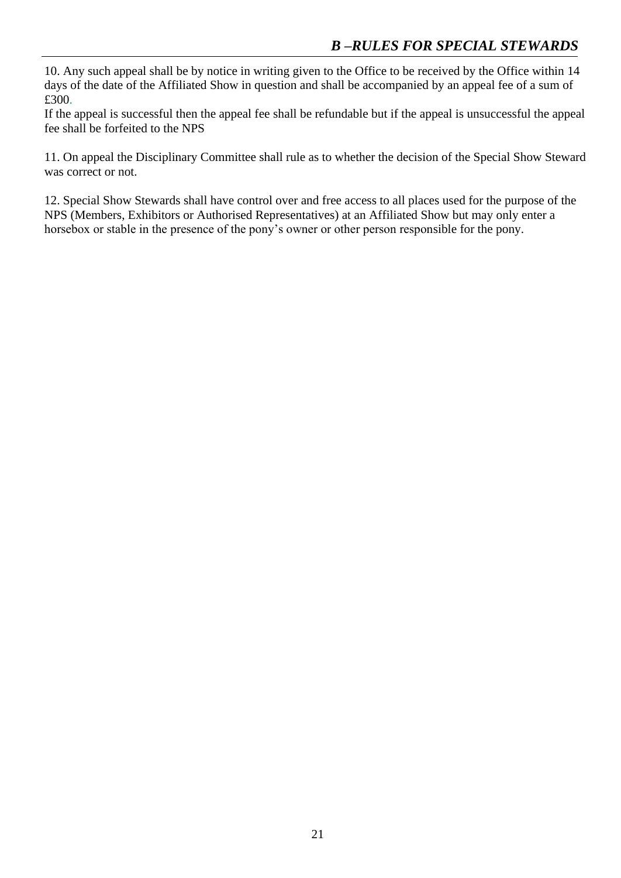10. Any such appeal shall be by notice in writing given to the Office to be received by the Office within 14 days of the date of the Affiliated Show in question and shall be accompanied by an appeal fee of a sum of £300.

If the appeal is successful then the appeal fee shall be refundable but if the appeal is unsuccessful the appeal fee shall be forfeited to the NPS

11. On appeal the Disciplinary Committee shall rule as to whether the decision of the Special Show Steward was correct or not.

12. Special Show Stewards shall have control over and free access to all places used for the purpose of the NPS (Members, Exhibitors or Authorised Representatives) at an Affiliated Show but may only enter a horsebox or stable in the presence of the pony's owner or other person responsible for the pony.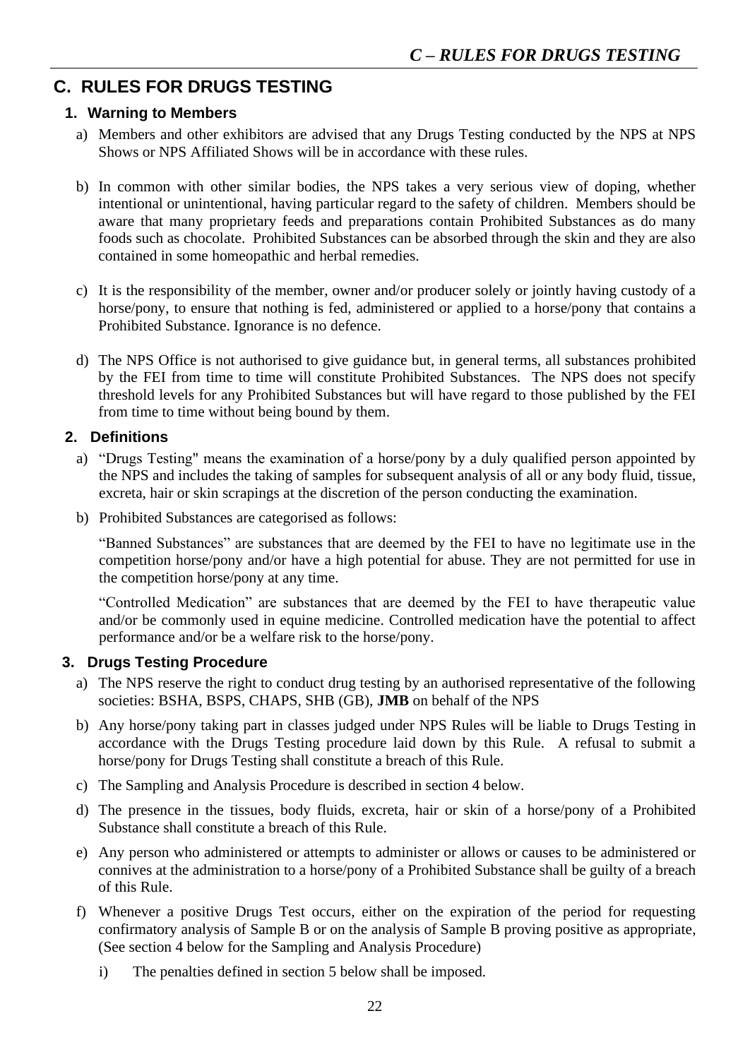# C. RULES FOR DRUGS TESTING

## 1. Warning to Members

a) Members and other exhibitors are advised that any Drugs Testing conducted by the NPS at NPS Shows or NPS Affiliated Shows will be in accordance with these rules.

b) In common with other similar bodies, the NPS takes a very serious view of doping, whether intentional or unintentional, having particular regard to the safety of children. Members should be aware that many proprietary feeds and preparations contain Prohibited Substances as do many foods such as chocolate. Prohibited Substances can be absorbed through the skin and they are also contained in some homeopathic and herbal remedies.

c) It is the responsibility of the member, owner and/or producer solely or jointly having custody of a horse/pony, to ensure that nothing is fed, administered or applied to a horse/pony that contains a Prohibited Substance. Ignorance is no defence.

d) The NPS Office is not authorised to give guidance but, in general terms, all substances prohibited by the FEI from time to time will constitute Prohibited Substances. The NPS does not specify threshold levels for any Prohibited Substances but will have regard to those published by the FEI from time to time without being bound by them.

## 2. Definitions

a) "Drugs Testing" means the examination of a horse/pony by a duly qualified person appointed by the NPS and includes the taking of samples for subsequent analysis of all or any body fluid, tissue, excreta, hair or skin scrapings at the discretion of the person conducting the examination.

b) Prohibited Substances are categorised as follows:

"Banned Substances" are substances that are deemed by the FEI to have no legitimate use in the competition horse/pony and/or have a high potential for abuse. They are not permitted for use in the competition horse/pony at any time.

"Controlled Medication" are substances that are deemed by the FEI to have therapeutic value and/or be commonly used in equine medicine. Controlled medication have the potential to affect performance and/or be a welfare risk to the horse/pony.

## 3. Drugs Testing Procedure

a) The NPS reserve the right to conduct drug testing by an authorised representative of the following societies: BSHA, BSPS, CHAPS, SHB (GB), **JMB** on behalf of the NPS

b) Any horse/pony taking part in classes judged under NPS Rules will be liable to Drugs Testing in accordance with the Drugs Testing procedure laid down by this Rule. A refusal to submit a horse/pony for Drugs Testing shall constitute a breach of this Rule.

c) The Sampling and Analysis Procedure is described in section 4 below.

d) The presence in the tissues, body fluids, excreta, hair or skin of a horse/pony of a Prohibited Substance shall constitute a breach of this Rule.

e) Any person who administered or attempts to administer or allows or causes to be administered or connives at the administration to a horse/pony of a Prohibited Substance shall be guilty of a breach of this Rule.

f) Whenever a positive Drugs Test occurs, either on the expiration of the period for requesting confirmatory analysis of Sample B or on the analysis of Sample B proving positive as appropriate, (See section 4 below for the Sampling and Analysis Procedure)

   i) The penalties defined in section 5 below shall be imposed.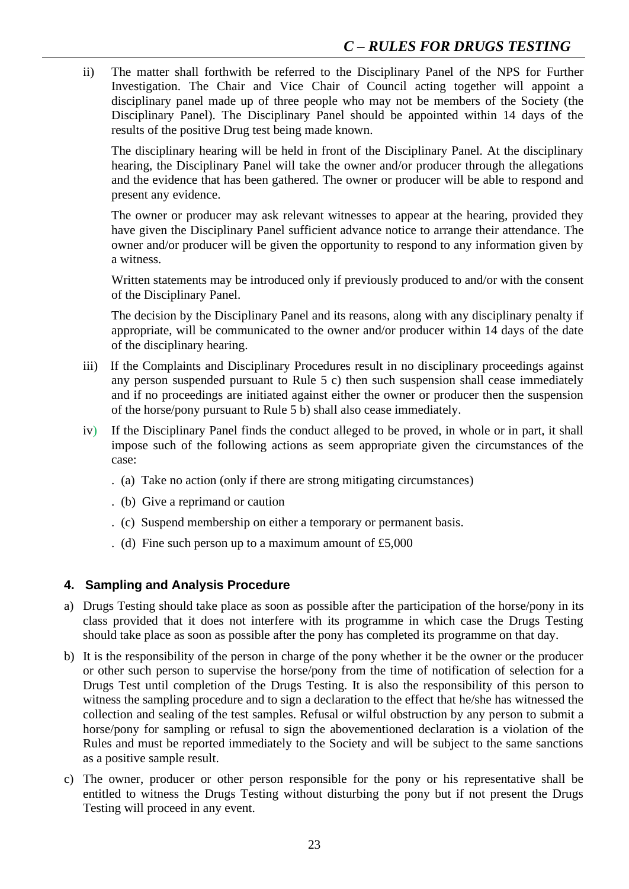ii) The matter shall forthwith be referred to the Disciplinary Panel of the NPS for Further Investigation. The Chair and Vice Chair of Council acting together will appoint a disciplinary panel made up of three people who may not be members of the Society (the Disciplinary Panel). The Disciplinary Panel should be appointed within 14 days of the results of the positive Drug test being made known.

The disciplinary hearing will be held in front of the Disciplinary Panel. At the disciplinary hearing, the Disciplinary Panel will take the owner and/or producer through the allegations and the evidence that has been gathered. The owner or producer will be able to respond and present any evidence.

The owner or producer may ask relevant witnesses to appear at the hearing, provided they have given the Disciplinary Panel sufficient advance notice to arrange their attendance. The owner and/or producer will be given the opportunity to respond to any information given by a witness.

Written statements may be introduced only if previously produced to and/or with the consent of the Disciplinary Panel.

The decision by the Disciplinary Panel and its reasons, along with any disciplinary penalty if appropriate, will be communicated to the owner and/or producer within 14 days of the date of the disciplinary hearing.

iii) If the Complaints and Disciplinary Procedures result in no disciplinary proceedings against any person suspended pursuant to Rule 5 c) then such suspension shall cease immediately and if no proceedings are initiated against either the owner or producer then the suspension of the horse/pony pursuant to Rule 5 b) shall also cease immediately.

iv) If the Disciplinary Panel finds the conduct alleged to be proved, in whole or in part, it shall impose such of the following actions as seem appropriate given the circumstances of the case:

. (a) Take no action (only if there are strong mitigating circumstances)

. (b) Give a reprimand or caution

. (c) Suspend membership on either a temporary or permanent basis.

. (d) Fine such person up to a maximum amount of £5,000

## 4. Sampling and Analysis Procedure

a) Drugs Testing should take place as soon as possible after the participation of the horse/pony in its class provided that it does not interfere with its programme in which case the Drugs Testing should take place as soon as possible after the pony has completed its programme on that day.

b) It is the responsibility of the person in charge of the pony whether it be the owner or the producer or other such person to supervise the horse/pony from the time of notification of selection for a Drugs Test until completion of the Drugs Testing. It is also the responsibility of this person to witness the sampling procedure and to sign a declaration to the effect that he/she has witnessed the collection and sealing of the test samples. Refusal or wilful obstruction by any person to submit a horse/pony for sampling or refusal to sign the abovementioned declaration is a violation of the Rules and must be reported immediately to the Society and will be subject to the same sanctions as a positive sample result.

c) The owner, producer or other person responsible for the pony or his representative shall be entitled to witness the Drugs Testing without disturbing the pony but if not present the Drugs Testing will proceed in any event.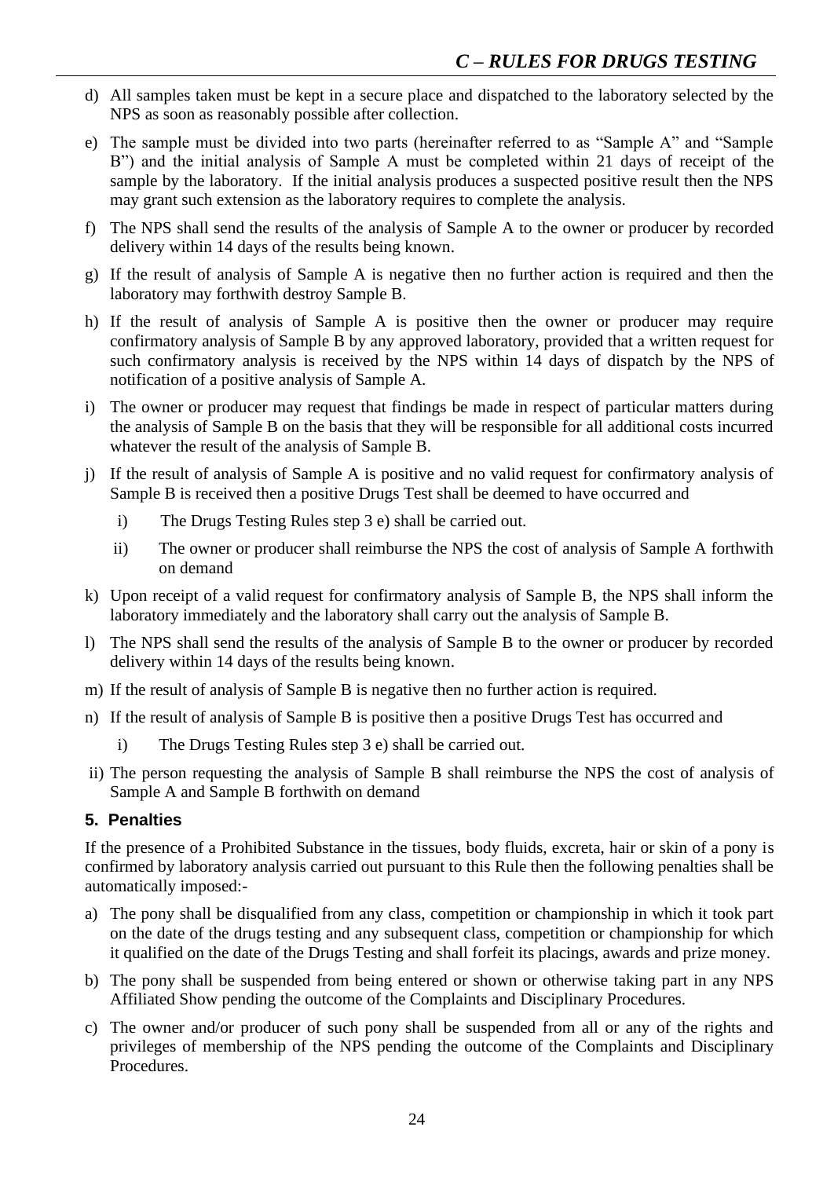d) All samples taken must be kept in a secure place and dispatched to the laboratory selected by the NPS as soon as reasonably possible after collection.

e) The sample must be divided into two parts (hereinafter referred to as "Sample A" and "Sample B") and the initial analysis of Sample A must be completed within 21 days of receipt of the sample by the laboratory. If the initial analysis produces a suspected positive result then the NPS may grant such extension as the laboratory requires to complete the analysis.

f) The NPS shall send the results of the analysis of Sample A to the owner or producer by recorded delivery within 14 days of the results being known.

g) If the result of analysis of Sample A is negative then no further action is required and then the laboratory may forthwith destroy Sample B.

h) If the result of analysis of Sample A is positive then the owner or producer may require confirmatory analysis of Sample B by any approved laboratory, provided that a written request for such confirmatory analysis is received by the NPS within 14 days of dispatch by the NPS of notification of a positive analysis of Sample A.

i) The owner or producer may request that findings be made in respect of particular matters during the analysis of Sample B on the basis that they will be responsible for all additional costs incurred whatever the result of the analysis of Sample B.

j) If the result of analysis of Sample A is positive and no valid request for confirmatory analysis of Sample B is received then a positive Drugs Test shall be deemed to have occurred and

   i) The Drugs Testing Rules step 3 e) shall be carried out.

   ii) The owner or producer shall reimburse the NPS the cost of analysis of Sample A forthwith on demand

k) Upon receipt of a valid request for confirmatory analysis of Sample B, the NPS shall inform the laboratory immediately and the laboratory shall carry out the analysis of Sample B.

l) The NPS shall send the results of the analysis of Sample B to the owner or producer by recorded delivery within 14 days of the results being known.

m) If the result of analysis of Sample B is negative then no further action is required.

n) If the result of analysis of Sample B is positive then a positive Drugs Test has occurred and

   i) The Drugs Testing Rules step 3 e) shall be carried out.

ii) The person requesting the analysis of Sample B shall reimburse the NPS the cost of analysis of Sample A and Sample B forthwith on demand

### 5. Penalties

If the presence of a Prohibited Substance in the tissues, body fluids, excreta, hair or skin of a pony is confirmed by laboratory analysis carried out pursuant to this Rule then the following penalties shall be automatically imposed:-

a) The pony shall be disqualified from any class, competition or championship in which it took part on the date of the drugs testing and any subsequent class, competition or championship for which it qualified on the date of the Drugs Testing and shall forfeit its placings, awards and prize money.

b) The pony shall be suspended from being entered or shown or otherwise taking part in any NPS Affiliated Show pending the outcome of the Complaints and Disciplinary Procedures.

c) The owner and/or producer of such pony shall be suspended from all or any of the rights and privileges of membership of the NPS pending the outcome of the Complaints and Disciplinary Procedures.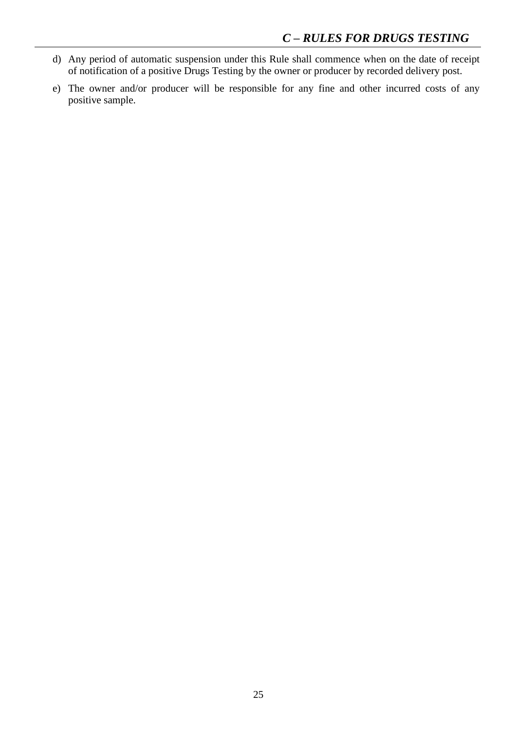d) Any period of automatic suspension under this Rule shall commence when on the date of receipt of notification of a positive Drugs Testing by the owner or producer by recorded delivery post.

e) The owner and/or producer will be responsible for any fine and other incurred costs of any positive sample.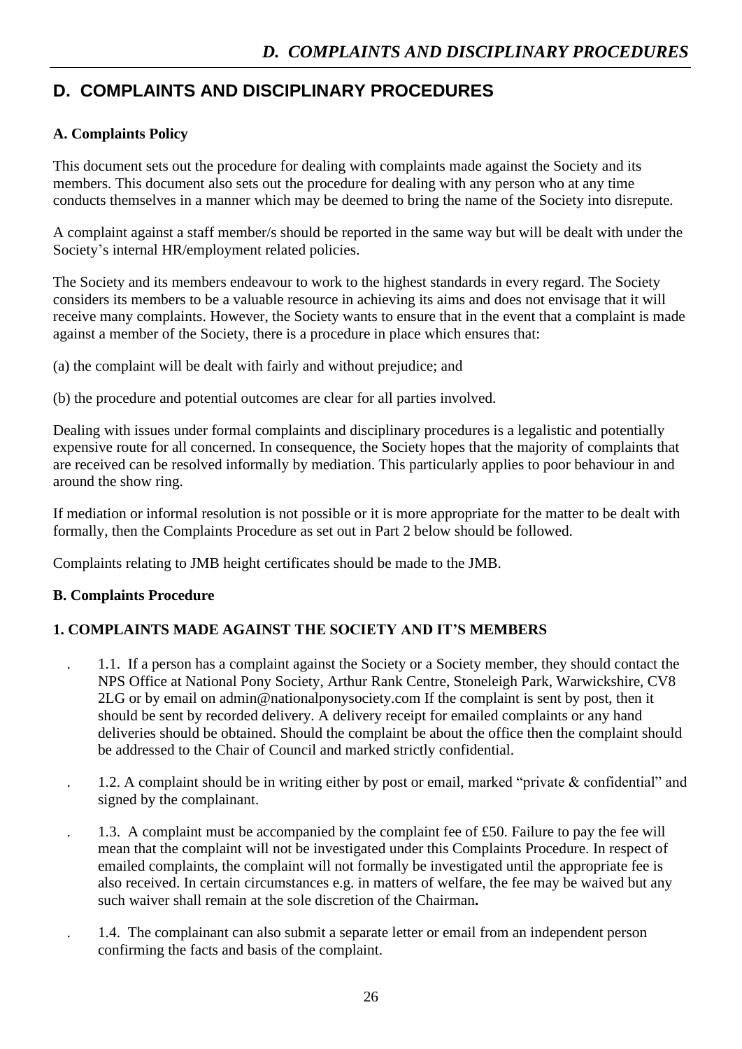# D. COMPLAINTS AND DISCIPLINARY PROCEDURES

**A. Complaints Policy**

This document sets out the procedure for dealing with complaints made against the Society and its members. This document also sets out the procedure for dealing with any person who at any time conducts themselves in a manner which may be deemed to bring the name of the Society into disrepute.

A complaint against a staff member/s should be reported in the same way but will be dealt with under the Society's internal HR/employment related policies.

The Society and its members endeavour to work to the highest standards in every regard. The Society considers its members to be a valuable resource in achieving its aims and does not envisage that it will receive many complaints. However, the Society wants to ensure that in the event that a complaint is made against a member of the Society, there is a procedure in place which ensures that:

(a) the complaint will be dealt with fairly and without prejudice; and

(b) the procedure and potential outcomes are clear for all parties involved.

Dealing with issues under formal complaints and disciplinary procedures is a legalistic and potentially expensive route for all concerned. In consequence, the Society hopes that the majority of complaints that are received can be resolved informally by mediation. This particularly applies to poor behaviour in and around the show ring.

If mediation or informal resolution is not possible or it is more appropriate for the matter to be dealt with formally, then the Complaints Procedure as set out in Part 2 below should be followed.

Complaints relating to JMB height certificates should be made to the JMB.

**B. Complaints Procedure**

**1. COMPLAINTS MADE AGAINST THE SOCIETY AND IT'S MEMBERS**

. 1.1. If a person has a complaint against the Society or a Society member, they should contact the NPS Office at National Pony Society, Arthur Rank Centre, Stoneleigh Park, Warwickshire, CV8 2LG or by email on admin@nationalponysociety.com If the complaint is sent by post, then it should be sent by recorded delivery. A delivery receipt for emailed complaints or any hand deliveries should be obtained. Should the complaint be about the office then the complaint should be addressed to the Chair of Council and marked strictly confidential.

. 1.2. A complaint should be in writing either by post or email, marked "private & confidential" and signed by the complainant.

. 1.3. A complaint must be accompanied by the complaint fee of £50. Failure to pay the fee will mean that the complaint will not be investigated under this Complaints Procedure. In respect of emailed complaints, the complaint will not formally be investigated until the appropriate fee is also received. In certain circumstances e.g. in matters of welfare, the fee may be waived but any such waiver shall remain at the sole discretion of the Chairman**.**

. 1.4. The complainant can also submit a separate letter or email from an independent person confirming the facts and basis of the complaint.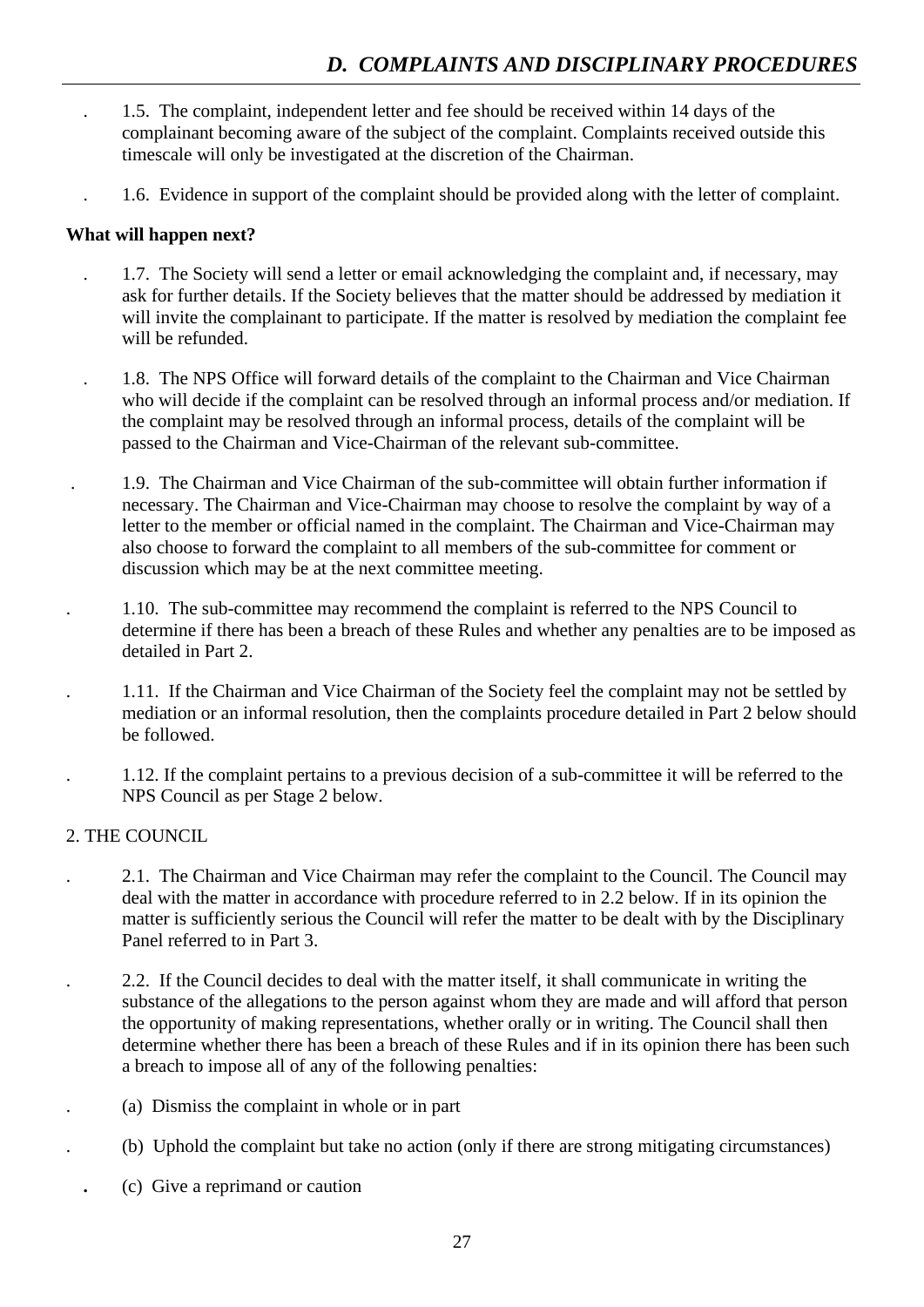1.5. The complaint, independent letter and fee should be received within 14 days of the complainant becoming aware of the subject of the complaint. Complaints received outside this timescale will only be investigated at the discretion of the Chairman.

1.6. Evidence in support of the complaint should be provided along with the letter of complaint.

**What will happen next?**

1.7. The Society will send a letter or email acknowledging the complaint and, if necessary, may ask for further details. If the Society believes that the matter should be addressed by mediation it will invite the complainant to participate. If the matter is resolved by mediation the complaint fee will be refunded.

1.8. The NPS Office will forward details of the complaint to the Chairman and Vice Chairman who will decide if the complaint can be resolved through an informal process and/or mediation. If the complaint may be resolved through an informal process, details of the complaint will be passed to the Chairman and Vice-Chairman of the relevant sub-committee.

1.9. The Chairman and Vice Chairman of the sub-committee will obtain further information if necessary. The Chairman and Vice-Chairman may choose to resolve the complaint by way of a letter to the member or official named in the complaint. The Chairman and Vice-Chairman may also choose to forward the complaint to all members of the sub-committee for comment or discussion which may be at the next committee meeting.

1.10. The sub-committee may recommend the complaint is referred to the NPS Council to determine if there has been a breach of these Rules and whether any penalties are to be imposed as detailed in Part 2.

1.11. If the Chairman and Vice Chairman of the Society feel the complaint may not be settled by mediation or an informal resolution, then the complaints procedure detailed in Part 2 below should be followed.

1.12. If the complaint pertains to a previous decision of a sub-committee it will be referred to the NPS Council as per Stage 2 below.

2. THE COUNCIL

2.1. The Chairman and Vice Chairman may refer the complaint to the Council. The Council may deal with the matter in accordance with procedure referred to in 2.2 below. If in its opinion the matter is sufficiently serious the Council will refer the matter to be dealt with by the Disciplinary Panel referred to in Part 3.

2.2. If the Council decides to deal with the matter itself, it shall communicate in writing the substance of the allegations to the person against whom they are made and will afford that person the opportunity of making representations, whether orally or in writing. The Council shall then determine whether there has been a breach of these Rules and if in its opinion there has been such a breach to impose all of any of the following penalties:

(a) Dismiss the complaint in whole or in part

(b) Uphold the complaint but take no action (only if there are strong mitigating circumstances)

(c) Give a reprimand or caution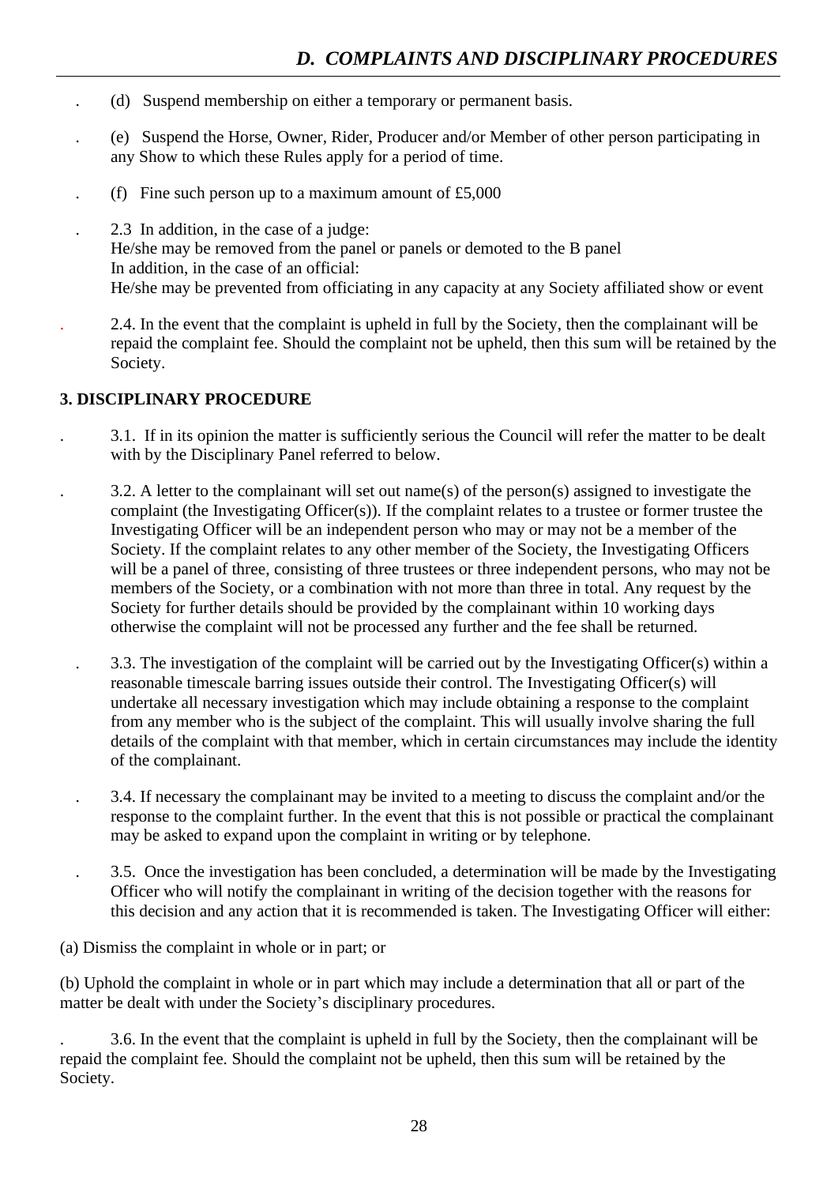. (d) Suspend membership on either a temporary or permanent basis.

. (e) Suspend the Horse, Owner, Rider, Producer and/or Member of other person participating in any Show to which these Rules apply for a period of time.

. (f) Fine such person up to a maximum amount of £5,000

. 2.3 In addition, in the case of a judge:
He/she may be removed from the panel or panels or demoted to the B panel
In addition, in the case of an official:
He/she may be prevented from officiating in any capacity at any Society affiliated show or event

. 2.4. In the event that the complaint is upheld in full by the Society, then the complainant will be repaid the complaint fee. Should the complaint not be upheld, then this sum will be retained by the Society.

**3. DISCIPLINARY PROCEDURE**

. 3.1. If in its opinion the matter is sufficiently serious the Council will refer the matter to be dealt with by the Disciplinary Panel referred to below.

. 3.2. A letter to the complainant will set out name(s) of the person(s) assigned to investigate the complaint (the Investigating Officer(s)). If the complaint relates to a trustee or former trustee the Investigating Officer will be an independent person who may or may not be a member of the Society. If the complaint relates to any other member of the Society, the Investigating Officers will be a panel of three, consisting of three trustees or three independent persons, who may not be members of the Society, or a combination with not more than three in total. Any request by the Society for further details should be provided by the complainant within 10 working days otherwise the complaint will not be processed any further and the fee shall be returned.

. 3.3. The investigation of the complaint will be carried out by the Investigating Officer(s) within a reasonable timescale barring issues outside their control. The Investigating Officer(s) will undertake all necessary investigation which may include obtaining a response to the complaint from any member who is the subject of the complaint. This will usually involve sharing the full details of the complaint with that member, which in certain circumstances may include the identity of the complainant.

. 3.4. If necessary the complainant may be invited to a meeting to discuss the complaint and/or the response to the complaint further. In the event that this is not possible or practical the complainant may be asked to expand upon the complaint in writing or by telephone.

. 3.5. Once the investigation has been concluded, a determination will be made by the Investigating Officer who will notify the complainant in writing of the decision together with the reasons for this decision and any action that it is recommended is taken. The Investigating Officer will either:

(a) Dismiss the complaint in whole or in part; or

(b) Uphold the complaint in whole or in part which may include a determination that all or part of the matter be dealt with under the Society's disciplinary procedures.

. 3.6. In the event that the complaint is upheld in full by the Society, then the complainant will be repaid the complaint fee. Should the complaint not be upheld, then this sum will be retained by the Society.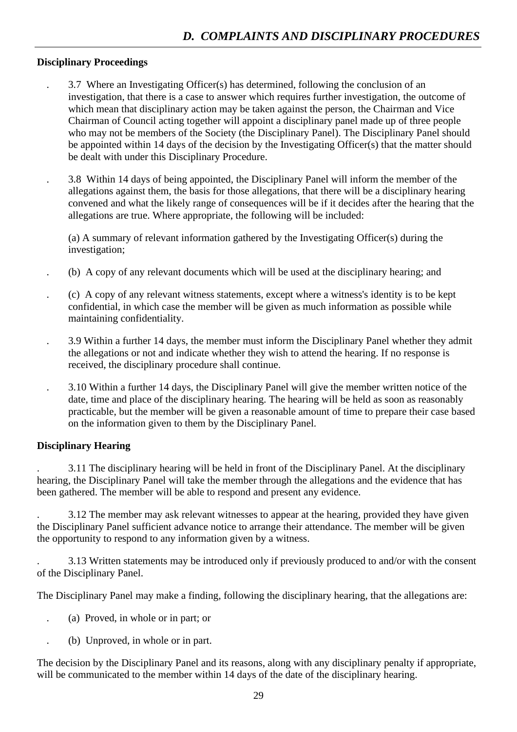## Disciplinary Proceedings

3.7 Where an Investigating Officer(s) has determined, following the conclusion of an investigation, that there is a case to answer which requires further investigation, the outcome of which mean that disciplinary action may be taken against the person, the Chairman and Vice Chairman of Council acting together will appoint a disciplinary panel made up of three people who may not be members of the Society (the Disciplinary Panel). The Disciplinary Panel should be appointed within 14 days of the decision by the Investigating Officer(s) that the matter should be dealt with under this Disciplinary Procedure.

3.8 Within 14 days of being appointed, the Disciplinary Panel will inform the member of the allegations against them, the basis for those allegations, that there will be a disciplinary hearing convened and what the likely range of consequences will be if it decides after the hearing that the allegations are true. Where appropriate, the following will be included:

(a) A summary of relevant information gathered by the Investigating Officer(s) during the investigation;

(b) A copy of any relevant documents which will be used at the disciplinary hearing; and

(c) A copy of any relevant witness statements, except where a witness's identity is to be kept confidential, in which case the member will be given as much information as possible while maintaining confidentiality.

3.9 Within a further 14 days, the member must inform the Disciplinary Panel whether they admit the allegations or not and indicate whether they wish to attend the hearing. If no response is received, the disciplinary procedure shall continue.

3.10 Within a further 14 days, the Disciplinary Panel will give the member written notice of the date, time and place of the disciplinary hearing. The hearing will be held as soon as reasonably practicable, but the member will be given a reasonable amount of time to prepare their case based on the information given to them by the Disciplinary Panel.

## Disciplinary Hearing

3.11 The disciplinary hearing will be held in front of the Disciplinary Panel. At the disciplinary hearing, the Disciplinary Panel will take the member through the allegations and the evidence that has been gathered. The member will be able to respond and present any evidence.

3.12 The member may ask relevant witnesses to appear at the hearing, provided they have given the Disciplinary Panel sufficient advance notice to arrange their attendance. The member will be given the opportunity to respond to any information given by a witness.

3.13 Written statements may be introduced only if previously produced to and/or with the consent of the Disciplinary Panel.

The Disciplinary Panel may make a finding, following the disciplinary hearing, that the allegations are:

(a) Proved, in whole or in part; or

(b) Unproved, in whole or in part.

The decision by the Disciplinary Panel and its reasons, along with any disciplinary penalty if appropriate, will be communicated to the member within 14 days of the date of the disciplinary hearing.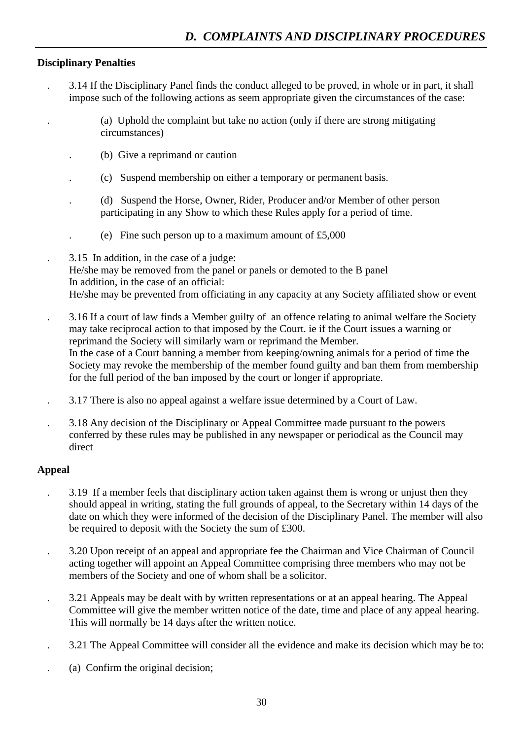## D. COMPLAINTS AND DISCIPLINARY PROCEDURES

**Disciplinary Penalties**

3.14 If the Disciplinary Panel finds the conduct alleged to be proved, in whole or in part, it shall impose such of the following actions as seem appropriate given the circumstances of the case:

(a) Uphold the complaint but take no action (only if there are strong mitigating circumstances)

(b) Give a reprimand or caution

(c) Suspend membership on either a temporary or permanent basis.

(d) Suspend the Horse, Owner, Rider, Producer and/or Member of other person participating in any Show to which these Rules apply for a period of time.

(e) Fine such person up to a maximum amount of £5,000

3.15 In addition, in the case of a judge:
He/she may be removed from the panel or panels or demoted to the B panel
In addition, in the case of an official:
He/she may be prevented from officiating in any capacity at any Society affiliated show or event

3.16 If a court of law finds a Member guilty of an offence relating to animal welfare the Society may take reciprocal action to that imposed by the Court. ie if the Court issues a warning or reprimand the Society will similarly warn or reprimand the Member.
In the case of a Court banning a member from keeping/owning animals for a period of time the Society may revoke the membership of the member found guilty and ban them from membership for the full period of the ban imposed by the court or longer if appropriate.

3.17 There is also no appeal against a welfare issue determined by a Court of Law.

3.18 Any decision of the Disciplinary or Appeal Committee made pursuant to the powers conferred by these rules may be published in any newspaper or periodical as the Council may direct

**Appeal**

3.19 If a member feels that disciplinary action taken against them is wrong or unjust then they should appeal in writing, stating the full grounds of appeal, to the Secretary within 14 days of the date on which they were informed of the decision of the Disciplinary Panel. The member will also be required to deposit with the Society the sum of £300.

3.20 Upon receipt of an appeal and appropriate fee the Chairman and Vice Chairman of Council acting together will appoint an Appeal Committee comprising three members who may not be members of the Society and one of whom shall be a solicitor.

3.21 Appeals may be dealt with by written representations or at an appeal hearing. The Appeal Committee will give the member written notice of the date, time and place of any appeal hearing. This will normally be 14 days after the written notice.

3.21 The Appeal Committee will consider all the evidence and make its decision which may be to:

(a) Confirm the original decision;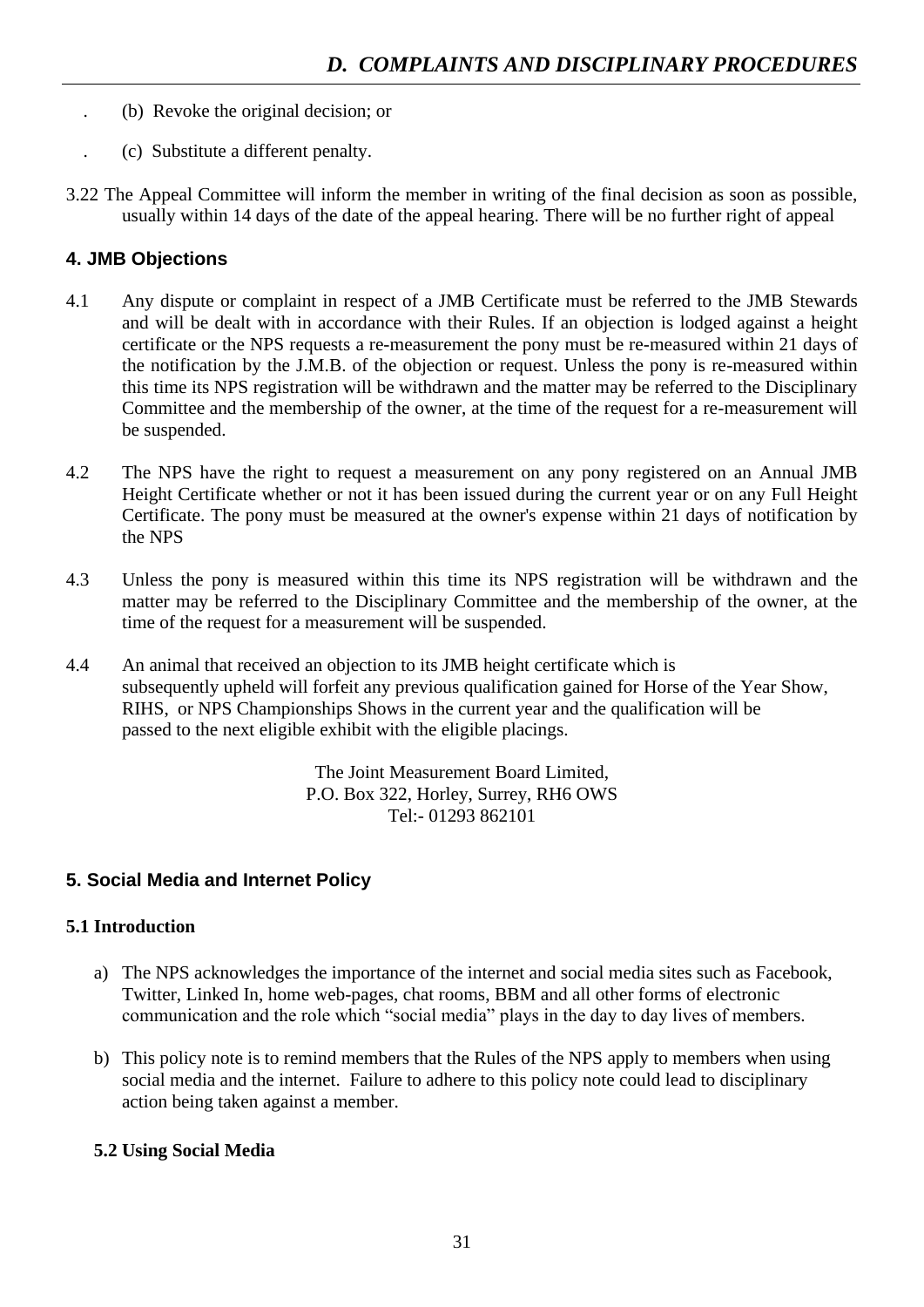. (b) Revoke the original decision; or

. (c) Substitute a different penalty.

3.22 The Appeal Committee will inform the member in writing of the final decision as soon as possible, usually within 14 days of the date of the appeal hearing. There will be no further right of appeal

## 4. JMB Objections

4.1 Any dispute or complaint in respect of a JMB Certificate must be referred to the JMB Stewards and will be dealt with in accordance with their Rules. If an objection is lodged against a height certificate or the NPS requests a re-measurement the pony must be re-measured within 21 days of the notification by the J.M.B. of the objection or request. Unless the pony is re-measured within this time its NPS registration will be withdrawn and the matter may be referred to the Disciplinary Committee and the membership of the owner, at the time of the request for a re-measurement will be suspended.

4.2 The NPS have the right to request a measurement on any pony registered on an Annual JMB Height Certificate whether or not it has been issued during the current year or on any Full Height Certificate. The pony must be measured at the owner's expense within 21 days of notification by the NPS

4.3 Unless the pony is measured within this time its NPS registration will be withdrawn and the matter may be referred to the Disciplinary Committee and the membership of the owner, at the time of the request for a measurement will be suspended.

4.4 An animal that received an objection to its JMB height certificate which is subsequently upheld will forfeit any previous qualification gained for Horse of the Year Show, RIHS, or NPS Championships Shows in the current year and the qualification will be passed to the next eligible exhibit with the eligible placings.

The Joint Measurement Board Limited,
P.O. Box 322, Horley, Surrey, RH6 OWS
Tel:- 01293 862101

## 5. Social Media and Internet Policy

### 5.1 Introduction

a) The NPS acknowledges the importance of the internet and social media sites such as Facebook, Twitter, Linked In, home web-pages, chat rooms, BBM and all other forms of electronic communication and the role which "social media" plays in the day to day lives of members.

b) This policy note is to remind members that the Rules of the NPS apply to members when using social media and the internet. Failure to adhere to this policy note could lead to disciplinary action being taken against a member.

### 5.2 Using Social Media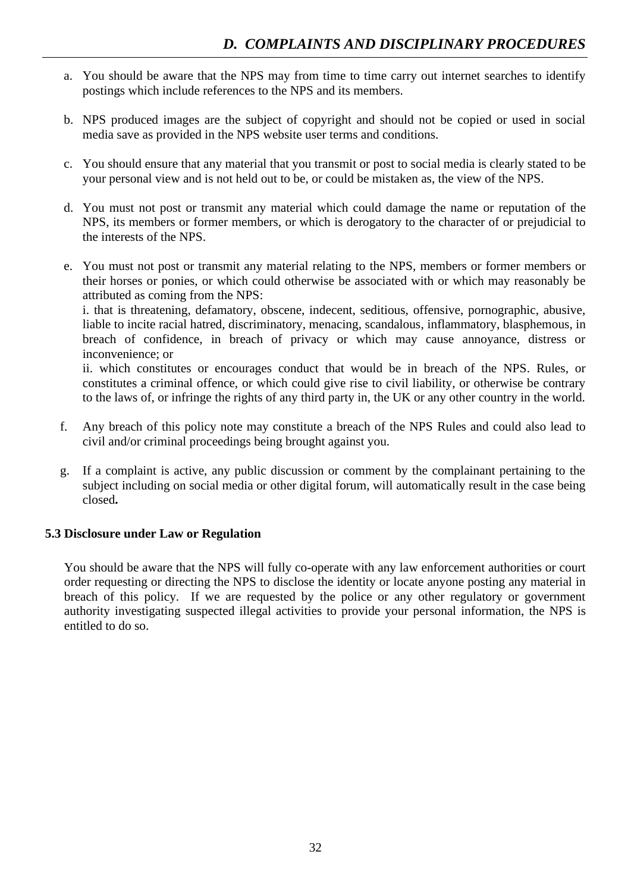a. You should be aware that the NPS may from time to time carry out internet searches to identify postings which include references to the NPS and its members.

b. NPS produced images are the subject of copyright and should not be copied or used in social media save as provided in the NPS website user terms and conditions.

c. You should ensure that any material that you transmit or post to social media is clearly stated to be your personal view and is not held out to be, or could be mistaken as, the view of the NPS.

d. You must not post or transmit any material which could damage the name or reputation of the NPS, its members or former members, or which is derogatory to the character of or prejudicial to the interests of the NPS.

e. You must not post or transmit any material relating to the NPS, members or former members or their horses or ponies, or which could otherwise be associated with or which may reasonably be attributed as coming from the NPS:
i. that is threatening, defamatory, obscene, indecent, seditious, offensive, pornographic, abusive, liable to incite racial hatred, discriminatory, menacing, scandalous, inflammatory, blasphemous, in breach of confidence, in breach of privacy or which may cause annoyance, distress or inconvenience; or
ii. which constitutes or encourages conduct that would be in breach of the NPS. Rules, or constitutes a criminal offence, or which could give rise to civil liability, or otherwise be contrary to the laws of, or infringe the rights of any third party in, the UK or any other country in the world.

f. Any breach of this policy note may constitute a breach of the NPS Rules and could also lead to civil and/or criminal proceedings being brought against you.

g. If a complaint is active, any public discussion or comment by the complainant pertaining to the subject including on social media or other digital forum, will automatically result in the case being closed**.**

### 5.3 Disclosure under Law or Regulation

You should be aware that the NPS will fully co-operate with any law enforcement authorities or court order requesting or directing the NPS to disclose the identity or locate anyone posting any material in breach of this policy. If we are requested by the police or any other regulatory or government authority investigating suspected illegal activities to provide your personal information, the NPS is entitled to do so.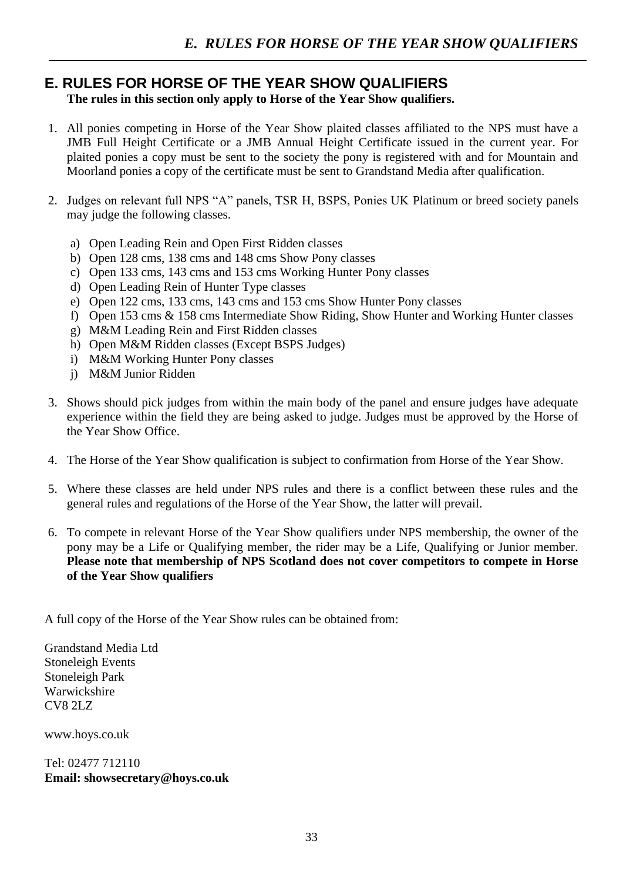# E. RULES FOR HORSE OF THE YEAR SHOW QUALIFIERS

**The rules in this section only apply to Horse of the Year Show qualifiers.**

1. All ponies competing in Horse of the Year Show plaited classes affiliated to the NPS must have a JMB Full Height Certificate or a JMB Annual Height Certificate issued in the current year. For plaited ponies a copy must be sent to the society the pony is registered with and for Mountain and Moorland ponies a copy of the certificate must be sent to Grandstand Media after qualification.

2. Judges on relevant full NPS "A" panels, TSR H, BSPS, Ponies UK Platinum or breed society panels may judge the following classes.

   a) Open Leading Rein and Open First Ridden classes
   b) Open 128 cms, 138 cms and 148 cms Show Pony classes
   c) Open 133 cms, 143 cms and 153 cms Working Hunter Pony classes
   d) Open Leading Rein of Hunter Type classes
   e) Open 122 cms, 133 cms, 143 cms and 153 cms Show Hunter Pony classes
   f) Open 153 cms & 158 cms Intermediate Show Riding, Show Hunter and Working Hunter classes
   g) M&M Leading Rein and First Ridden classes
   h) Open M&M Ridden classes (Except BSPS Judges)
   i) M&M Working Hunter Pony classes
   j) M&M Junior Ridden

3. Shows should pick judges from within the main body of the panel and ensure judges have adequate experience within the field they are being asked to judge. Judges must be approved by the Horse of the Year Show Office.

4. The Horse of the Year Show qualification is subject to confirmation from Horse of the Year Show.

5. Where these classes are held under NPS rules and there is a conflict between these rules and the general rules and regulations of the Horse of the Year Show, the latter will prevail.

6. To compete in relevant Horse of the Year Show qualifiers under NPS membership, the owner of the pony may be a Life or Qualifying member, the rider may be a Life, Qualifying or Junior member. **Please note that membership of NPS Scotland does not cover competitors to compete in Horse of the Year Show qualifiers**

A full copy of the Horse of the Year Show rules can be obtained from:

Grandstand Media Ltd
Stoneleigh Events
Stoneleigh Park
Warwickshire
CV8 2LZ

www.hoys.co.uk

Tel: 02477 712110
**Email: showsecretary@hoys.co.uk**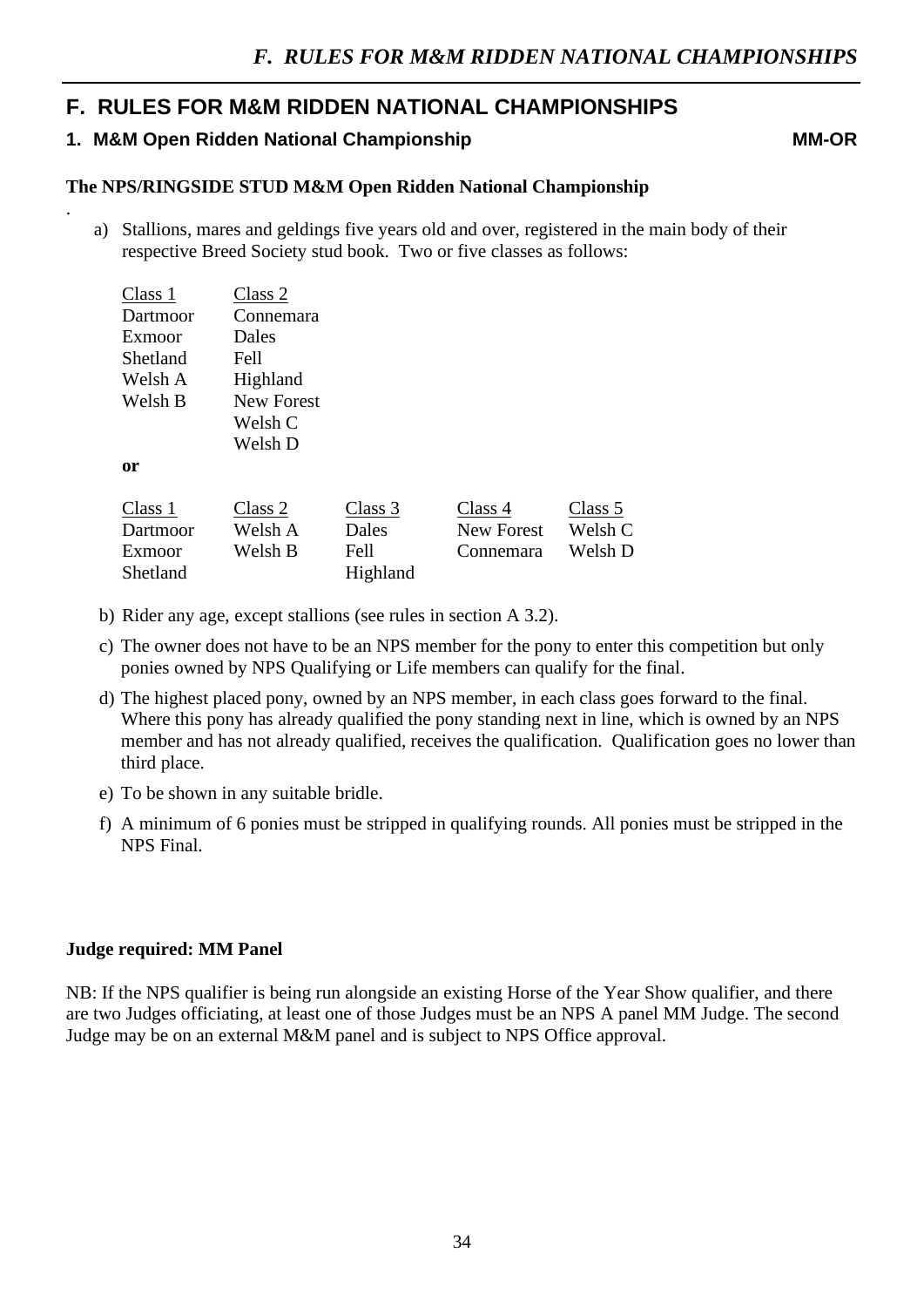## F. RULES FOR M&M RIDDEN NATIONAL CHAMPIONSHIPS

### 1. M&M Open Ridden National Championship MM-OR

**The NPS/RINGSIDE STUD M&M Open Ridden National Championship**

a) Stallions, mares and geldings five years old and over, registered in the main body of their respective Breed Society stud book. Two or five classes as follows:

| Class 1 | Class 2 |
|---|---|
| Dartmoor | Connemara |
| Exmoor | Dales |
| Shetland | Fell |
| Welsh A | Highland |
| Welsh B | New Forest |
| | Welsh C |
| | Welsh D |

**or**

| Class 1 | Class 2 | Class 3 | Class 4 | Class 5 |
|---|---|---|---|---|
| Dartmoor | Welsh A | Dales | New Forest | Welsh C |
| Exmoor | Welsh B | Fell | Connemara | Welsh D |
| Shetland | | Highland | | |

b) Rider any age, except stallions (see rules in section A 3.2).

c) The owner does not have to be an NPS member for the pony to enter this competition but only ponies owned by NPS Qualifying or Life members can qualify for the final.

d) The highest placed pony, owned by an NPS member, in each class goes forward to the final. Where this pony has already qualified the pony standing next in line, which is owned by an NPS member and has not already qualified, receives the qualification. Qualification goes no lower than third place.

e) To be shown in any suitable bridle.

f) A minimum of 6 ponies must be stripped in qualifying rounds. All ponies must be stripped in the NPS Final.

**Judge required: MM Panel**

NB: If the NPS qualifier is being run alongside an existing Horse of the Year Show qualifier, and there are two Judges officiating, at least one of those Judges must be an NPS A panel MM Judge. The second Judge may be on an external M&M panel and is subject to NPS Office approval.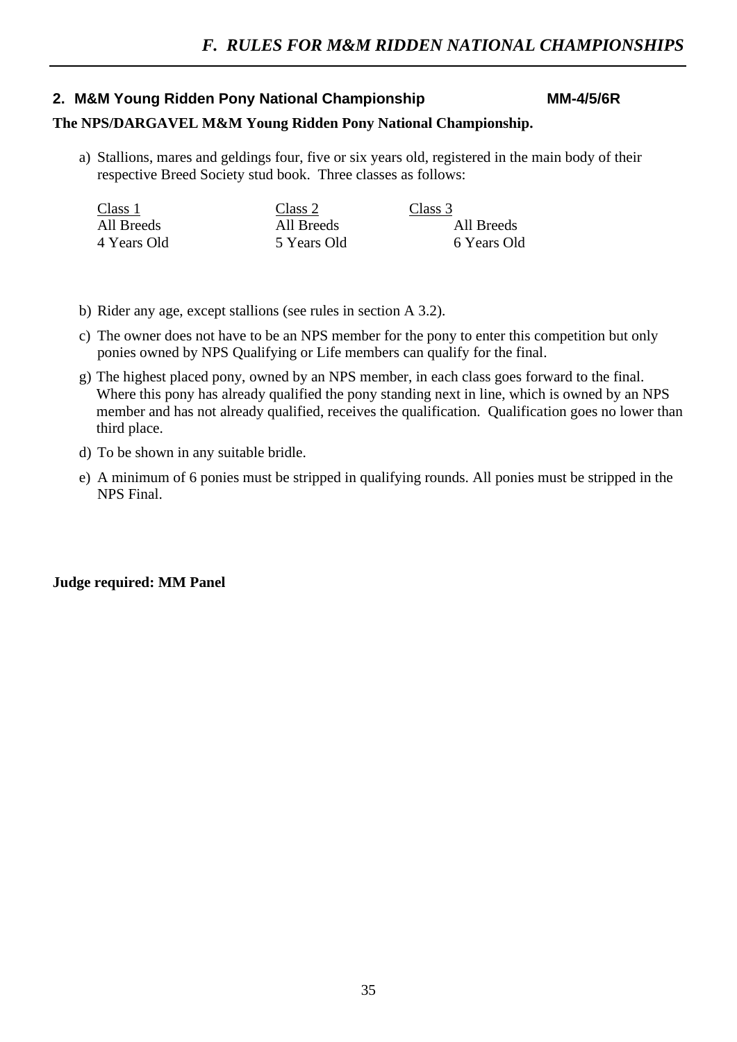## F. RULES FOR M&M RIDDEN NATIONAL CHAMPIONSHIPS

### 2. M&M Young Ridden Pony National Championship MM-4/5/6R

**The NPS/DARGAVEL M&M Young Ridden Pony National Championship.**

a) Stallions, mares and geldings four, five or six years old, registered in the main body of their respective Breed Society stud book. Three classes as follows:

| Class 1 | Class 2 | Class 3 |
|---|---|---|
| All Breeds | All Breeds | All Breeds |
| 4 Years Old | 5 Years Old | 6 Years Old |

b) Rider any age, except stallions (see rules in section A 3.2).

c) The owner does not have to be an NPS member for the pony to enter this competition but only ponies owned by NPS Qualifying or Life members can qualify for the final.

g) The highest placed pony, owned by an NPS member, in each class goes forward to the final. Where this pony has already qualified the pony standing next in line, which is owned by an NPS member and has not already qualified, receives the qualification. Qualification goes no lower than third place.

d) To be shown in any suitable bridle.

e) A minimum of 6 ponies must be stripped in qualifying rounds. All ponies must be stripped in the NPS Final.

**Judge required: MM Panel**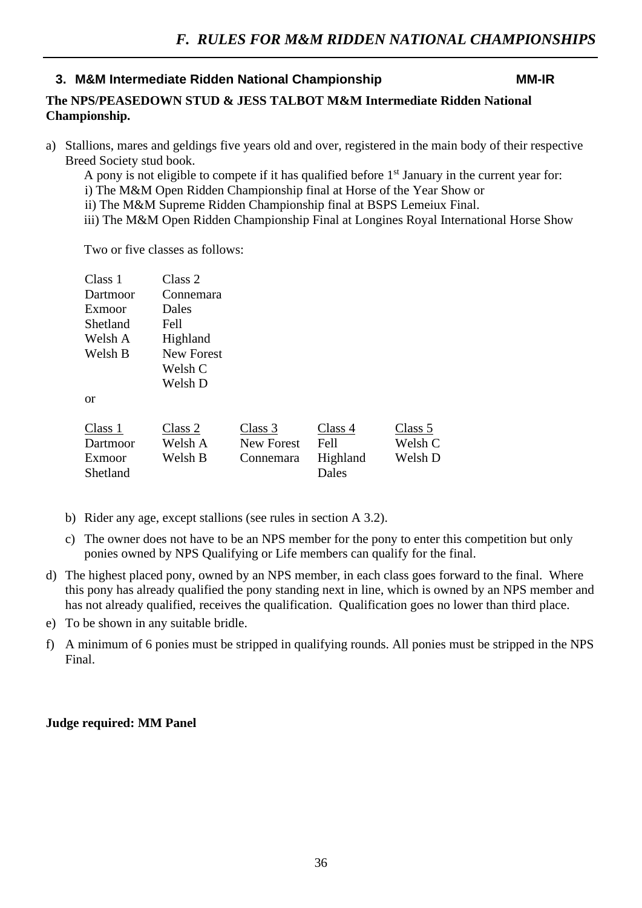### 3. M&M Intermediate Ridden National Championship MM-IR

**The NPS/PEASEDOWN STUD & JESS TALBOT M&M Intermediate Ridden National Championship.**

a) Stallions, mares and geldings five years old and over, registered in the main body of their respective Breed Society stud book.

A pony is not eligible to compete if it has qualified before 1st January in the current year for:

i) The M&M Open Ridden Championship final at Horse of the Year Show or

ii) The M&M Supreme Ridden Championship final at BSPS Lemeiux Final.

iii) The M&M Open Ridden Championship Final at Longines Royal International Horse Show

Two or five classes as follows:

| Class 1 | Class 2 |
|---|---|
| Dartmoor | Connemara |
| Exmoor | Dales |
| Shetland | Fell |
| Welsh A | Highland |
| Welsh B | New Forest |
| | Welsh C |
| | Welsh D |

or

| Class 1 | Class 2 | Class 3 | Class 4 | Class 5 |
|---|---|---|---|---|
| Dartmoor | Welsh A | New Forest | Fell | Welsh C |
| Exmoor | Welsh B | Connemara | Highland | Welsh D |
| Shetland | | | Dales | |

b) Rider any age, except stallions (see rules in section A 3.2).

c) The owner does not have to be an NPS member for the pony to enter this competition but only ponies owned by NPS Qualifying or Life members can qualify for the final.

d) The highest placed pony, owned by an NPS member, in each class goes forward to the final. Where this pony has already qualified the pony standing next in line, which is owned by an NPS member and has not already qualified, receives the qualification. Qualification goes no lower than third place.

e) To be shown in any suitable bridle.

f) A minimum of 6 ponies must be stripped in qualifying rounds. All ponies must be stripped in the NPS Final.

**Judge required: MM Panel**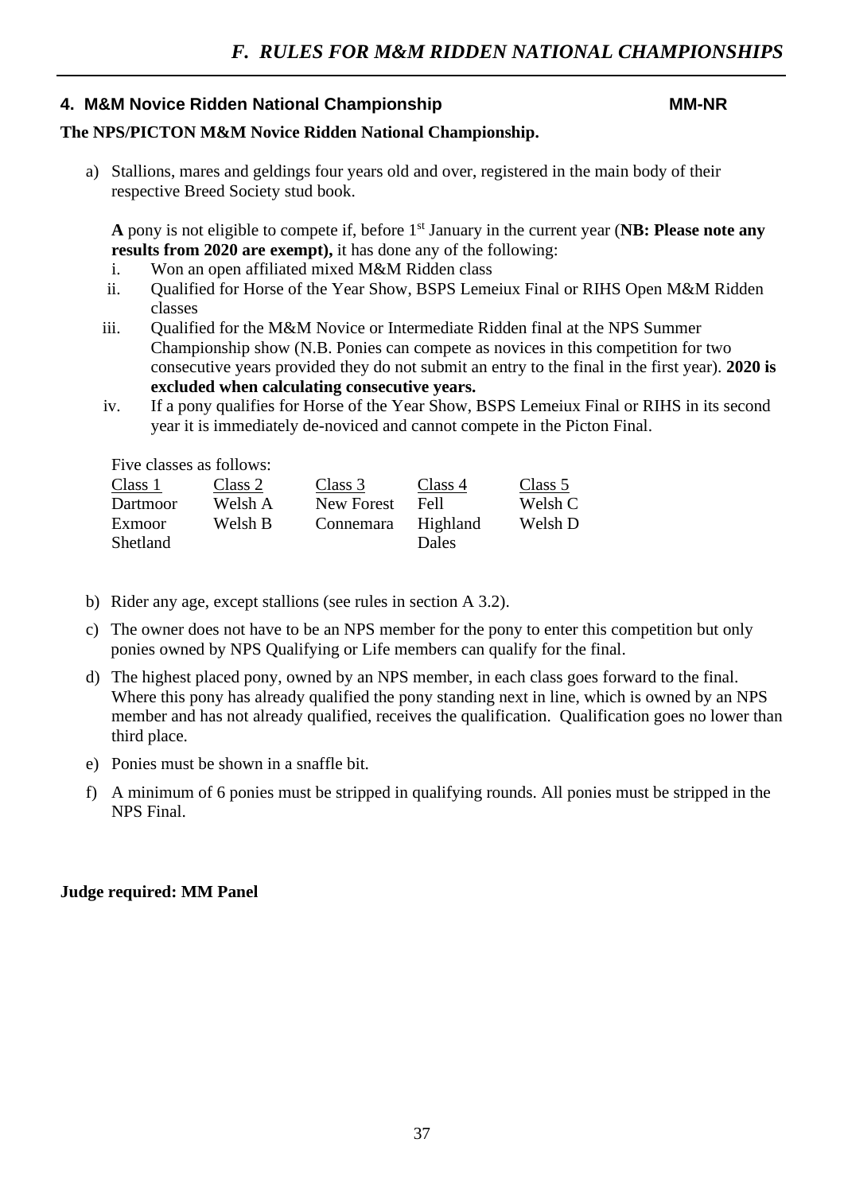## *F. RULES FOR M&M RIDDEN NATIONAL CHAMPIONSHIPS*

### 4. M&M Novice Ridden National Championship MM-NR

**The NPS/PICTON M&M Novice Ridden National Championship.**

a) Stallions, mares and geldings four years old and over, registered in the main body of their respective Breed Society stud book.

   **A** pony is not eligible to compete if, before 1st January in the current year (**NB: Please note any results from 2020 are exempt),** it has done any of the following:

   i. Won an open affiliated mixed M&M Ridden class
   ii. Qualified for Horse of the Year Show, BSPS Lemeiux Final or RIHS Open M&M Ridden classes
   iii. Qualified for the M&M Novice or Intermediate Ridden final at the NPS Summer Championship show (N.B. Ponies can compete as novices in this competition for two consecutive years provided they do not submit an entry to the final in the first year). **2020 is excluded when calculating consecutive years.**
   iv. If a pony qualifies for Horse of the Year Show, BSPS Lemeiux Final or RIHS in its second year it is immediately de-noviced and cannot compete in the Picton Final.

   Five classes as follows:

| Class 1 | Class 2 | Class 3 | Class 4 | Class 5 |
|---|---|---|---|---|
| Dartmoor | Welsh A | New Forest | Fell | Welsh C |
| Exmoor | Welsh B | Connemara | Highland | Welsh D |
| Shetland | | | Dales | |

b) Rider any age, except stallions (see rules in section A 3.2).

c) The owner does not have to be an NPS member for the pony to enter this competition but only ponies owned by NPS Qualifying or Life members can qualify for the final.

d) The highest placed pony, owned by an NPS member, in each class goes forward to the final. Where this pony has already qualified the pony standing next in line, which is owned by an NPS member and has not already qualified, receives the qualification. Qualification goes no lower than third place.

e) Ponies must be shown in a snaffle bit.

f) A minimum of 6 ponies must be stripped in qualifying rounds. All ponies must be stripped in the NPS Final.

**Judge required: MM Panel**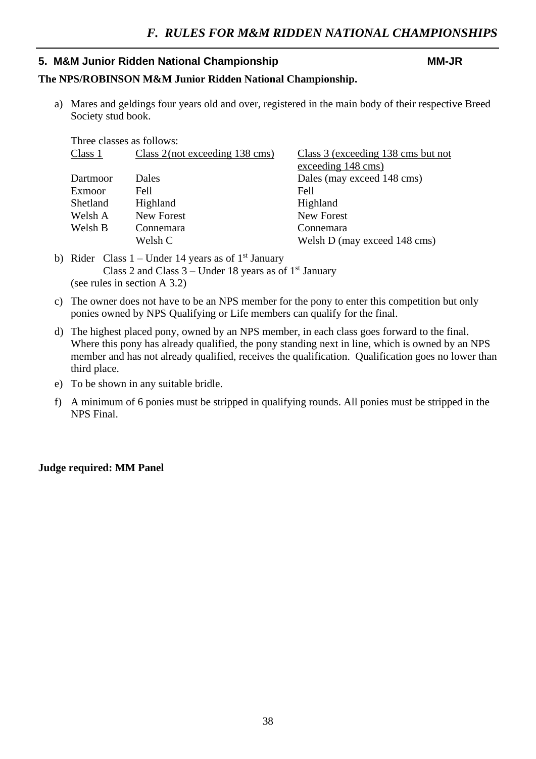## F. RULES FOR M&M RIDDEN NATIONAL CHAMPIONSHIPS

### 5. M&M Junior Ridden National Championship MM-JR

**The NPS/ROBINSON M&M Junior Ridden National Championship.**

a) Mares and geldings four years old and over, registered in the main body of their respective Breed Society stud book.

Three classes as follows:

| Class 1 | Class 2 (not exceeding 138 cms) | Class 3 (exceeding 138 cms but not exceeding 148 cms) |
|---|---|---|
| Dartmoor | Dales | Dales (may exceed 148 cms) |
| Exmoor | Fell | Fell |
| Shetland | Highland | Highland |
| Welsh A | New Forest | New Forest |
| Welsh B | Connemara | Connemara |
| | Welsh C | Welsh D (may exceed 148 cms) |

b) Rider Class 1 – Under 14 years as of 1st January
Class 2 and Class 3 – Under 18 years as of 1st January
(see rules in section A 3.2)

c) The owner does not have to be an NPS member for the pony to enter this competition but only ponies owned by NPS Qualifying or Life members can qualify for the final.

d) The highest placed pony, owned by an NPS member, in each class goes forward to the final. Where this pony has already qualified, the pony standing next in line, which is owned by an NPS member and has not already qualified, receives the qualification. Qualification goes no lower than third place.

e) To be shown in any suitable bridle.

f) A minimum of 6 ponies must be stripped in qualifying rounds. All ponies must be stripped in the NPS Final.

**Judge required: MM Panel**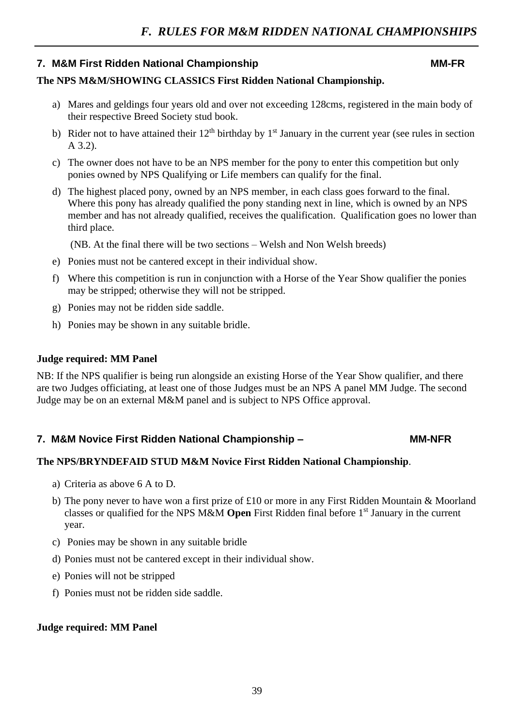## 7. M&M First Ridden National Championship MM-FR

**The NPS M&M/SHOWING CLASSICS First Ridden National Championship.**

a) Mares and geldings four years old and over not exceeding 128cms, registered in the main body of their respective Breed Society stud book.

b) Rider not to have attained their 12th birthday by 1st January in the current year (see rules in section A 3.2).

c) The owner does not have to be an NPS member for the pony to enter this competition but only ponies owned by NPS Qualifying or Life members can qualify for the final.

d) The highest placed pony, owned by an NPS member, in each class goes forward to the final. Where this pony has already qualified the pony standing next in line, which is owned by an NPS member and has not already qualified, receives the qualification. Qualification goes no lower than third place.

(NB. At the final there will be two sections – Welsh and Non Welsh breeds)

e) Ponies must not be cantered except in their individual show.

f) Where this competition is run in conjunction with a Horse of the Year Show qualifier the ponies may be stripped; otherwise they will not be stripped.

g) Ponies may not be ridden side saddle.

h) Ponies may be shown in any suitable bridle.

**Judge required: MM Panel**

NB: If the NPS qualifier is being run alongside an existing Horse of the Year Show qualifier, and there are two Judges officiating, at least one of those Judges must be an NPS A panel MM Judge. The second Judge may be on an external M&M panel and is subject to NPS Office approval.

## 7. M&M Novice First Ridden National Championship – MM-NFR

**The NPS/BRYNDEFAID STUD M&M Novice First Ridden National Championship**.

a) Criteria as above 6 A to D.

b) The pony never to have won a first prize of £10 or more in any First Ridden Mountain & Moorland classes or qualified for the NPS M&M **Open** First Ridden final before 1st January in the current year.

c) Ponies may be shown in any suitable bridle

d) Ponies must not be cantered except in their individual show.

e) Ponies will not be stripped

f) Ponies must not be ridden side saddle.

**Judge required: MM Panel**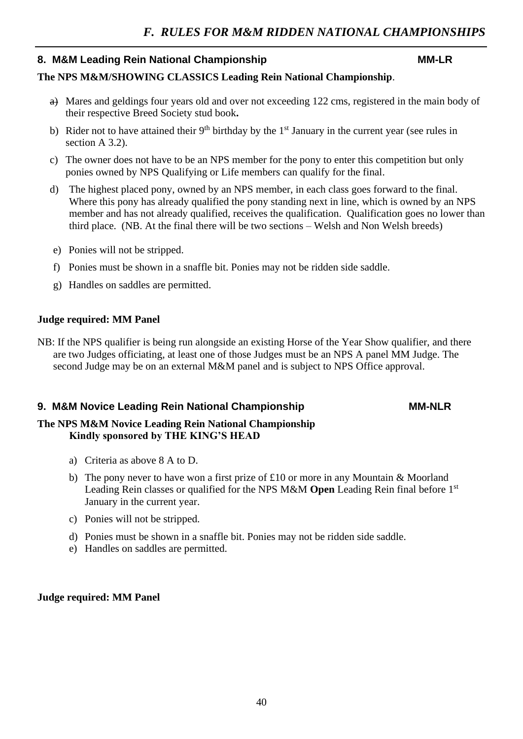## *F. RULES FOR M&M RIDDEN NATIONAL CHAMPIONSHIPS*

### 8. M&M Leading Rein National Championship — MM-LR

**The NPS M&M/SHOWING CLASSICS Leading Rein National Championship**.

a) Mares and geldings four years old and over not exceeding 122 cms, registered in the main body of their respective Breed Society stud book**.**

b) Rider not to have attained their 9th birthday by the 1st January in the current year (see rules in section A 3.2).

c) The owner does not have to be an NPS member for the pony to enter this competition but only ponies owned by NPS Qualifying or Life members can qualify for the final.

d) The highest placed pony, owned by an NPS member, in each class goes forward to the final. Where this pony has already qualified the pony standing next in line, which is owned by an NPS member and has not already qualified, receives the qualification. Qualification goes no lower than third place. (NB. At the final there will be two sections – Welsh and Non Welsh breeds)

e) Ponies will not be stripped.

f) Ponies must be shown in a snaffle bit. Ponies may not be ridden side saddle.

g) Handles on saddles are permitted.

**Judge required: MM Panel**

NB: If the NPS qualifier is being run alongside an existing Horse of the Year Show qualifier, and there are two Judges officiating, at least one of those Judges must be an NPS A panel MM Judge. The second Judge may be on an external M&M panel and is subject to NPS Office approval.

### 9. M&M Novice Leading Rein National Championship — MM-NLR

**The NPS M&M Novice Leading Rein National Championship**
**Kindly sponsored by THE KING'S HEAD**

a) Criteria as above 8 A to D.

b) The pony never to have won a first prize of £10 or more in any Mountain & Moorland Leading Rein classes or qualified for the NPS M&M **Open** Leading Rein final before 1st January in the current year.

c) Ponies will not be stripped.

d) Ponies must be shown in a snaffle bit. Ponies may not be ridden side saddle.

e) Handles on saddles are permitted.

**Judge required: MM Panel**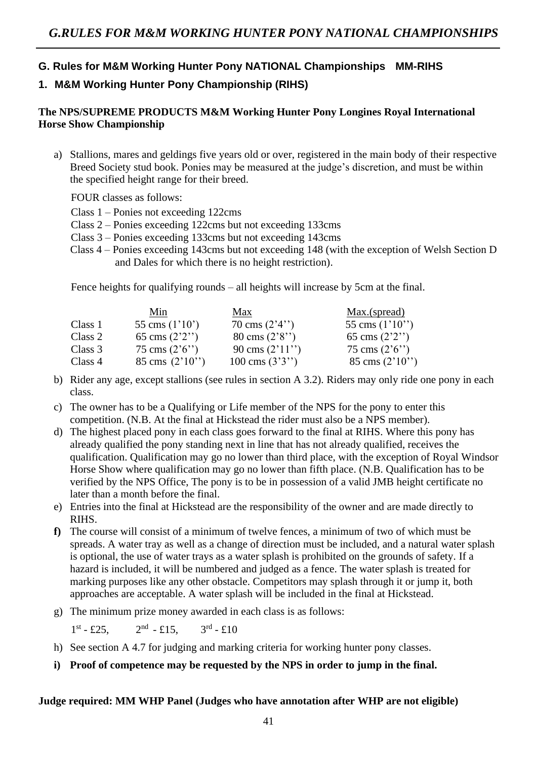# G.RULES FOR M&M WORKING HUNTER PONY NATIONAL CHAMPIONSHIPS

## G. Rules for M&M Working Hunter Pony NATIONAL Championships MM-RIHS

### 1. M&M Working Hunter Pony Championship (RIHS)

**The NPS/SUPREME PRODUCTS M&M Working Hunter Pony Longines Royal International Horse Show Championship**

a) Stallions, mares and geldings five years old or over, registered in the main body of their respective Breed Society stud book. Ponies may be measured at the judge's discretion, and must be within the specified height range for their breed.

FOUR classes as follows:

Class 1 – Ponies not exceeding 122cms
Class 2 – Ponies exceeding 122cms but not exceeding 133cms
Class 3 – Ponies exceeding 133cms but not exceeding 143cms
Class 4 – Ponies exceeding 143cms but not exceeding 148 (with the exception of Welsh Section D and Dales for which there is no height restriction).

Fence heights for qualifying rounds – all heights will increase by 5cm at the final.

| | Min | Max | Max.(spread) |
|---|---|---|---|
| Class 1 | 55 cms (1'10') | 70 cms (2'4'') | 55 cms (1'10'') |
| Class 2 | 65 cms (2'2'') | 80 cms (2'8'') | 65 cms (2'2'') |
| Class 3 | 75 cms (2'6'') | 90 cms (2'11'') | 75 cms (2'6'') |
| Class 4 | 85 cms (2'10'') | 100 cms (3'3'') | 85 cms (2'10'') |

b) Rider any age, except stallions (see rules in section A 3.2). Riders may only ride one pony in each class.

c) The owner has to be a Qualifying or Life member of the NPS for the pony to enter this competition. (N.B. At the final at Hickstead the rider must also be a NPS member).

d) The highest placed pony in each class goes forward to the final at RIHS. Where this pony has already qualified the pony standing next in line that has not already qualified, receives the qualification. Qualification may go no lower than third place, with the exception of Royal Windsor Horse Show where qualification may go no lower than fifth place. (N.B. Qualification has to be verified by the NPS Office, The pony is to be in possession of a valid JMB height certificate no later than a month before the final.

e) Entries into the final at Hickstead are the responsibility of the owner and are made directly to RIHS.

**f)** The course will consist of a minimum of twelve fences, a minimum of two of which must be spreads. A water tray as well as a change of direction must be included, and a natural water splash is optional, the use of water trays as a water splash is prohibited on the grounds of safety. If a hazard is included, it will be numbered and judged as a fence. The water splash is treated for marking purposes like any other obstacle. Competitors may splash through it or jump it, both approaches are acceptable. A water splash will be included in the final at Hickstead.

g) The minimum prize money awarded in each class is as follows:

1st - £25, 2nd - £15, 3rd - £10

h) See section A 4.7 for judging and marking criteria for working hunter pony classes.

**i) Proof of competence may be requested by the NPS in order to jump in the final.**

**Judge required: MM WHP Panel (Judges who have annotation after WHP are not eligible)**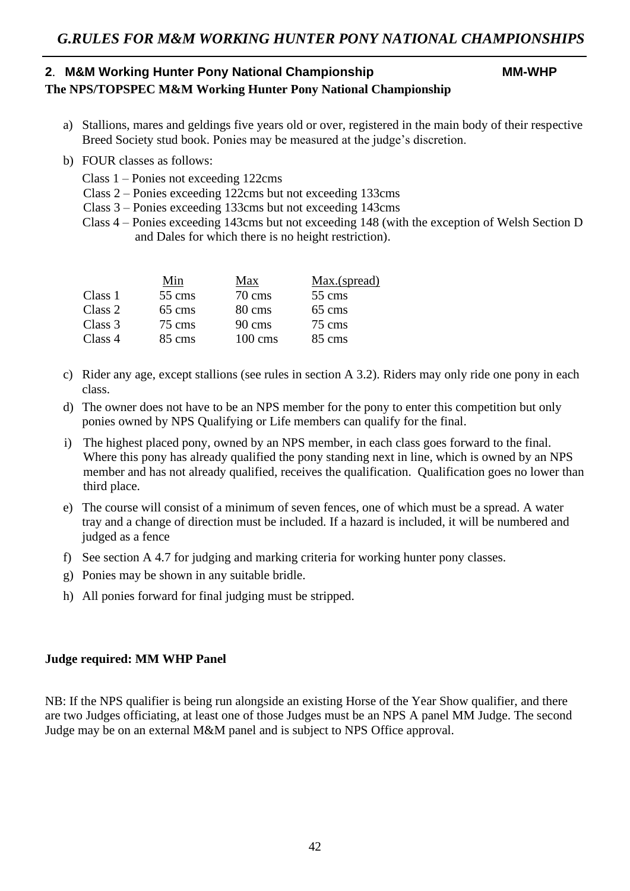# *G.RULES FOR M&M WORKING HUNTER PONY NATIONAL CHAMPIONSHIPS*

## **2**. **M&M Working Hunter Pony National Championship** **MM-WHP**

**The NPS/TOPSPEC M&M Working Hunter Pony National Championship**

a) Stallions, mares and geldings five years old or over, registered in the main body of their respective Breed Society stud book. Ponies may be measured at the judge's discretion.

b) FOUR classes as follows:

Class 1 – Ponies not exceeding 122cms
Class 2 – Ponies exceeding 122cms but not exceeding 133cms
Class 3 – Ponies exceeding 133cms but not exceeding 143cms
Class 4 – Ponies exceeding 143cms but not exceeding 148 (with the exception of Welsh Section D and Dales for which there is no height restriction).

| | Min | Max | Max.(spread) |
|---|---|---|---|
| Class 1 | 55 cms | 70 cms | 55 cms |
| Class 2 | 65 cms | 80 cms | 65 cms |
| Class 3 | 75 cms | 90 cms | 75 cms |
| Class 4 | 85 cms | 100 cms | 85 cms |

c) Rider any age, except stallions (see rules in section A 3.2). Riders may only ride one pony in each class.

d) The owner does not have to be an NPS member for the pony to enter this competition but only ponies owned by NPS Qualifying or Life members can qualify for the final.

i) The highest placed pony, owned by an NPS member, in each class goes forward to the final. Where this pony has already qualified the pony standing next in line, which is owned by an NPS member and has not already qualified, receives the qualification. Qualification goes no lower than third place.

e) The course will consist of a minimum of seven fences, one of which must be a spread. A water tray and a change of direction must be included. If a hazard is included, it will be numbered and judged as a fence

f) See section A 4.7 for judging and marking criteria for working hunter pony classes.

g) Ponies may be shown in any suitable bridle.

h) All ponies forward for final judging must be stripped.

**Judge required: MM WHP Panel**

NB: If the NPS qualifier is being run alongside an existing Horse of the Year Show qualifier, and there are two Judges officiating, at least one of those Judges must be an NPS A panel MM Judge. The second Judge may be on an external M&M panel and is subject to NPS Office approval.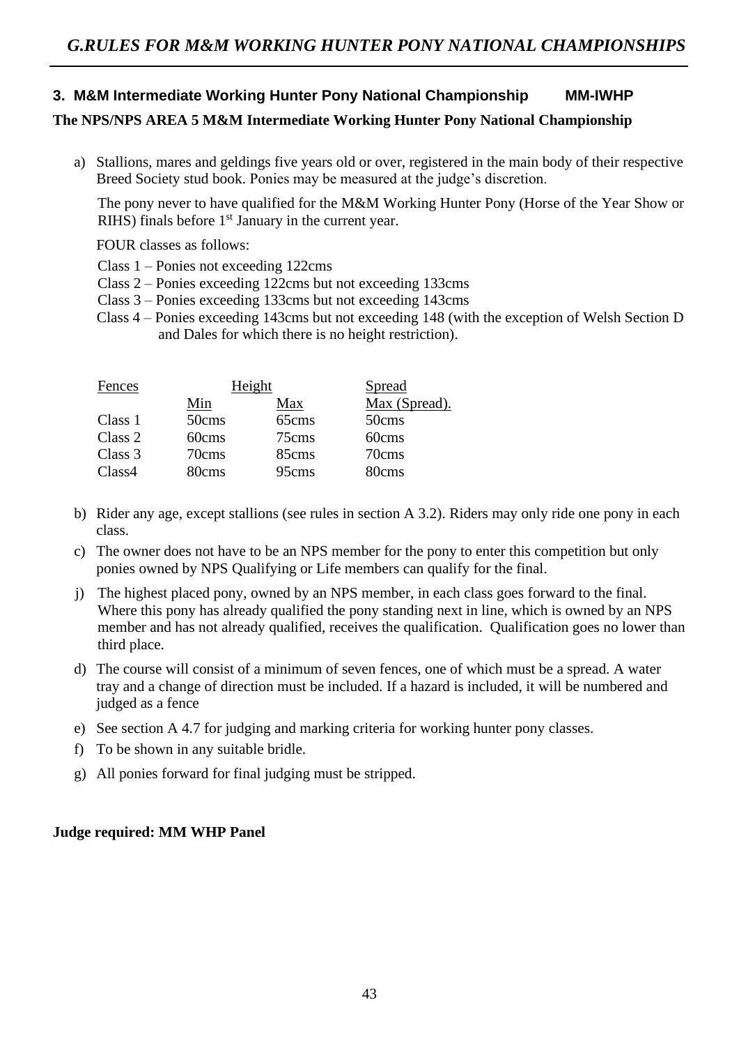# *G.RULES FOR M&M WORKING HUNTER PONY NATIONAL CHAMPIONSHIPS*

### 3. M&M Intermediate Working Hunter Pony National Championship MM-IWHP

**The NPS/NPS AREA 5 M&M Intermediate Working Hunter Pony National Championship**

a) Stallions, mares and geldings five years old or over, registered in the main body of their respective Breed Society stud book. Ponies may be measured at the judge's discretion.

The pony never to have qualified for the M&M Working Hunter Pony (Horse of the Year Show or RIHS) finals before 1st January in the current year.

FOUR classes as follows:

Class 1 – Ponies not exceeding 122cms
Class 2 – Ponies exceeding 122cms but not exceeding 133cms
Class 3 – Ponies exceeding 133cms but not exceeding 143cms
Class 4 – Ponies exceeding 143cms but not exceeding 148 (with the exception of Welsh Section D and Dales for which there is no height restriction).

| Fences | Height | | Spread |
|---|---|---|---|
| | Min | Max | Max (Spread). |
| Class 1 | 50cms | 65cms | 50cms |
| Class 2 | 60cms | 75cms | 60cms |
| Class 3 | 70cms | 85cms | 70cms |
| Class4 | 80cms | 95cms | 80cms |

b) Rider any age, except stallions (see rules in section A 3.2). Riders may only ride one pony in each class.

c) The owner does not have to be an NPS member for the pony to enter this competition but only ponies owned by NPS Qualifying or Life members can qualify for the final.

j) The highest placed pony, owned by an NPS member, in each class goes forward to the final. Where this pony has already qualified the pony standing next in line, which is owned by an NPS member and has not already qualified, receives the qualification. Qualification goes no lower than third place.

d) The course will consist of a minimum of seven fences, one of which must be a spread. A water tray and a change of direction must be included. If a hazard is included, it will be numbered and judged as a fence

e) See section A 4.7 for judging and marking criteria for working hunter pony classes.

f) To be shown in any suitable bridle.

g) All ponies forward for final judging must be stripped.

**Judge required: MM WHP Panel**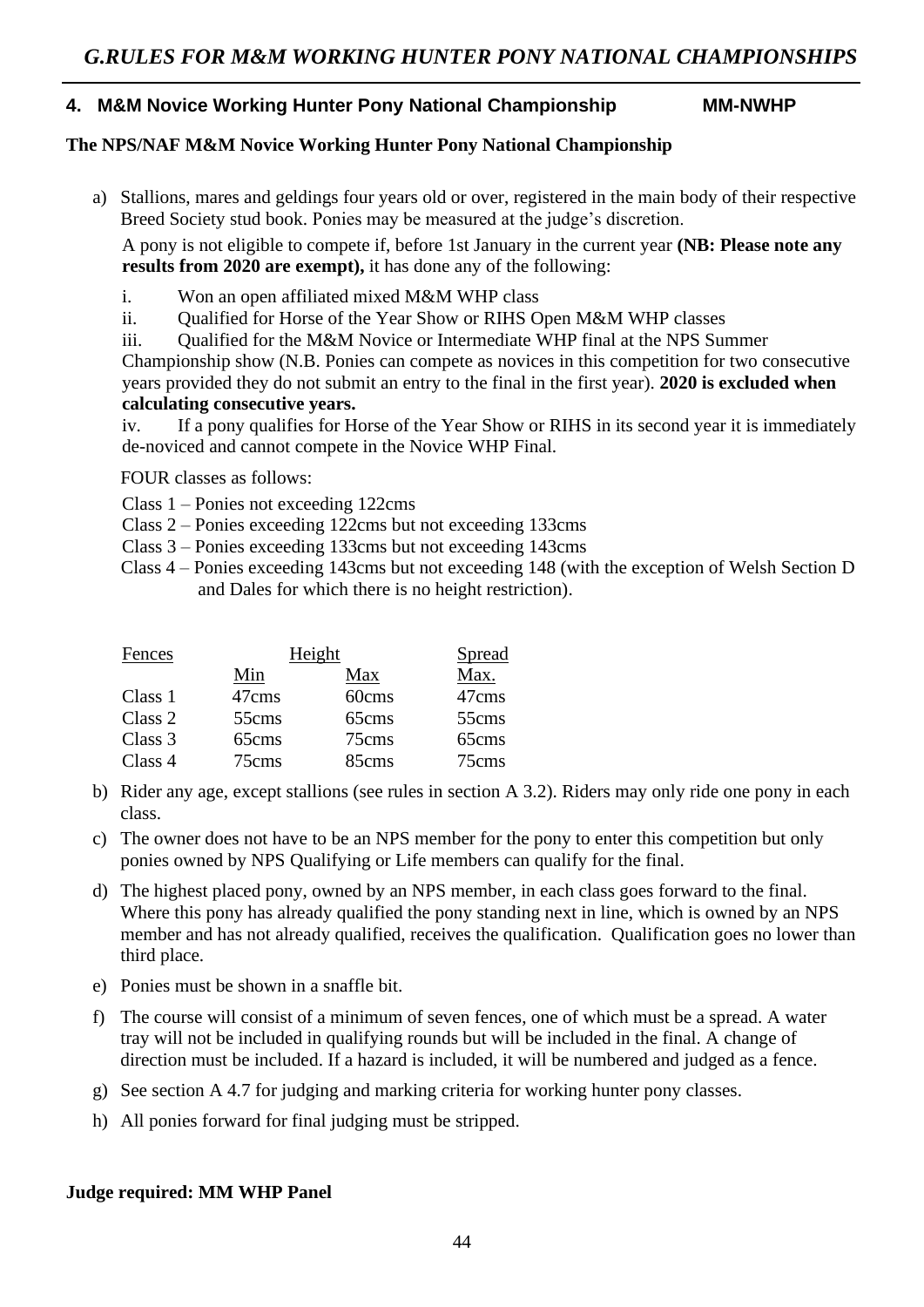# *G.RULES FOR M&M WORKING HUNTER PONY NATIONAL CHAMPIONSHIPS*

## 4. M&M Novice Working Hunter Pony National Championship MM-NWHP

**The NPS/NAF M&M Novice Working Hunter Pony National Championship**

a) Stallions, mares and geldings four years old or over, registered in the main body of their respective Breed Society stud book. Ponies may be measured at the judge's discretion.

A pony is not eligible to compete if, before 1st January in the current year **(NB: Please note any results from 2020 are exempt),** it has done any of the following:

i. Won an open affiliated mixed M&M WHP class

ii. Qualified for Horse of the Year Show or RIHS Open M&M WHP classes

iii. Qualified for the M&M Novice or Intermediate WHP final at the NPS Summer Championship show (N.B. Ponies can compete as novices in this competition for two consecutive years provided they do not submit an entry to the final in the first year). **2020 is excluded when calculating consecutive years.**

iv. If a pony qualifies for Horse of the Year Show or RIHS in its second year it is immediately de-noviced and cannot compete in the Novice WHP Final.

FOUR classes as follows:

Class 1 – Ponies not exceeding 122cms
Class 2 – Ponies exceeding 122cms but not exceeding 133cms
Class 3 – Ponies exceeding 133cms but not exceeding 143cms
Class 4 – Ponies exceeding 143cms but not exceeding 148 (with the exception of Welsh Section D and Dales for which there is no height restriction).

| Fences | Height | | Spread |
|---|---|---|---|
| | Min | Max | Max. |
| Class 1 | 47cms | 60cms | 47cms |
| Class 2 | 55cms | 65cms | 55cms |
| Class 3 | 65cms | 75cms | 65cms |
| Class 4 | 75cms | 85cms | 75cms |

b) Rider any age, except stallions (see rules in section A 3.2). Riders may only ride one pony in each class.

c) The owner does not have to be an NPS member for the pony to enter this competition but only ponies owned by NPS Qualifying or Life members can qualify for the final.

d) The highest placed pony, owned by an NPS member, in each class goes forward to the final. Where this pony has already qualified the pony standing next in line, which is owned by an NPS member and has not already qualified, receives the qualification. Qualification goes no lower than third place.

e) Ponies must be shown in a snaffle bit.

f) The course will consist of a minimum of seven fences, one of which must be a spread. A water tray will not be included in qualifying rounds but will be included in the final. A change of direction must be included. If a hazard is included, it will be numbered and judged as a fence.

g) See section A 4.7 for judging and marking criteria for working hunter pony classes.

h) All ponies forward for final judging must be stripped.

**Judge required: MM WHP Panel**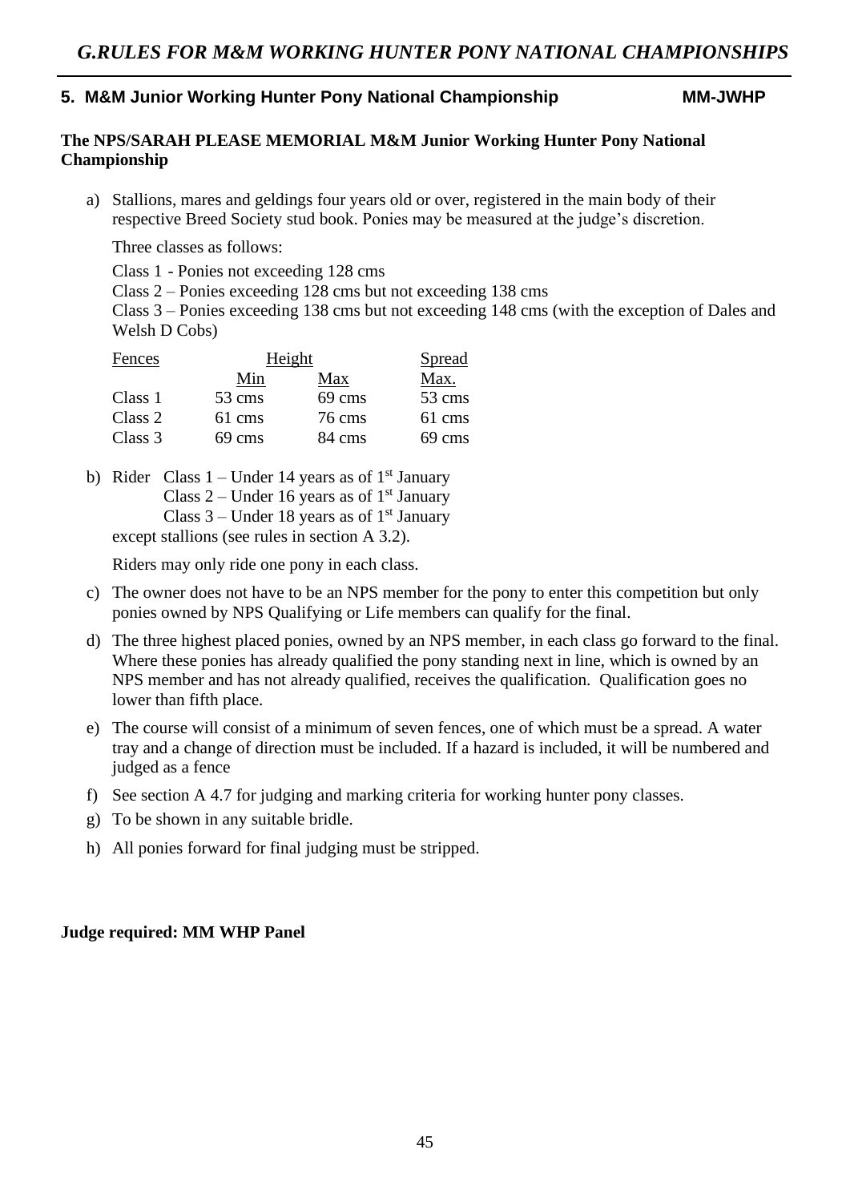# *G.RULES FOR M&M WORKING HUNTER PONY NATIONAL CHAMPIONSHIPS*

## 5. M&M Junior Working Hunter Pony National Championship MM-JWHP

**The NPS/SARAH PLEASE MEMORIAL M&M Junior Working Hunter Pony National Championship**

a) Stallions, mares and geldings four years old or over, registered in the main body of their respective Breed Society stud book. Ponies may be measured at the judge's discretion.

Three classes as follows:

Class 1 - Ponies not exceeding 128 cms
Class 2 – Ponies exceeding 128 cms but not exceeding 138 cms
Class 3 – Ponies exceeding 138 cms but not exceeding 148 cms (with the exception of Dales and Welsh D Cobs)

| Fences | Height | | Spread |
|---|---|---|---|
| | Min | Max | Max. |
| Class 1 | 53 cms | 69 cms | 53 cms |
| Class 2 | 61 cms | 76 cms | 61 cms |
| Class 3 | 69 cms | 84 cms | 69 cms |

b) Rider Class 1 – Under 14 years as of 1st January
Class 2 – Under 16 years as of 1st January
Class 3 – Under 18 years as of 1st January
except stallions (see rules in section A 3.2).

Riders may only ride one pony in each class.

c) The owner does not have to be an NPS member for the pony to enter this competition but only ponies owned by NPS Qualifying or Life members can qualify for the final.

d) The three highest placed ponies, owned by an NPS member, in each class go forward to the final. Where these ponies has already qualified the pony standing next in line, which is owned by an NPS member and has not already qualified, receives the qualification. Qualification goes no lower than fifth place.

e) The course will consist of a minimum of seven fences, one of which must be a spread. A water tray and a change of direction must be included. If a hazard is included, it will be numbered and judged as a fence

f) See section A 4.7 for judging and marking criteria for working hunter pony classes.

g) To be shown in any suitable bridle.

h) All ponies forward for final judging must be stripped.

**Judge required: MM WHP Panel**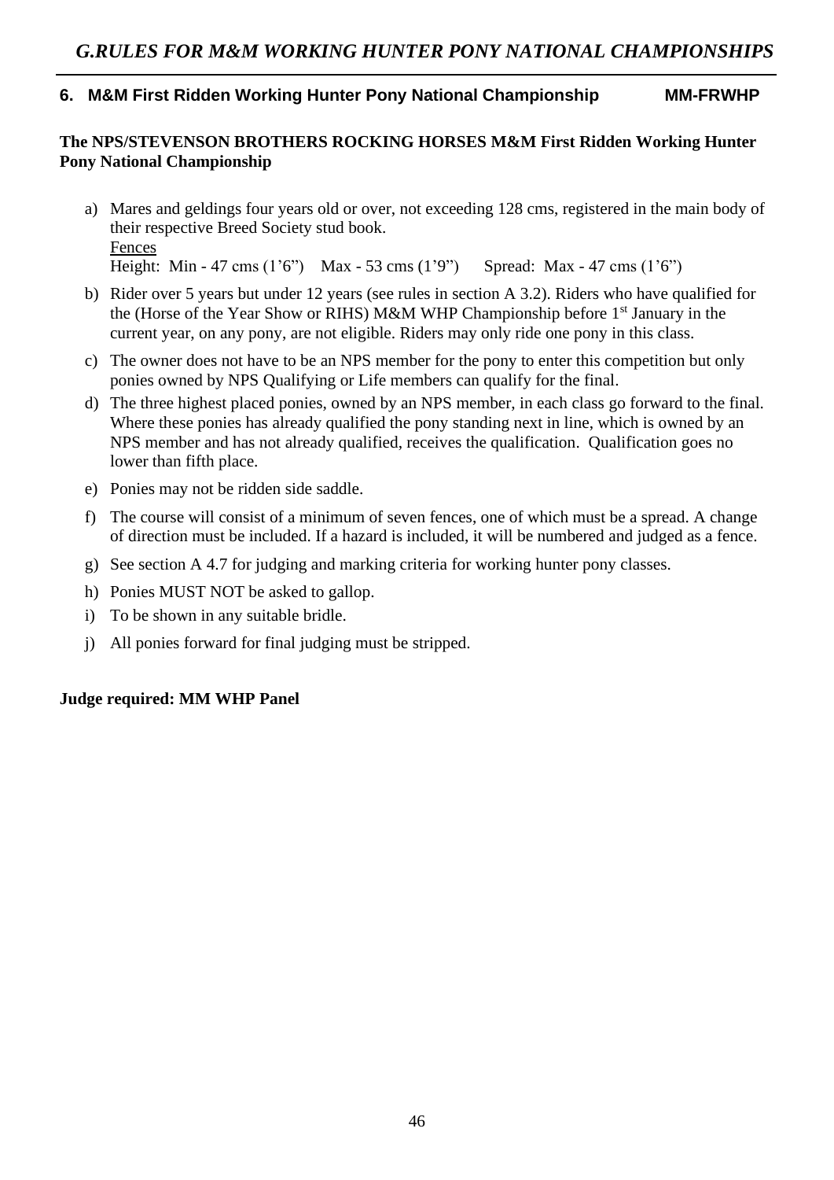# *G.RULES FOR M&M WORKING HUNTER PONY NATIONAL CHAMPIONSHIPS*

## 6. M&M First Ridden Working Hunter Pony National Championship MM-FRWHP

**The NPS/STEVENSON BROTHERS ROCKING HORSES M&M First Ridden Working Hunter Pony National Championship**

a) Mares and geldings four years old or over, not exceeding 128 cms, registered in the main body of their respective Breed Society stud book.
   Fences
   Height: Min - 47 cms (1'6") Max - 53 cms (1'9") Spread: Max - 47 cms (1'6")

b) Rider over 5 years but under 12 years (see rules in section A 3.2). Riders who have qualified for the (Horse of the Year Show or RIHS) M&M WHP Championship before 1st January in the current year, on any pony, are not eligible. Riders may only ride one pony in this class.

c) The owner does not have to be an NPS member for the pony to enter this competition but only ponies owned by NPS Qualifying or Life members can qualify for the final.

d) The three highest placed ponies, owned by an NPS member, in each class go forward to the final. Where these ponies has already qualified the pony standing next in line, which is owned by an NPS member and has not already qualified, receives the qualification. Qualification goes no lower than fifth place.

e) Ponies may not be ridden side saddle.

f) The course will consist of a minimum of seven fences, one of which must be a spread. A change of direction must be included. If a hazard is included, it will be numbered and judged as a fence.

g) See section A 4.7 for judging and marking criteria for working hunter pony classes.

h) Ponies MUST NOT be asked to gallop.

i) To be shown in any suitable bridle.

j) All ponies forward for final judging must be stripped.

**Judge required: MM WHP Panel**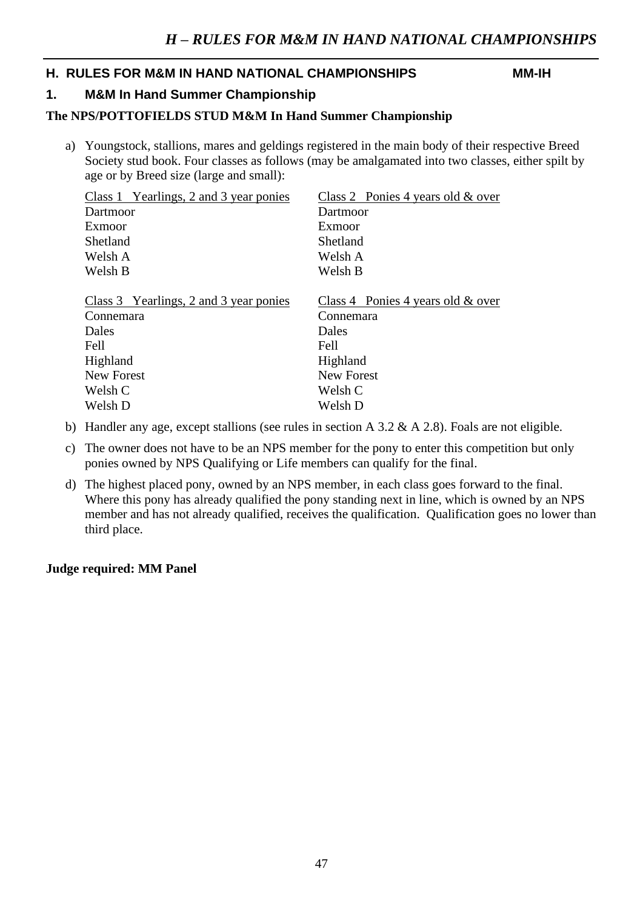## H. RULES FOR M&M IN HAND NATIONAL CHAMPIONSHIPS MM-IH

### 1. M&M In Hand Summer Championship

**The NPS/POTTOFIELDS STUD M&M In Hand Summer Championship**

a) Youngstock, stallions, mares and geldings registered in the main body of their respective Breed Society stud book. Four classes as follows (may be amalgamated into two classes, either spilt by age or by Breed size (large and small):

| Class 1 Yearlings, 2 and 3 year ponies | Class 2 Ponies 4 years old & over |
|---|---|
| Dartmoor | Dartmoor |
| Exmoor | Exmoor |
| Shetland | Shetland |
| Welsh A | Welsh A |
| Welsh B | Welsh B |

| Class 3 Yearlings, 2 and 3 year ponies | Class 4 Ponies 4 years old & over |
|---|---|
| Connemara | Connemara |
| Dales | Dales |
| Fell | Fell |
| Highland | Highland |
| New Forest | New Forest |
| Welsh C | Welsh C |
| Welsh D | Welsh D |

b) Handler any age, except stallions (see rules in section A 3.2 & A 2.8). Foals are not eligible.

c) The owner does not have to be an NPS member for the pony to enter this competition but only ponies owned by NPS Qualifying or Life members can qualify for the final.

d) The highest placed pony, owned by an NPS member, in each class goes forward to the final. Where this pony has already qualified the pony standing next in line, which is owned by an NPS member and has not already qualified, receives the qualification. Qualification goes no lower than third place.

**Judge required: MM Panel**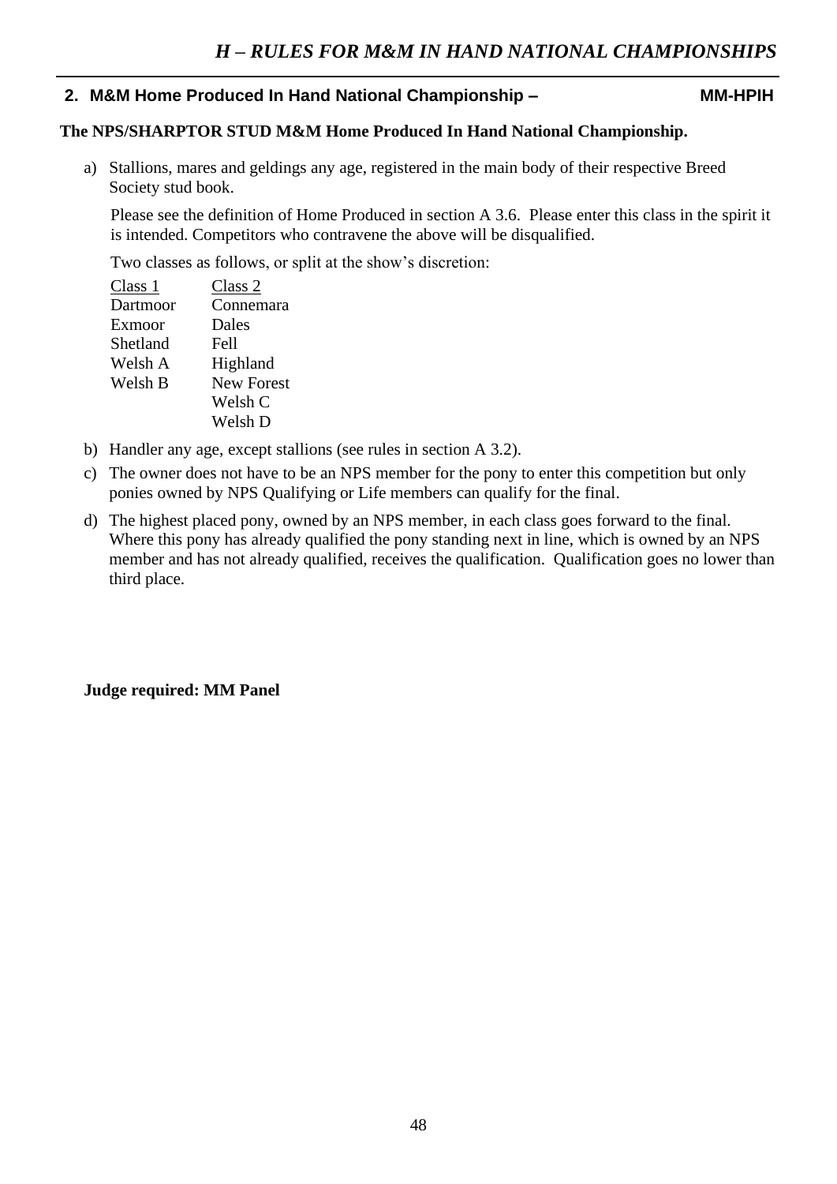## 2. M&M Home Produced In Hand National Championship – MM-HPIH

**The NPS/SHARPTOR STUD M&M Home Produced In Hand National Championship.**

a) Stallions, mares and geldings any age, registered in the main body of their respective Breed Society stud book.

Please see the definition of Home Produced in section A 3.6. Please enter this class in the spirit it is intended. Competitors who contravene the above will be disqualified.

Two classes as follows, or split at the show's discretion:

| Class 1 | Class 2 |
|---|---|
| Dartmoor | Connemara |
| Exmoor | Dales |
| Shetland | Fell |
| Welsh A | Highland |
| Welsh B | New Forest |
| | Welsh C |
| | Welsh D |

b) Handler any age, except stallions (see rules in section A 3.2).

c) The owner does not have to be an NPS member for the pony to enter this competition but only ponies owned by NPS Qualifying or Life members can qualify for the final.

d) The highest placed pony, owned by an NPS member, in each class goes forward to the final. Where this pony has already qualified the pony standing next in line, which is owned by an NPS member and has not already qualified, receives the qualification. Qualification goes no lower than third place.

**Judge required: MM Panel**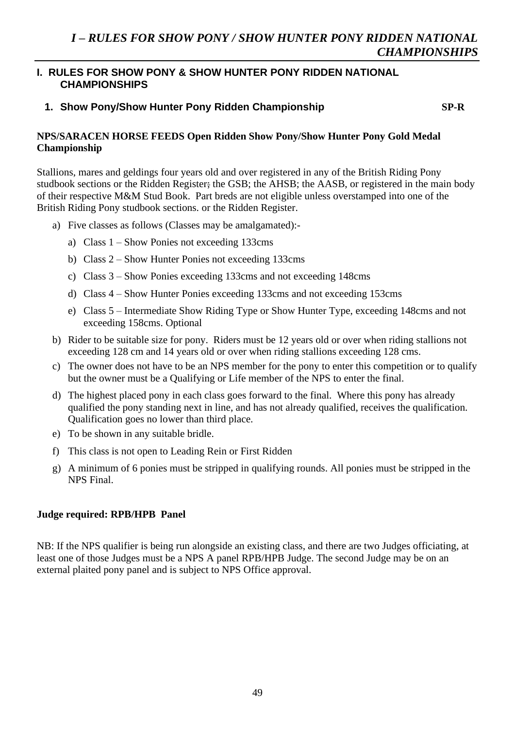## I. RULES FOR SHOW PONY & SHOW HUNTER PONY RIDDEN NATIONAL CHAMPIONSHIPS

### 1. Show Pony/Show Hunter Pony Ridden Championship SP-R

**NPS/SARACEN HORSE FEEDS Open Ridden Show Pony/Show Hunter Pony Gold Medal Championship**

Stallions, mares and geldings four years old and over registered in any of the British Riding Pony studbook sections or the Ridden Register; the GSB; the AHSB; the AASB, or registered in the main body of their respective M&M Stud Book. Part breds are not eligible unless overstamped into one of the British Riding Pony studbook sections. or the Ridden Register.

a) Five classes as follows (Classes may be amalgamated):-
   - a) Class 1 – Show Ponies not exceeding 133cms
   - b) Class 2 – Show Hunter Ponies not exceeding 133cms
   - c) Class 3 – Show Ponies exceeding 133cms and not exceeding 148cms
   - d) Class 4 – Show Hunter Ponies exceeding 133cms and not exceeding 153cms
   - e) Class 5 – Intermediate Show Riding Type or Show Hunter Type, exceeding 148cms and not exceeding 158cms. Optional

b) Rider to be suitable size for pony. Riders must be 12 years old or over when riding stallions not exceeding 128 cm and 14 years old or over when riding stallions exceeding 128 cms.

c) The owner does not have to be an NPS member for the pony to enter this competition or to qualify but the owner must be a Qualifying or Life member of the NPS to enter the final.

d) The highest placed pony in each class goes forward to the final. Where this pony has already qualified the pony standing next in line, and has not already qualified, receives the qualification. Qualification goes no lower than third place.

e) To be shown in any suitable bridle.

f) This class is not open to Leading Rein or First Ridden

g) A minimum of 6 ponies must be stripped in qualifying rounds. All ponies must be stripped in the NPS Final.

**Judge required: RPB/HPB Panel**

NB: If the NPS qualifier is being run alongside an existing class, and there are two Judges officiating, at least one of those Judges must be a NPS A panel RPB/HPB Judge. The second Judge may be on an external plaited pony panel and is subject to NPS Office approval.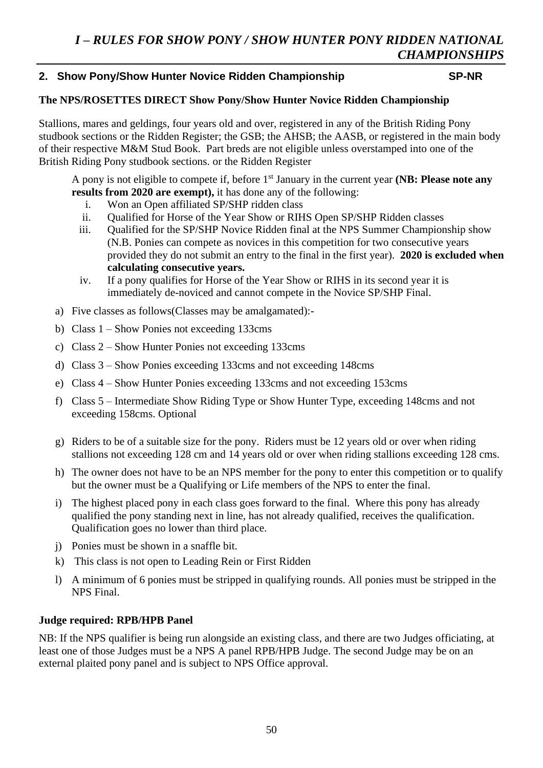# *I – RULES FOR SHOW PONY / SHOW HUNTER PONY RIDDEN NATIONAL CHAMPIONSHIPS*

## 2. Show Pony/Show Hunter Novice Ridden Championship SP-NR

**The NPS/ROSETTES DIRECT Show Pony/Show Hunter Novice Ridden Championship**

Stallions, mares and geldings, four years old and over, registered in any of the British Riding Pony studbook sections or the Ridden Register; the GSB; the AHSB; the AASB, or registered in the main body of their respective M&M Stud Book. Part breds are not eligible unless overstamped into one of the British Riding Pony studbook sections. or the Ridden Register

A pony is not eligible to compete if, before 1st January in the current year **(NB: Please note any results from 2020 are exempt),** it has done any of the following:

i. Won an Open affiliated SP/SHP ridden class
ii. Qualified for Horse of the Year Show or RIHS Open SP/SHP Ridden classes
iii. Qualified for the SP/SHP Novice Ridden final at the NPS Summer Championship show (N.B. Ponies can compete as novices in this competition for two consecutive years provided they do not submit an entry to the final in the first year). **2020 is excluded when calculating consecutive years.**
iv. If a pony qualifies for Horse of the Year Show or RIHS in its second year it is immediately de-noviced and cannot compete in the Novice SP/SHP Final.

a) Five classes as follows(Classes may be amalgamated):-
b) Class 1 – Show Ponies not exceeding 133cms
c) Class 2 – Show Hunter Ponies not exceeding 133cms
d) Class 3 – Show Ponies exceeding 133cms and not exceeding 148cms
e) Class 4 – Show Hunter Ponies exceeding 133cms and not exceeding 153cms
f) Class 5 – Intermediate Show Riding Type or Show Hunter Type, exceeding 148cms and not exceeding 158cms. Optional
g) Riders to be of a suitable size for the pony. Riders must be 12 years old or over when riding stallions not exceeding 128 cm and 14 years old or over when riding stallions exceeding 128 cms.
h) The owner does not have to be an NPS member for the pony to enter this competition or to qualify but the owner must be a Qualifying or Life members of the NPS to enter the final.
i) The highest placed pony in each class goes forward to the final. Where this pony has already qualified the pony standing next in line, has not already qualified, receives the qualification. Qualification goes no lower than third place.
j) Ponies must be shown in a snaffle bit.
k) This class is not open to Leading Rein or First Ridden
l) A minimum of 6 ponies must be stripped in qualifying rounds. All ponies must be stripped in the NPS Final.

**Judge required: RPB/HPB Panel**

NB: If the NPS qualifier is being run alongside an existing class, and there are two Judges officiating, at least one of those Judges must be a NPS A panel RPB/HPB Judge. The second Judge may be on an external plaited pony panel and is subject to NPS Office approval.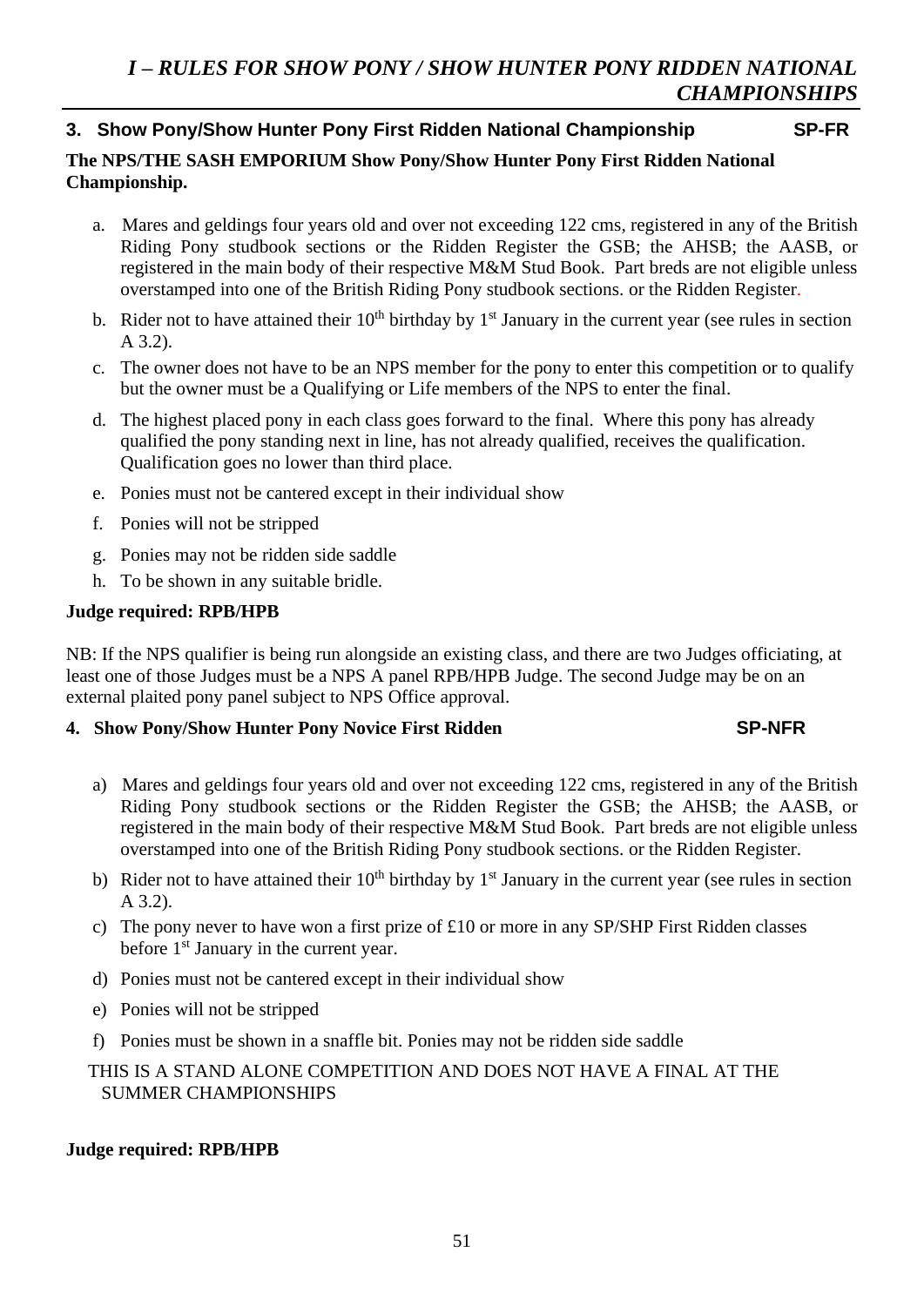# *I – RULES FOR SHOW PONY / SHOW HUNTER PONY RIDDEN NATIONAL CHAMPIONSHIPS*

### 3. Show Pony/Show Hunter Pony First Ridden National Championship SP-FR

**The NPS/THE SASH EMPORIUM Show Pony/Show Hunter Pony First Ridden National Championship.**

a. Mares and geldings four years old and over not exceeding 122 cms, registered in any of the British Riding Pony studbook sections or the Ridden Register the GSB; the AHSB; the AASB, or registered in the main body of their respective M&M Stud Book. Part breds are not eligible unless overstamped into one of the British Riding Pony studbook sections. or the Ridden Register.

b. Rider not to have attained their 10th birthday by 1st January in the current year (see rules in section A 3.2).

c. The owner does not have to be an NPS member for the pony to enter this competition or to qualify but the owner must be a Qualifying or Life members of the NPS to enter the final.

d. The highest placed pony in each class goes forward to the final. Where this pony has already qualified the pony standing next in line, has not already qualified, receives the qualification. Qualification goes no lower than third place.

e. Ponies must not be cantered except in their individual show

f. Ponies will not be stripped

g. Ponies may not be ridden side saddle

h. To be shown in any suitable bridle.

**Judge required: RPB/HPB**

NB: If the NPS qualifier is being run alongside an existing class, and there are two Judges officiating, at least one of those Judges must be a NPS A panel RPB/HPB Judge. The second Judge may be on an external plaited pony panel subject to NPS Office approval.

### 4. Show Pony/Show Hunter Pony Novice First Ridden SP-NFR

a) Mares and geldings four years old and over not exceeding 122 cms, registered in any of the British Riding Pony studbook sections or the Ridden Register the GSB; the AHSB; the AASB, or registered in the main body of their respective M&M Stud Book. Part breds are not eligible unless overstamped into one of the British Riding Pony studbook sections. or the Ridden Register.

b) Rider not to have attained their 10th birthday by 1st January in the current year (see rules in section A 3.2).

c) The pony never to have won a first prize of £10 or more in any SP/SHP First Ridden classes before 1st January in the current year.

d) Ponies must not be cantered except in their individual show

e) Ponies will not be stripped

f) Ponies must be shown in a snaffle bit. Ponies may not be ridden side saddle

THIS IS A STAND ALONE COMPETITION AND DOES NOT HAVE A FINAL AT THE SUMMER CHAMPIONSHIPS

**Judge required: RPB/HPB**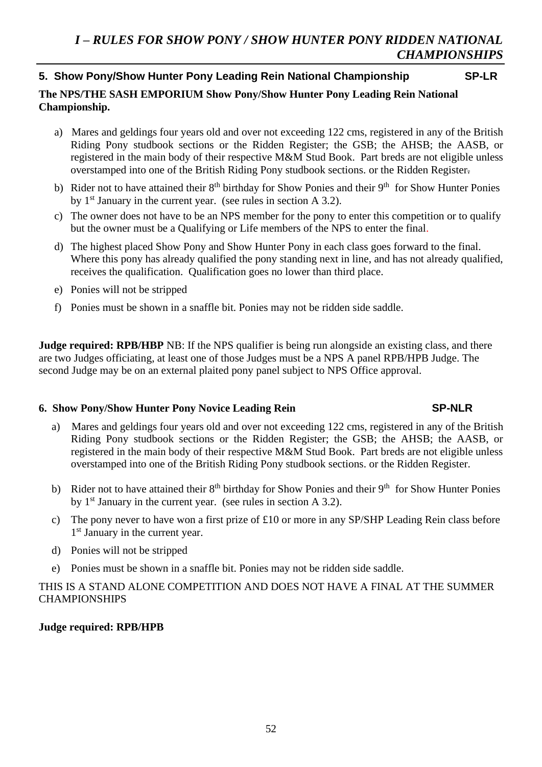# *I – RULES FOR SHOW PONY / SHOW HUNTER PONY RIDDEN NATIONAL CHAMPIONSHIPS*

## 5. Show Pony/Show Hunter Pony Leading Rein National Championship SP-LR

**The NPS/THE SASH EMPORIUM Show Pony/Show Hunter Pony Leading Rein National Championship.**

a) Mares and geldings four years old and over not exceeding 122 cms, registered in any of the British Riding Pony studbook sections or the Ridden Register; the GSB; the AHSB; the AASB, or registered in the main body of their respective M&M Stud Book. Part breds are not eligible unless overstamped into one of the British Riding Pony studbook sections. or the Ridden Register.

b) Rider not to have attained their 8th birthday for Show Ponies and their 9th for Show Hunter Ponies by 1st January in the current year. (see rules in section A 3.2).

c) The owner does not have to be an NPS member for the pony to enter this competition or to qualify but the owner must be a Qualifying or Life members of the NPS to enter the final.

d) The highest placed Show Pony and Show Hunter Pony in each class goes forward to the final. Where this pony has already qualified the pony standing next in line, and has not already qualified, receives the qualification. Qualification goes no lower than third place.

e) Ponies will not be stripped

f) Ponies must be shown in a snaffle bit. Ponies may not be ridden side saddle.

**Judge required: RPB/HBP** NB: If the NPS qualifier is being run alongside an existing class, and there are two Judges officiating, at least one of those Judges must be a NPS A panel RPB/HPB Judge. The second Judge may be on an external plaited pony panel subject to NPS Office approval.

## 6. Show Pony/Show Hunter Pony Novice Leading Rein SP-NLR

a) Mares and geldings four years old and over not exceeding 122 cms, registered in any of the British Riding Pony studbook sections or the Ridden Register; the GSB; the AHSB; the AASB, or registered in the main body of their respective M&M Stud Book. Part breds are not eligible unless overstamped into one of the British Riding Pony studbook sections. or the Ridden Register.

b) Rider not to have attained their 8th birthday for Show Ponies and their 9th for Show Hunter Ponies by 1st January in the current year. (see rules in section A 3.2).

c) The pony never to have won a first prize of £10 or more in any SP/SHP Leading Rein class before 1st January in the current year.

d) Ponies will not be stripped

e) Ponies must be shown in a snaffle bit. Ponies may not be ridden side saddle.

THIS IS A STAND ALONE COMPETITION AND DOES NOT HAVE A FINAL AT THE SUMMER CHAMPIONSHIPS

**Judge required: RPB/HPB**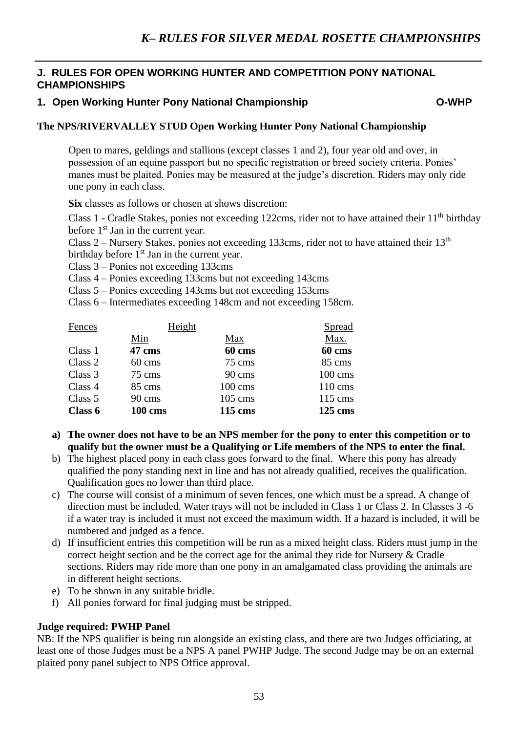# *K– RULES FOR SILVER MEDAL ROSETTE CHAMPIONSHIPS*

## J. RULES FOR OPEN WORKING HUNTER AND COMPETITION PONY NATIONAL CHAMPIONSHIPS

### 1. Open Working Hunter Pony National Championship O-WHP

**The NPS/RIVERVALLEY STUD Open Working Hunter Pony National Championship**

Open to mares, geldings and stallions (except classes 1 and 2), four year old and over, in possession of an equine passport but no specific registration or breed society criteria. Ponies' manes must be plaited. Ponies may be measured at the judge's discretion. Riders may only ride one pony in each class.

**Six** classes as follows or chosen at shows discretion:

Class 1 - Cradle Stakes, ponies not exceeding 122cms, rider not to have attained their 11th birthday before 1st Jan in the current year.
Class 2 – Nursery Stakes, ponies not exceeding 133cms, rider not to have attained their 13th birthday before 1st Jan in the current year.
Class 3 – Ponies not exceeding 133cms
Class 4 – Ponies exceeding 133cms but not exceeding 143cms
Class 5 – Ponies exceeding 143cms but not exceeding 153cms
Class 6 – Intermediates exceeding 148cm and not exceeding 158cm.

| Fences | Height Min | Height Max | Spread Max. |
|---|---|---|---|
| Class 1 | **47 cms** | **60 cms** | **60 cms** |
| Class 2 | 60 cms | 75 cms | 85 cms |
| Class 3 | 75 cms | 90 cms | 100 cms |
| Class 4 | 85 cms | 100 cms | 110 cms |
| Class 5 | 90 cms | 105 cms | 115 cms |
| **Class 6** | **100 cms** | **115 cms** | **125 cms** |

a) **The owner does not have to be an NPS member for the pony to enter this competition or to qualify but the owner must be a Qualifying or Life members of the NPS to enter the final.**
b) The highest placed pony in each class goes forward to the final. Where this pony has already qualified the pony standing next in line and has not already qualified, receives the qualification. Qualification goes no lower than third place.
c) The course will consist of a minimum of seven fences, one which must be a spread. A change of direction must be included. Water trays will not be included in Class 1 or Class 2. In Classes 3 -6 if a water tray is included it must not exceed the maximum width. If a hazard is included, it will be numbered and judged as a fence.
d) If insufficient entries this competition will be run as a mixed height class. Riders must jump in the correct height section and be the correct age for the animal they ride for Nursery & Cradle sections. Riders may ride more than one pony in an amalgamated class providing the animals are in different height sections.
e) To be shown in any suitable bridle.
f) All ponies forward for final judging must be stripped.

**Judge required: PWHP Panel**

NB: If the NPS qualifier is being run alongside an existing class, and there are two Judges officiating, at least one of those Judges must be a NPS A panel PWHP Judge. The second Judge may be on an external plaited pony panel subject to NPS Office approval.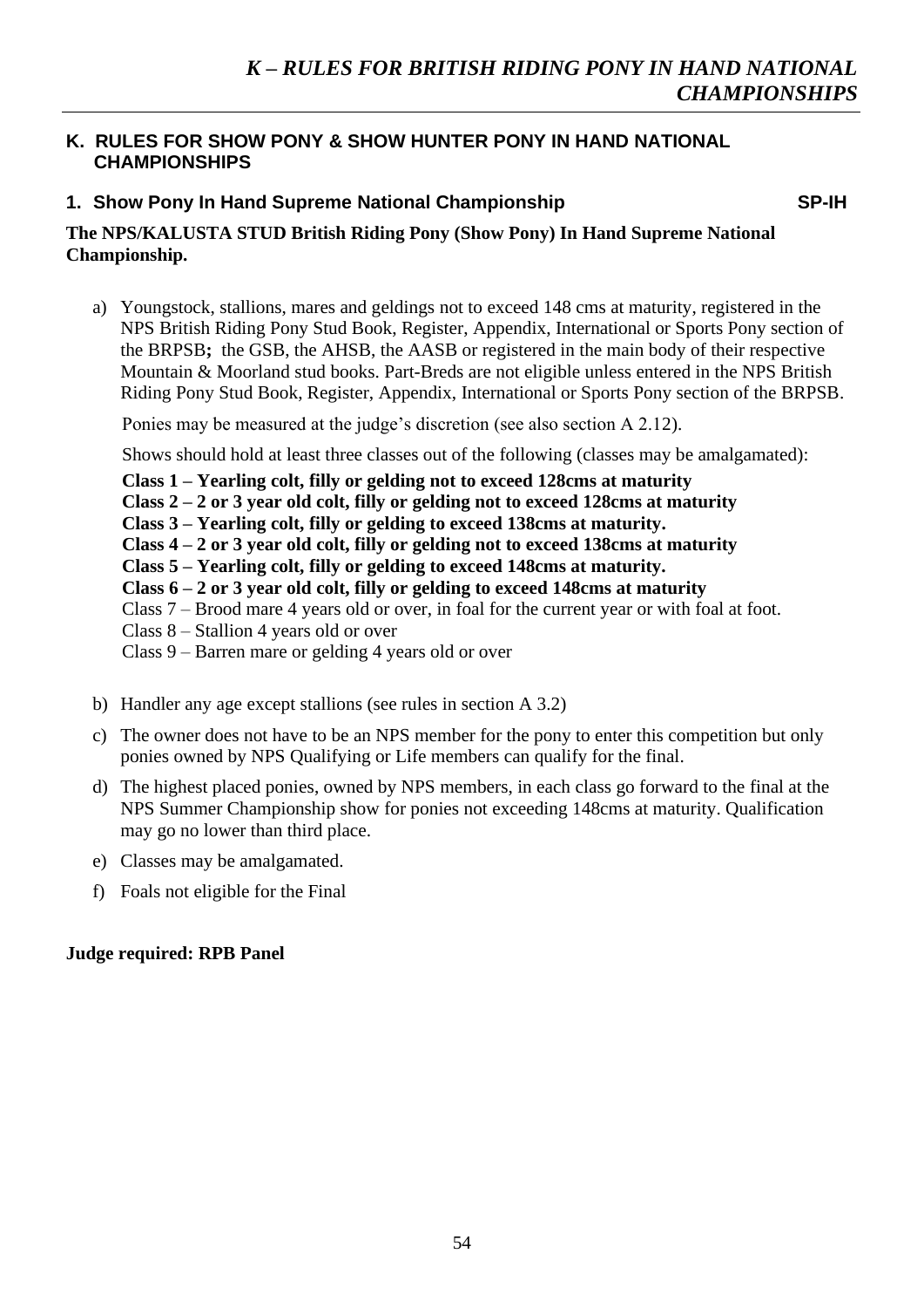## K. RULES FOR SHOW PONY & SHOW HUNTER PONY IN HAND NATIONAL CHAMPIONSHIPS

### 1. Show Pony In Hand Supreme National Championship SP-IH

**The NPS/KALUSTA STUD British Riding Pony (Show Pony) In Hand Supreme National Championship.**

a) Youngstock, stallions, mares and geldings not to exceed 148 cms at maturity, registered in the NPS British Riding Pony Stud Book, Register, Appendix, International or Sports Pony section of the BRPSB**;** the GSB, the AHSB, the AASB or registered in the main body of their respective Mountain & Moorland stud books. Part-Breds are not eligible unless entered in the NPS British Riding Pony Stud Book, Register, Appendix, International or Sports Pony section of the BRPSB.

Ponies may be measured at the judge's discretion (see also section A 2.12).

Shows should hold at least three classes out of the following (classes may be amalgamated):

**Class 1 – Yearling colt, filly or gelding not to exceed 128cms at maturity**
**Class 2 – 2 or 3 year old colt, filly or gelding not to exceed 128cms at maturity**
**Class 3 – Yearling colt, filly or gelding to exceed 138cms at maturity.**
**Class 4 – 2 or 3 year old colt, filly or gelding not to exceed 138cms at maturity**
**Class 5 – Yearling colt, filly or gelding to exceed 148cms at maturity.**
**Class 6 – 2 or 3 year old colt, filly or gelding to exceed 148cms at maturity**
Class 7 – Brood mare 4 years old or over, in foal for the current year or with foal at foot.
Class 8 – Stallion 4 years old or over
Class 9 – Barren mare or gelding 4 years old or over

b) Handler any age except stallions (see rules in section A 3.2)

c) The owner does not have to be an NPS member for the pony to enter this competition but only ponies owned by NPS Qualifying or Life members can qualify for the final.

d) The highest placed ponies, owned by NPS members, in each class go forward to the final at the NPS Summer Championship show for ponies not exceeding 148cms at maturity. Qualification may go no lower than third place.

e) Classes may be amalgamated.

f) Foals not eligible for the Final

**Judge required: RPB Panel**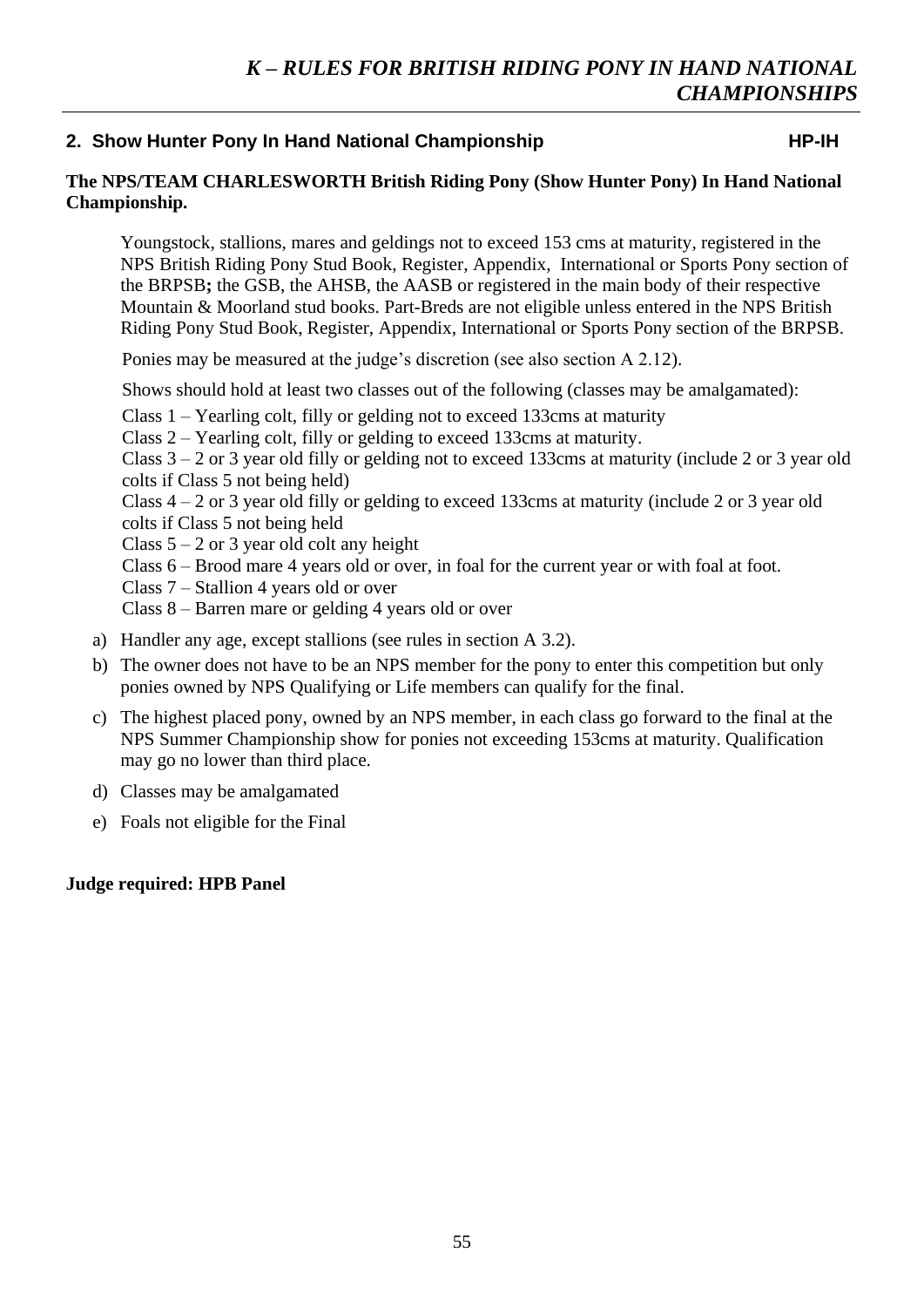## 2. Show Hunter Pony In Hand National Championship HP-IH

**The NPS/TEAM CHARLESWORTH British Riding Pony (Show Hunter Pony) In Hand National Championship.**

Youngstock, stallions, mares and geldings not to exceed 153 cms at maturity, registered in the NPS British Riding Pony Stud Book, Register, Appendix, International or Sports Pony section of the BRPSB**;** the GSB, the AHSB, the AASB or registered in the main body of their respective Mountain & Moorland stud books. Part-Breds are not eligible unless entered in the NPS British Riding Pony Stud Book, Register, Appendix, International or Sports Pony section of the BRPSB.

Ponies may be measured at the judge's discretion (see also section A 2.12).

Shows should hold at least two classes out of the following (classes may be amalgamated):

Class 1 – Yearling colt, filly or gelding not to exceed 133cms at maturity
Class 2 – Yearling colt, filly or gelding to exceed 133cms at maturity.
Class 3 – 2 or 3 year old filly or gelding not to exceed 133cms at maturity (include 2 or 3 year old colts if Class 5 not being held)
Class 4 – 2 or 3 year old filly or gelding to exceed 133cms at maturity (include 2 or 3 year old colts if Class 5 not being held
Class 5 – 2 or 3 year old colt any height
Class 6 – Brood mare 4 years old or over, in foal for the current year or with foal at foot.
Class 7 – Stallion 4 years old or over
Class 8 – Barren mare or gelding 4 years old or over

a) Handler any age, except stallions (see rules in section A 3.2).
b) The owner does not have to be an NPS member for the pony to enter this competition but only ponies owned by NPS Qualifying or Life members can qualify for the final.
c) The highest placed pony, owned by an NPS member, in each class go forward to the final at the NPS Summer Championship show for ponies not exceeding 153cms at maturity. Qualification may go no lower than third place.
d) Classes may be amalgamated
e) Foals not eligible for the Final

**Judge required: HPB Panel**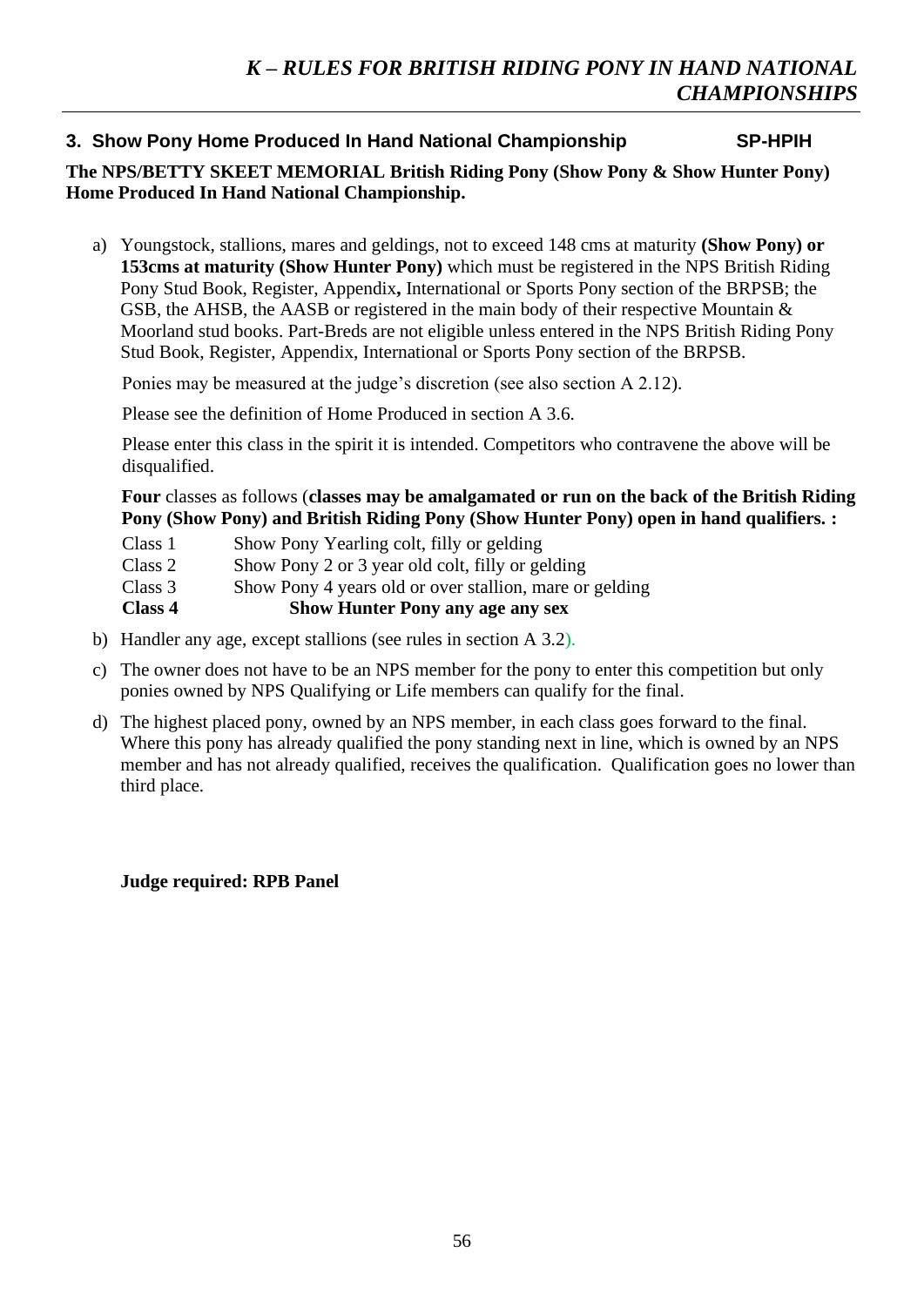### 3. Show Pony Home Produced In Hand National Championship SP-HPIH

**The NPS/BETTY SKEET MEMORIAL British Riding Pony (Show Pony & Show Hunter Pony) Home Produced In Hand National Championship.**

a) Youngstock, stallions, mares and geldings, not to exceed 148 cms at maturity **(Show Pony) or 153cms at maturity (Show Hunter Pony)** which must be registered in the NPS British Riding Pony Stud Book, Register, Appendix**,** International or Sports Pony section of the BRPSB; the GSB, the AHSB, the AASB or registered in the main body of their respective Mountain & Moorland stud books. Part-Breds are not eligible unless entered in the NPS British Riding Pony Stud Book, Register, Appendix, International or Sports Pony section of the BRPSB.

   Ponies may be measured at the judge's discretion (see also section A 2.12).

   Please see the definition of Home Produced in section A 3.6.

   Please enter this class in the spirit it is intended. Competitors who contravene the above will be disqualified.

   **Four** classes as follows (**classes may be amalgamated or run on the back of the British Riding Pony (Show Pony) and British Riding Pony (Show Hunter Pony) open in hand qualifiers. :**

   Class 1 Show Pony Yearling colt, filly or gelding
   Class 2 Show Pony 2 or 3 year old colt, filly or gelding
   Class 3 Show Pony 4 years old or over stallion, mare or gelding
   **Class 4 Show Hunter Pony any age any sex**

b) Handler any age, except stallions (see rules in section A 3.2).

c) The owner does not have to be an NPS member for the pony to enter this competition but only ponies owned by NPS Qualifying or Life members can qualify for the final.

d) The highest placed pony, owned by an NPS member, in each class goes forward to the final. Where this pony has already qualified the pony standing next in line, which is owned by an NPS member and has not already qualified, receives the qualification. Qualification goes no lower than third place.

**Judge required: RPB Panel**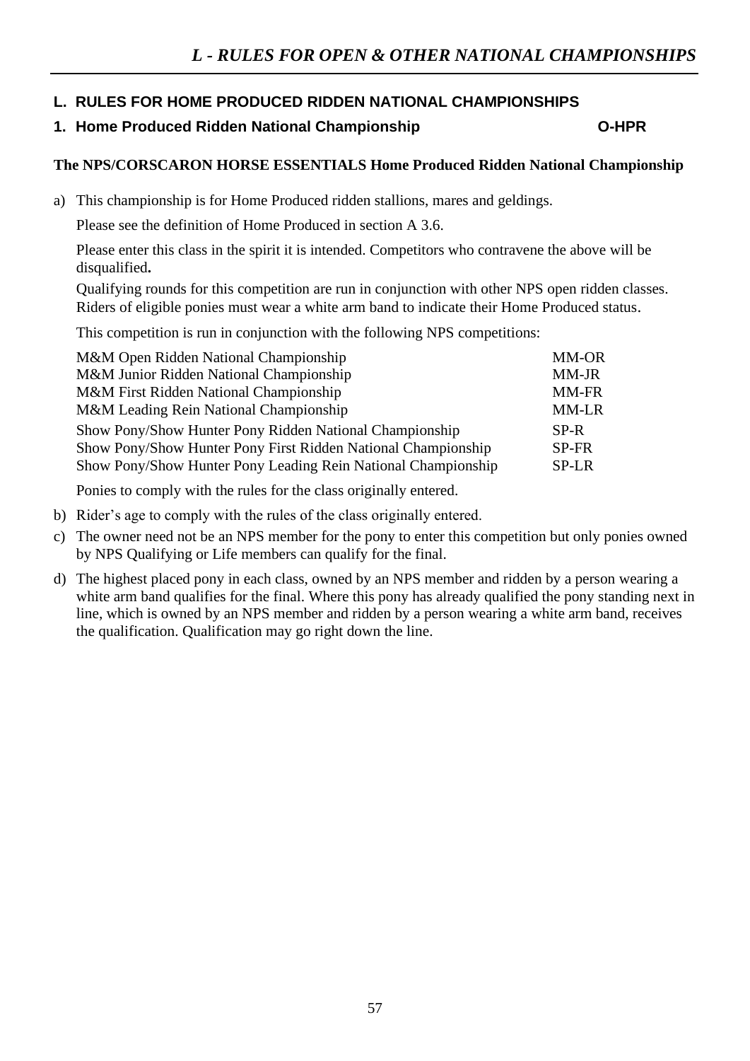## L. RULES FOR HOME PRODUCED RIDDEN NATIONAL CHAMPIONSHIPS

### 1. Home Produced Ridden National Championship — O-HPR

**The NPS/CORSCARON HORSE ESSENTIALS Home Produced Ridden National Championship**

a) This championship is for Home Produced ridden stallions, mares and geldings.

   Please see the definition of Home Produced in section A 3.6.

   Please enter this class in the spirit it is intended. Competitors who contravene the above will be disqualified**.**

   Qualifying rounds for this competition are run in conjunction with other NPS open ridden classes. Riders of eligible ponies must wear a white arm band to indicate their Home Produced status.

   This competition is run in conjunction with the following NPS competitions:

| | |
|---|---|
| M&M Open Ridden National Championship | MM-OR |
| M&M Junior Ridden National Championship | MM-JR |
| M&M First Ridden National Championship | MM-FR |
| M&M Leading Rein National Championship | MM-LR |
| Show Pony/Show Hunter Pony Ridden National Championship | SP-R |
| Show Pony/Show Hunter Pony First Ridden National Championship | SP-FR |
| Show Pony/Show Hunter Pony Leading Rein National Championship | SP-LR |

   Ponies to comply with the rules for the class originally entered.

b) Rider's age to comply with the rules of the class originally entered.

c) The owner need not be an NPS member for the pony to enter this competition but only ponies owned by NPS Qualifying or Life members can qualify for the final.

d) The highest placed pony in each class, owned by an NPS member and ridden by a person wearing a white arm band qualifies for the final. Where this pony has already qualified the pony standing next in line, which is owned by an NPS member and ridden by a person wearing a white arm band, receives the qualification. Qualification may go right down the line.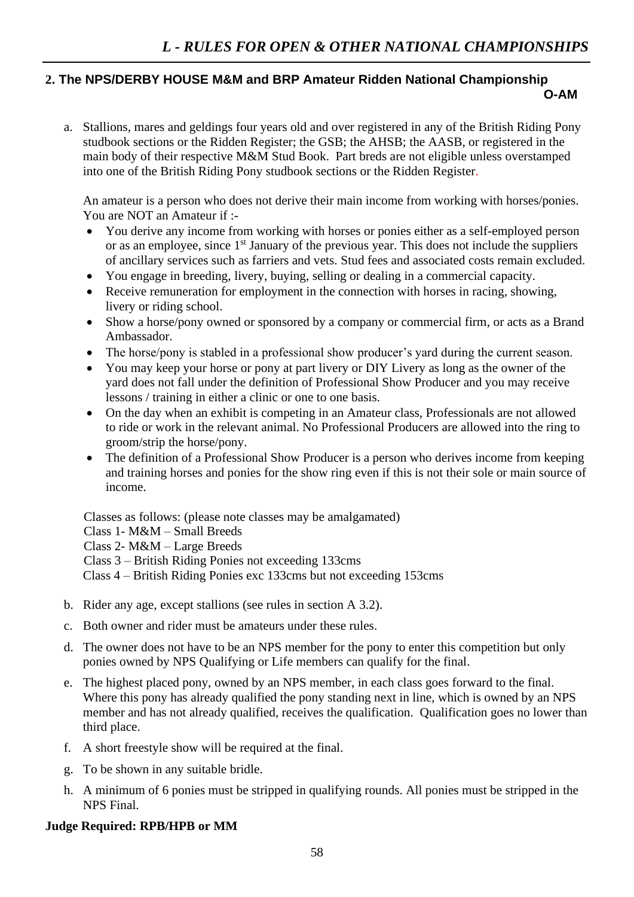## 2. The NPS/DERBY HOUSE M&M and BRP Amateur Ridden National Championship

**O-AM**

a. Stallions, mares and geldings four years old and over registered in any of the British Riding Pony studbook sections or the Ridden Register; the GSB; the AHSB; the AASB, or registered in the main body of their respective M&M Stud Book. Part breds are not eligible unless overstamped into one of the British Riding Pony studbook sections or the Ridden Register.

   An amateur is a person who does not derive their main income from working with horses/ponies. You are NOT an Amateur if :-

   - You derive any income from working with horses or ponies either as a self-employed person or as an employee, since 1st January of the previous year. This does not include the suppliers of ancillary services such as farriers and vets. Stud fees and associated costs remain excluded.
   - You engage in breeding, livery, buying, selling or dealing in a commercial capacity.
   - Receive remuneration for employment in the connection with horses in racing, showing, livery or riding school.
   - Show a horse/pony owned or sponsored by a company or commercial firm, or acts as a Brand Ambassador.
   - The horse/pony is stabled in a professional show producer's yard during the current season.
   - You may keep your horse or pony at part livery or DIY Livery as long as the owner of the yard does not fall under the definition of Professional Show Producer and you may receive lessons / training in either a clinic or one to one basis.
   - On the day when an exhibit is competing in an Amateur class, Professionals are not allowed to ride or work in the relevant animal. No Professional Producers are allowed into the ring to groom/strip the horse/pony.
   - The definition of a Professional Show Producer is a person who derives income from keeping and training horses and ponies for the show ring even if this is not their sole or main source of income.

   Classes as follows: (please note classes may be amalgamated)
   Class 1- M&M – Small Breeds
   Class 2- M&M – Large Breeds
   Class 3 – British Riding Ponies not exceeding 133cms
   Class 4 – British Riding Ponies exc 133cms but not exceeding 153cms

b. Rider any age, except stallions (see rules in section A 3.2).

c. Both owner and rider must be amateurs under these rules.

d. The owner does not have to be an NPS member for the pony to enter this competition but only ponies owned by NPS Qualifying or Life members can qualify for the final.

e. The highest placed pony, owned by an NPS member, in each class goes forward to the final. Where this pony has already qualified the pony standing next in line, which is owned by an NPS member and has not already qualified, receives the qualification. Qualification goes no lower than third place.

f. A short freestyle show will be required at the final.

g. To be shown in any suitable bridle.

h. A minimum of 6 ponies must be stripped in qualifying rounds. All ponies must be stripped in the NPS Final.

**Judge Required: RPB/HPB or MM**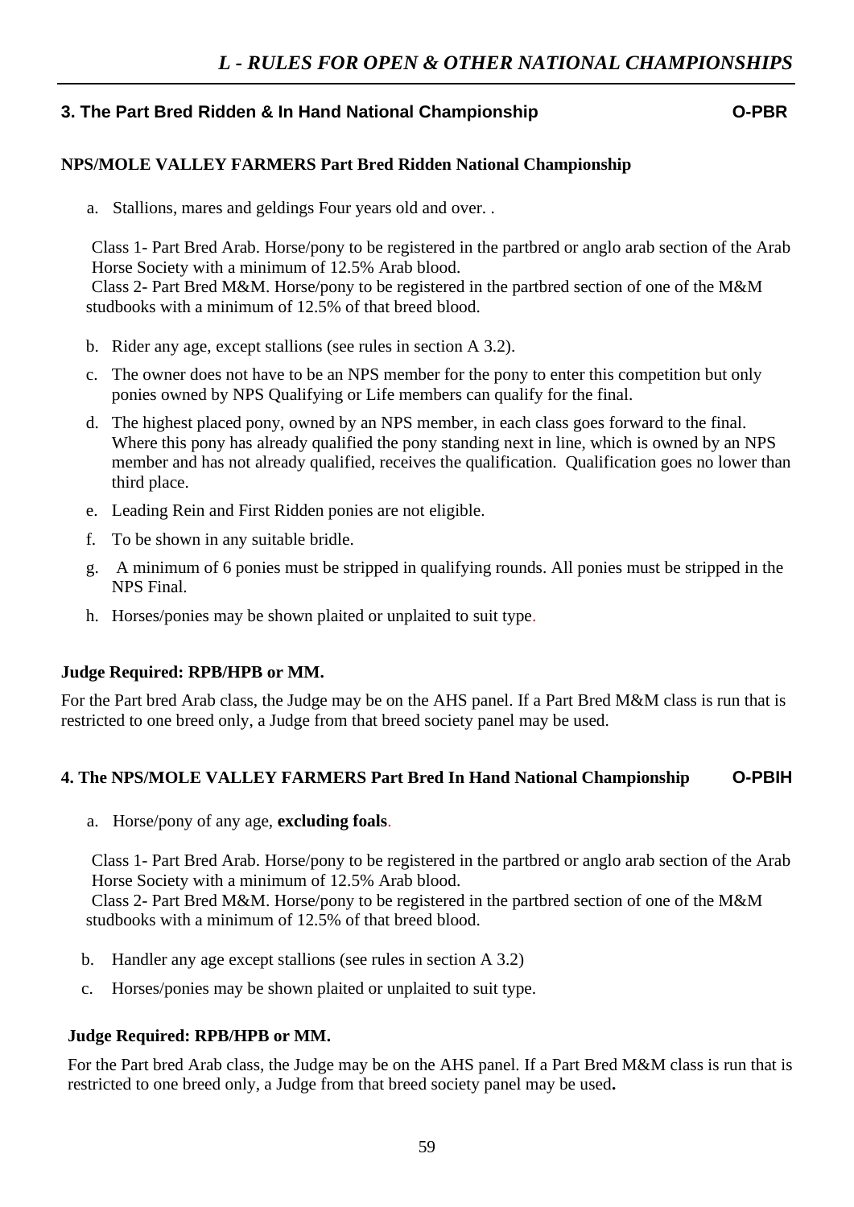## 3. The Part Bred Ridden & In Hand National Championship O-PBR

**NPS/MOLE VALLEY FARMERS Part Bred Ridden National Championship**

a. Stallions, mares and geldings Four years old and over. .

Class 1- Part Bred Arab. Horse/pony to be registered in the partbred or anglo arab section of the Arab Horse Society with a minimum of 12.5% Arab blood.
Class 2- Part Bred M&M. Horse/pony to be registered in the partbred section of one of the M&M studbooks with a minimum of 12.5% of that breed blood.

b. Rider any age, except stallions (see rules in section A 3.2).

c. The owner does not have to be an NPS member for the pony to enter this competition but only ponies owned by NPS Qualifying or Life members can qualify for the final.

d. The highest placed pony, owned by an NPS member, in each class goes forward to the final. Where this pony has already qualified the pony standing next in line, which is owned by an NPS member and has not already qualified, receives the qualification. Qualification goes no lower than third place.

e. Leading Rein and First Ridden ponies are not eligible.

f. To be shown in any suitable bridle.

g. A minimum of 6 ponies must be stripped in qualifying rounds. All ponies must be stripped in the NPS Final.

h. Horses/ponies may be shown plaited or unplaited to suit type.

**Judge Required: RPB/HPB or MM.**

For the Part bred Arab class, the Judge may be on the AHS panel. If a Part Bred M&M class is run that is restricted to one breed only, a Judge from that breed society panel may be used.

## 4. The NPS/MOLE VALLEY FARMERS Part Bred In Hand National Championship O-PBIH

a. Horse/pony of any age, **excluding foals**.

Class 1- Part Bred Arab. Horse/pony to be registered in the partbred or anglo arab section of the Arab Horse Society with a minimum of 12.5% Arab blood.
Class 2- Part Bred M&M. Horse/pony to be registered in the partbred section of one of the M&M studbooks with a minimum of 12.5% of that breed blood.

b. Handler any age except stallions (see rules in section A 3.2)

c. Horses/ponies may be shown plaited or unplaited to suit type.

**Judge Required: RPB/HPB or MM.**

For the Part bred Arab class, the Judge may be on the AHS panel. If a Part Bred M&M class is run that is restricted to one breed only, a Judge from that breed society panel may be used.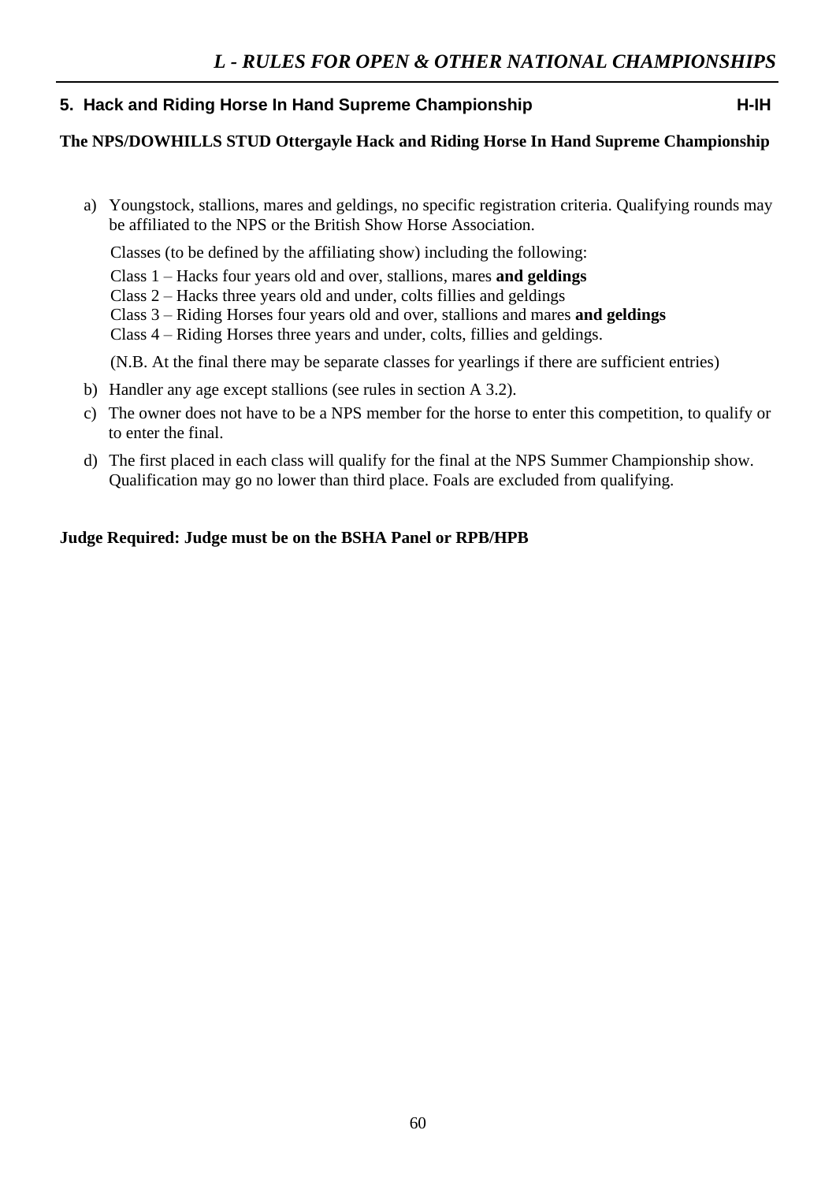## 5. Hack and Riding Horse In Hand Supreme Championship H-IH

**The NPS/DOWHILLS STUD Ottergayle Hack and Riding Horse In Hand Supreme Championship**

a) Youngstock, stallions, mares and geldings, no specific registration criteria. Qualifying rounds may be affiliated to the NPS or the British Show Horse Association.

Classes (to be defined by the affiliating show) including the following:

Class 1 – Hacks four years old and over, stallions, mares **and geldings**
Class 2 – Hacks three years old and under, colts fillies and geldings
Class 3 – Riding Horses four years old and over, stallions and mares **and geldings**
Class 4 – Riding Horses three years and under, colts, fillies and geldings.

(N.B. At the final there may be separate classes for yearlings if there are sufficient entries)

b) Handler any age except stallions (see rules in section A 3.2).

c) The owner does not have to be a NPS member for the horse to enter this competition, to qualify or to enter the final.

d) The first placed in each class will qualify for the final at the NPS Summer Championship show. Qualification may go no lower than third place. Foals are excluded from qualifying.

**Judge Required: Judge must be on the BSHA Panel or RPB/HPB**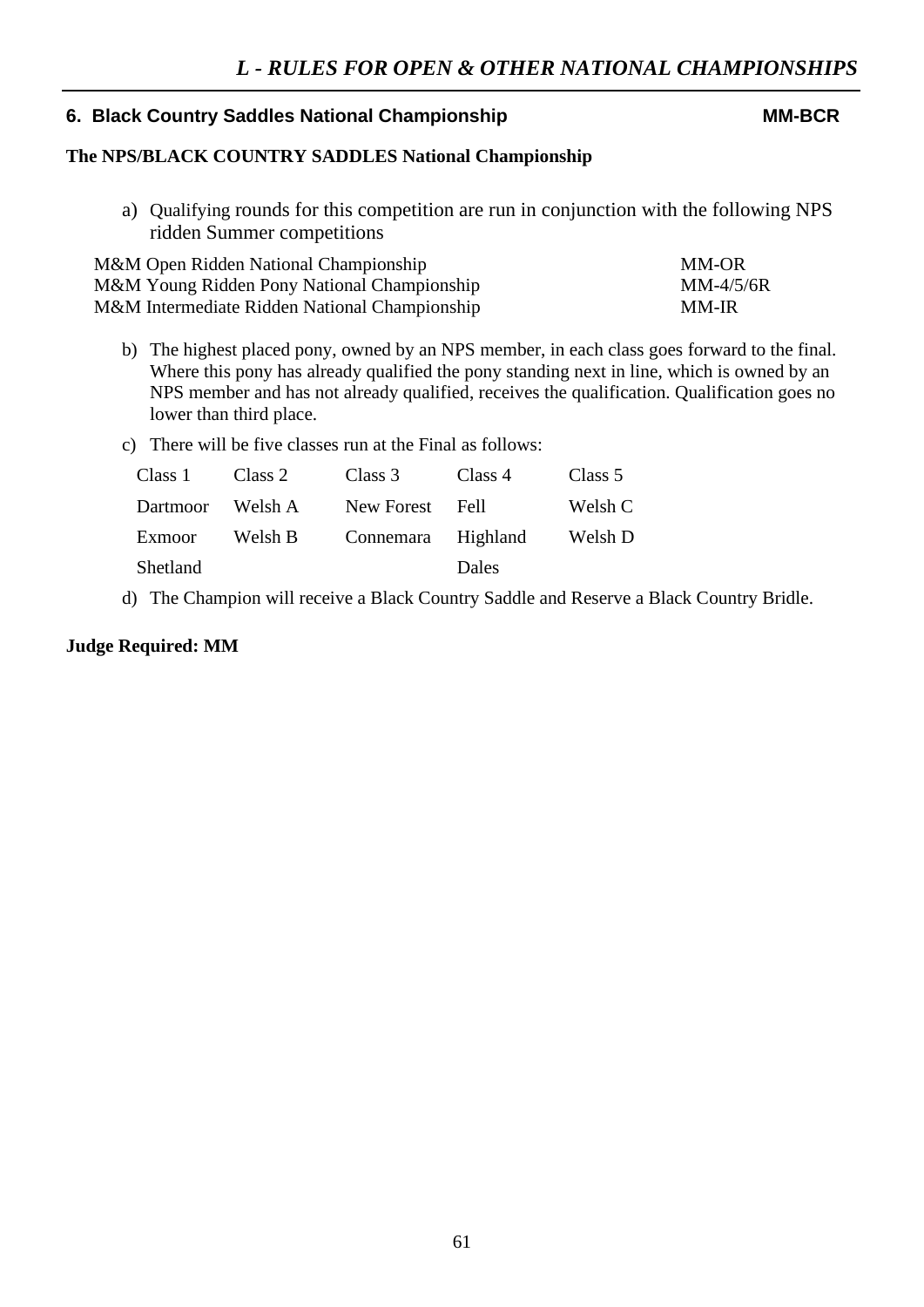## 6. Black Country Saddles National Championship MM-BCR

**The NPS/BLACK COUNTRY SADDLES National Championship**

a) Qualifying rounds for this competition are run in conjunction with the following NPS ridden Summer competitions

| | |
|---|---|
| M&M Open Ridden National Championship | MM-OR |
| M&M Young Ridden Pony National Championship | MM-4/5/6R |
| M&M Intermediate Ridden National Championship | MM-IR |

b) The highest placed pony, owned by an NPS member, in each class goes forward to the final. Where this pony has already qualified the pony standing next in line, which is owned by an NPS member and has not already qualified, receives the qualification. Qualification goes no lower than third place.

c) There will be five classes run at the Final as follows:

| Class 1 | Class 2 | Class 3 | Class 4 | Class 5 |
|---|---|---|---|---|
| Dartmoor | Welsh A | New Forest | Fell | Welsh C |
| Exmoor | Welsh B | Connemara | Highland | Welsh D |
| Shetland | | | Dales | |

d) The Champion will receive a Black Country Saddle and Reserve a Black Country Bridle.

**Judge Required: MM**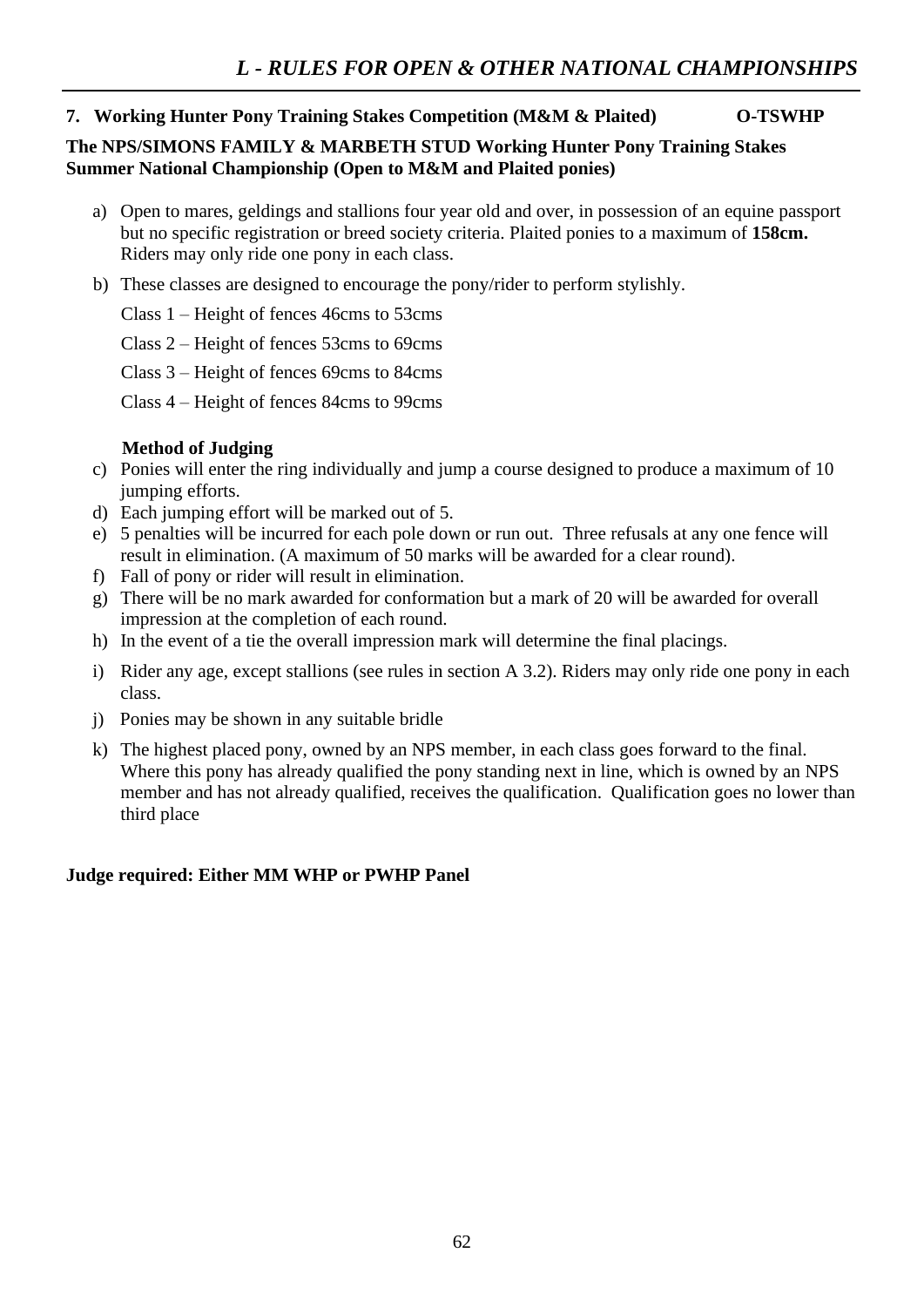## 7. Working Hunter Pony Training Stakes Competition (M&M & Plaited) O-TSWHP

**The NPS/SIMONS FAMILY & MARBETH STUD Working Hunter Pony Training Stakes Summer National Championship (Open to M&M and Plaited ponies)**

a) Open to mares, geldings and stallions four year old and over, in possession of an equine passport but no specific registration or breed society criteria. Plaited ponies to a maximum of **158cm.** Riders may only ride one pony in each class.

b) These classes are designed to encourage the pony/rider to perform stylishly.

   Class 1 – Height of fences 46cms to 53cms

   Class 2 – Height of fences 53cms to 69cms

   Class 3 – Height of fences 69cms to 84cms

   Class 4 – Height of fences 84cms to 99cms

**Method of Judging**

c) Ponies will enter the ring individually and jump a course designed to produce a maximum of 10 jumping efforts.

d) Each jumping effort will be marked out of 5.

e) 5 penalties will be incurred for each pole down or run out. Three refusals at any one fence will result in elimination. (A maximum of 50 marks will be awarded for a clear round).

f) Fall of pony or rider will result in elimination.

g) There will be no mark awarded for conformation but a mark of 20 will be awarded for overall impression at the completion of each round.

h) In the event of a tie the overall impression mark will determine the final placings.

i) Rider any age, except stallions (see rules in section A 3.2). Riders may only ride one pony in each class.

j) Ponies may be shown in any suitable bridle

k) The highest placed pony, owned by an NPS member, in each class goes forward to the final. Where this pony has already qualified the pony standing next in line, which is owned by an NPS member and has not already qualified, receives the qualification. Qualification goes no lower than third place

**Judge required: Either MM WHP or PWHP Panel**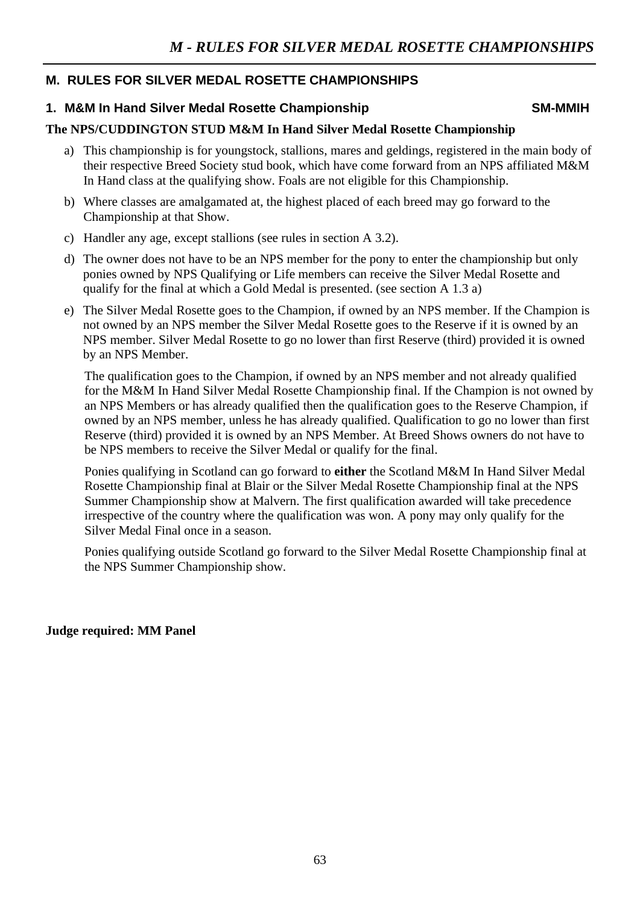## M. RULES FOR SILVER MEDAL ROSETTE CHAMPIONSHIPS

### 1. M&M In Hand Silver Medal Rosette Championship SM-MMIH

**The NPS/CUDDINGTON STUD M&M In Hand Silver Medal Rosette Championship**

a) This championship is for youngstock, stallions, mares and geldings, registered in the main body of their respective Breed Society stud book, which have come forward from an NPS affiliated M&M In Hand class at the qualifying show. Foals are not eligible for this Championship.

b) Where classes are amalgamated at, the highest placed of each breed may go forward to the Championship at that Show.

c) Handler any age, except stallions (see rules in section A 3.2).

d) The owner does not have to be an NPS member for the pony to enter the championship but only ponies owned by NPS Qualifying or Life members can receive the Silver Medal Rosette and qualify for the final at which a Gold Medal is presented. (see section A 1.3 a)

e) The Silver Medal Rosette goes to the Champion, if owned by an NPS member. If the Champion is not owned by an NPS member the Silver Medal Rosette goes to the Reserve if it is owned by an NPS member. Silver Medal Rosette to go no lower than first Reserve (third) provided it is owned by an NPS Member.

   The qualification goes to the Champion, if owned by an NPS member and not already qualified for the M&M In Hand Silver Medal Rosette Championship final. If the Champion is not owned by an NPS Members or has already qualified then the qualification goes to the Reserve Champion, if owned by an NPS member, unless he has already qualified. Qualification to go no lower than first Reserve (third) provided it is owned by an NPS Member. At Breed Shows owners do not have to be NPS members to receive the Silver Medal or qualify for the final.

   Ponies qualifying in Scotland can go forward to **either** the Scotland M&M In Hand Silver Medal Rosette Championship final at Blair or the Silver Medal Rosette Championship final at the NPS Summer Championship show at Malvern. The first qualification awarded will take precedence irrespective of the country where the qualification was won. A pony may only qualify for the Silver Medal Final once in a season.

   Ponies qualifying outside Scotland go forward to the Silver Medal Rosette Championship final at the NPS Summer Championship show.

**Judge required: MM Panel**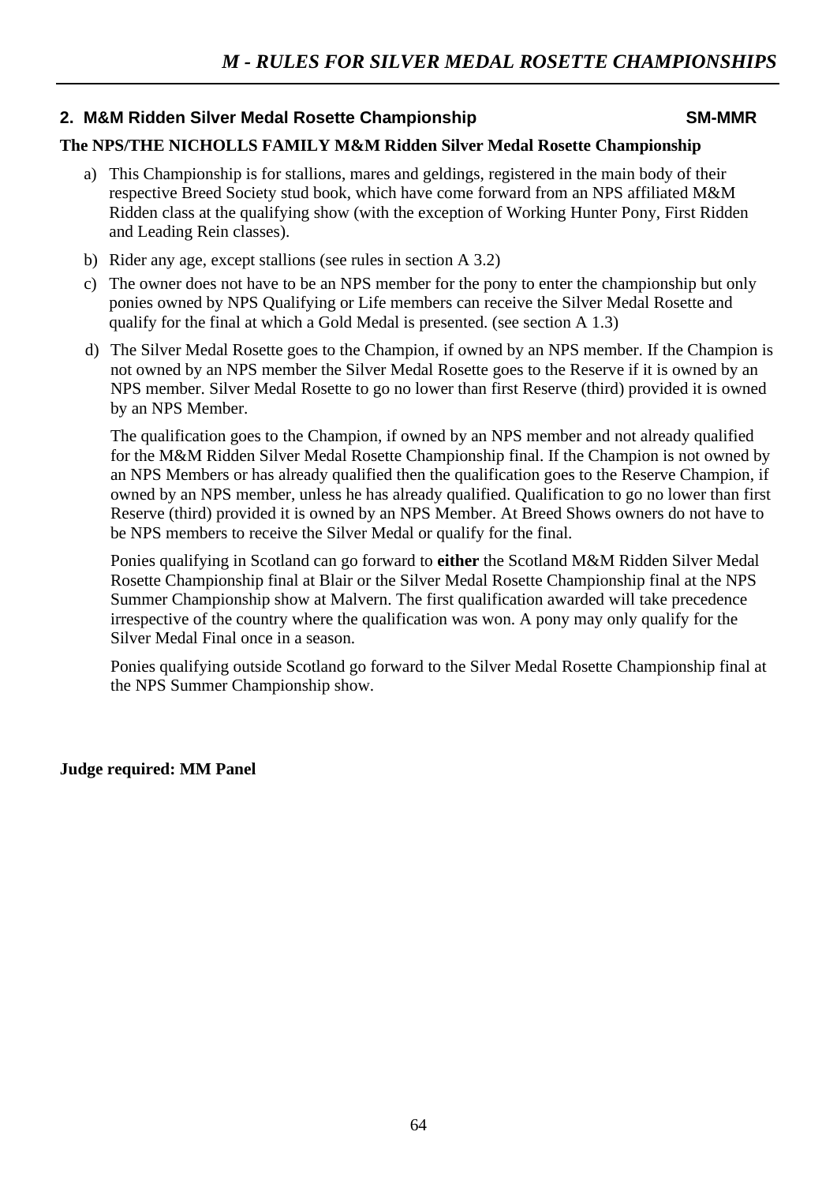## 2. M&M Ridden Silver Medal Rosette Championship SM-MMR

**The NPS/THE NICHOLLS FAMILY M&M Ridden Silver Medal Rosette Championship**

a) This Championship is for stallions, mares and geldings, registered in the main body of their respective Breed Society stud book, which have come forward from an NPS affiliated M&M Ridden class at the qualifying show (with the exception of Working Hunter Pony, First Ridden and Leading Rein classes).

b) Rider any age, except stallions (see rules in section A 3.2)

c) The owner does not have to be an NPS member for the pony to enter the championship but only ponies owned by NPS Qualifying or Life members can receive the Silver Medal Rosette and qualify for the final at which a Gold Medal is presented. (see section A 1.3)

d) The Silver Medal Rosette goes to the Champion, if owned by an NPS member. If the Champion is not owned by an NPS member the Silver Medal Rosette goes to the Reserve if it is owned by an NPS member. Silver Medal Rosette to go no lower than first Reserve (third) provided it is owned by an NPS Member.

   The qualification goes to the Champion, if owned by an NPS member and not already qualified for the M&M Ridden Silver Medal Rosette Championship final. If the Champion is not owned by an NPS Members or has already qualified then the qualification goes to the Reserve Champion, if owned by an NPS member, unless he has already qualified. Qualification to go no lower than first Reserve (third) provided it is owned by an NPS Member. At Breed Shows owners do not have to be NPS members to receive the Silver Medal or qualify for the final.

   Ponies qualifying in Scotland can go forward to **either** the Scotland M&M Ridden Silver Medal Rosette Championship final at Blair or the Silver Medal Rosette Championship final at the NPS Summer Championship show at Malvern. The first qualification awarded will take precedence irrespective of the country where the qualification was won. A pony may only qualify for the Silver Medal Final once in a season.

   Ponies qualifying outside Scotland go forward to the Silver Medal Rosette Championship final at the NPS Summer Championship show.

**Judge required: MM Panel**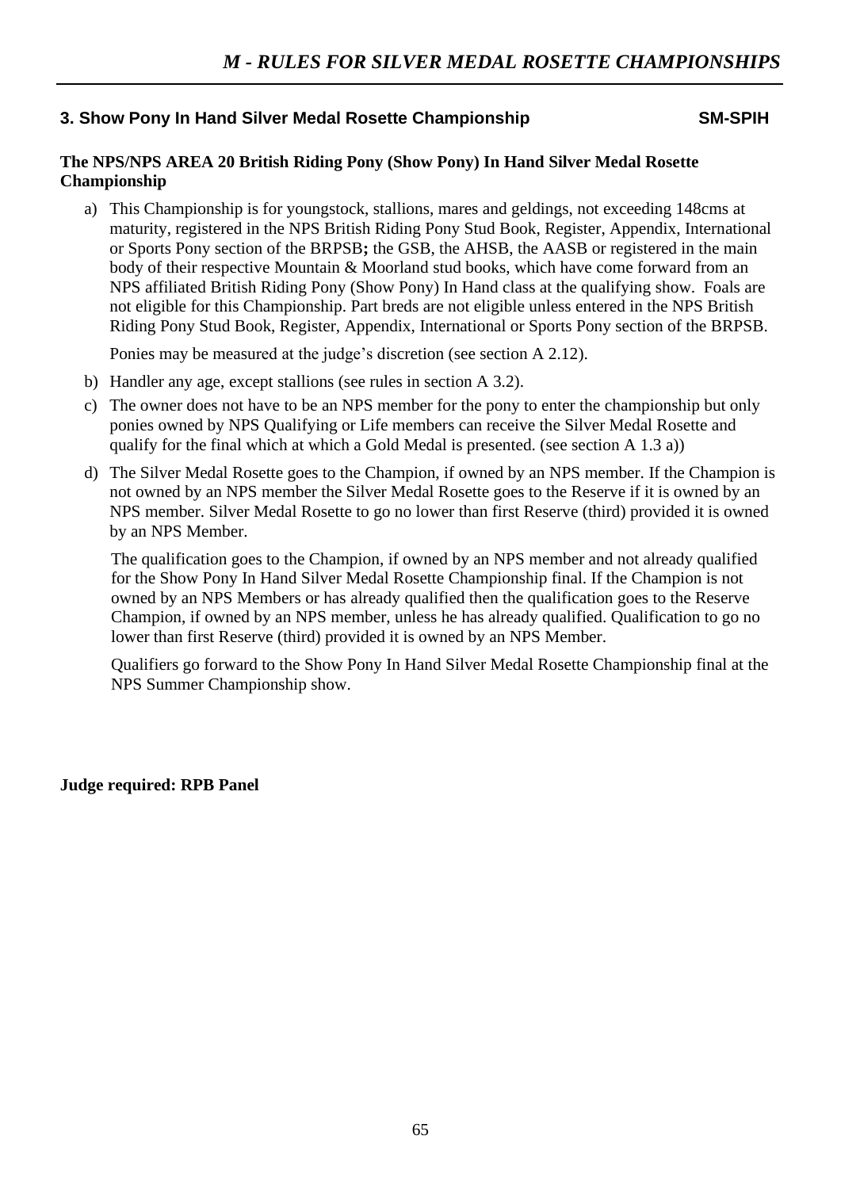## 3. Show Pony In Hand Silver Medal Rosette Championship SM-SPIH

**The NPS/NPS AREA 20 British Riding Pony (Show Pony) In Hand Silver Medal Rosette Championship**

a) This Championship is for youngstock, stallions, mares and geldings, not exceeding 148cms at maturity, registered in the NPS British Riding Pony Stud Book, Register, Appendix, International or Sports Pony section of the BRPSB**;** the GSB, the AHSB, the AASB or registered in the main body of their respective Mountain & Moorland stud books, which have come forward from an NPS affiliated British Riding Pony (Show Pony) In Hand class at the qualifying show. Foals are not eligible for this Championship. Part breds are not eligible unless entered in the NPS British Riding Pony Stud Book, Register, Appendix, International or Sports Pony section of the BRPSB.

   Ponies may be measured at the judge's discretion (see section A 2.12).

b) Handler any age, except stallions (see rules in section A 3.2).

c) The owner does not have to be an NPS member for the pony to enter the championship but only ponies owned by NPS Qualifying or Life members can receive the Silver Medal Rosette and qualify for the final which at which a Gold Medal is presented. (see section A 1.3 a))

d) The Silver Medal Rosette goes to the Champion, if owned by an NPS member. If the Champion is not owned by an NPS member the Silver Medal Rosette goes to the Reserve if it is owned by an NPS member. Silver Medal Rosette to go no lower than first Reserve (third) provided it is owned by an NPS Member.

   The qualification goes to the Champion, if owned by an NPS member and not already qualified for the Show Pony In Hand Silver Medal Rosette Championship final. If the Champion is not owned by an NPS Members or has already qualified then the qualification goes to the Reserve Champion, if owned by an NPS member, unless he has already qualified. Qualification to go no lower than first Reserve (third) provided it is owned by an NPS Member.

   Qualifiers go forward to the Show Pony In Hand Silver Medal Rosette Championship final at the NPS Summer Championship show.

**Judge required: RPB Panel**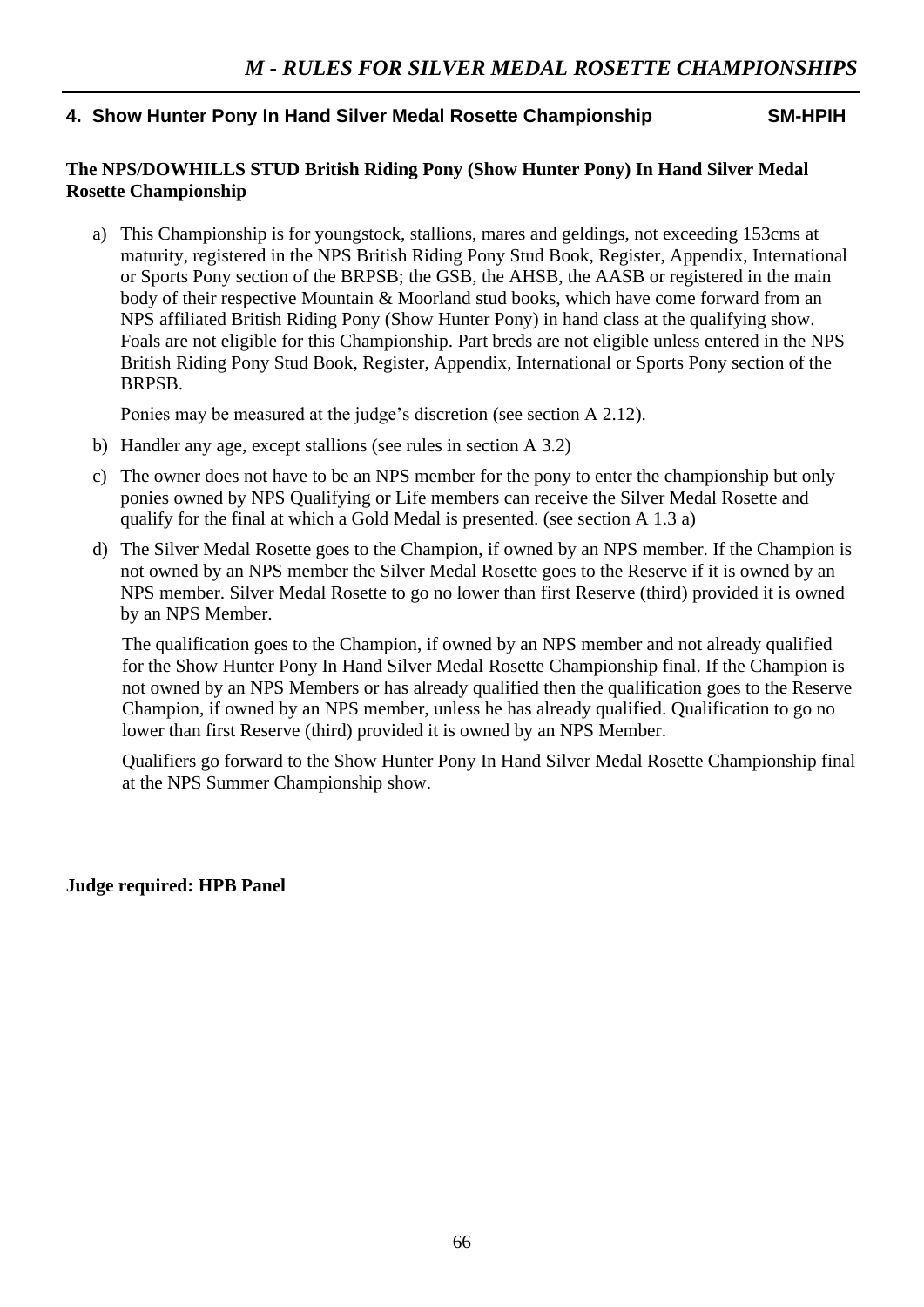## 4. Show Hunter Pony In Hand Silver Medal Rosette Championship SM-HPIH

**The NPS/DOWHILLS STUD British Riding Pony (Show Hunter Pony) In Hand Silver Medal Rosette Championship**

a) This Championship is for youngstock, stallions, mares and geldings, not exceeding 153cms at maturity, registered in the NPS British Riding Pony Stud Book, Register, Appendix, International or Sports Pony section of the BRPSB; the GSB, the AHSB, the AASB or registered in the main body of their respective Mountain & Moorland stud books, which have come forward from an NPS affiliated British Riding Pony (Show Hunter Pony) in hand class at the qualifying show. Foals are not eligible for this Championship. Part breds are not eligible unless entered in the NPS British Riding Pony Stud Book, Register, Appendix, International or Sports Pony section of the BRPSB.

   Ponies may be measured at the judge's discretion (see section A 2.12).

b) Handler any age, except stallions (see rules in section A 3.2)

c) The owner does not have to be an NPS member for the pony to enter the championship but only ponies owned by NPS Qualifying or Life members can receive the Silver Medal Rosette and qualify for the final at which a Gold Medal is presented. (see section A 1.3 a)

d) The Silver Medal Rosette goes to the Champion, if owned by an NPS member. If the Champion is not owned by an NPS member the Silver Medal Rosette goes to the Reserve if it is owned by an NPS member. Silver Medal Rosette to go no lower than first Reserve (third) provided it is owned by an NPS Member.

   The qualification goes to the Champion, if owned by an NPS member and not already qualified for the Show Hunter Pony In Hand Silver Medal Rosette Championship final. If the Champion is not owned by an NPS Members or has already qualified then the qualification goes to the Reserve Champion, if owned by an NPS member, unless he has already qualified. Qualification to go no lower than first Reserve (third) provided it is owned by an NPS Member.

   Qualifiers go forward to the Show Hunter Pony In Hand Silver Medal Rosette Championship final at the NPS Summer Championship show.

**Judge required: HPB Panel**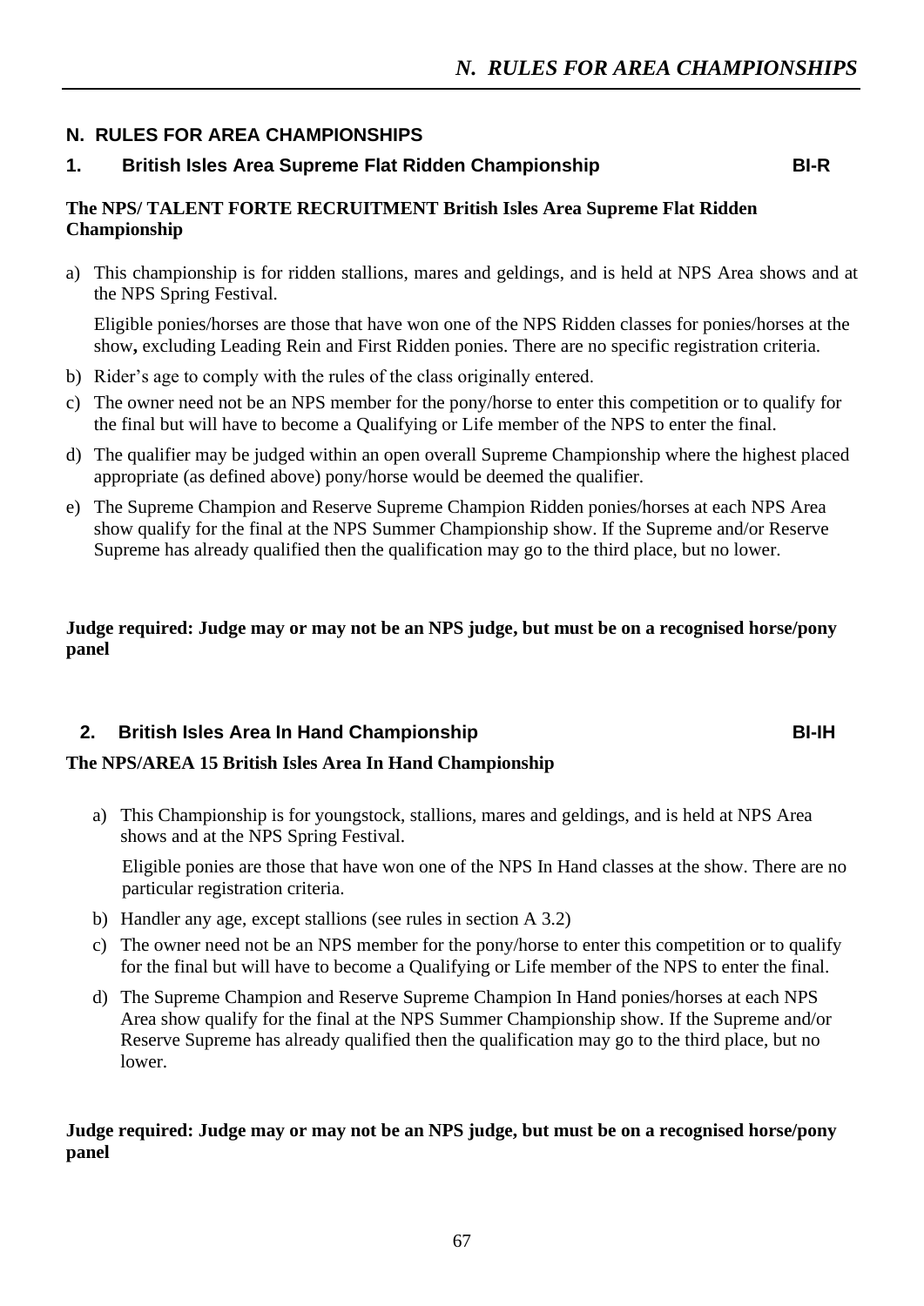## N. RULES FOR AREA CHAMPIONSHIPS

### 1. British Isles Area Supreme Flat Ridden Championship BI-R

**The NPS/ TALENT FORTE RECRUITMENT British Isles Area Supreme Flat Ridden Championship**

a) This championship is for ridden stallions, mares and geldings, and is held at NPS Area shows and at the NPS Spring Festival.

   Eligible ponies/horses are those that have won one of the NPS Ridden classes for ponies/horses at the show**,** excluding Leading Rein and First Ridden ponies. There are no specific registration criteria.

b) Rider's age to comply with the rules of the class originally entered.

c) The owner need not be an NPS member for the pony/horse to enter this competition or to qualify for the final but will have to become a Qualifying or Life member of the NPS to enter the final.

d) The qualifier may be judged within an open overall Supreme Championship where the highest placed appropriate (as defined above) pony/horse would be deemed the qualifier.

e) The Supreme Champion and Reserve Supreme Champion Ridden ponies/horses at each NPS Area show qualify for the final at the NPS Summer Championship show. If the Supreme and/or Reserve Supreme has already qualified then the qualification may go to the third place, but no lower.

**Judge required: Judge may or may not be an NPS judge, but must be on a recognised horse/pony panel**

### 2. British Isles Area In Hand Championship BI-IH

**The NPS/AREA 15 British Isles Area In Hand Championship**

a) This Championship is for youngstock, stallions, mares and geldings, and is held at NPS Area shows and at the NPS Spring Festival.

   Eligible ponies are those that have won one of the NPS In Hand classes at the show. There are no particular registration criteria.

b) Handler any age, except stallions (see rules in section A 3.2)

c) The owner need not be an NPS member for the pony/horse to enter this competition or to qualify for the final but will have to become a Qualifying or Life member of the NPS to enter the final.

d) The Supreme Champion and Reserve Supreme Champion In Hand ponies/horses at each NPS Area show qualify for the final at the NPS Summer Championship show. If the Supreme and/or Reserve Supreme has already qualified then the qualification may go to the third place, but no lower.

**Judge required: Judge may or may not be an NPS judge, but must be on a recognised horse/pony panel**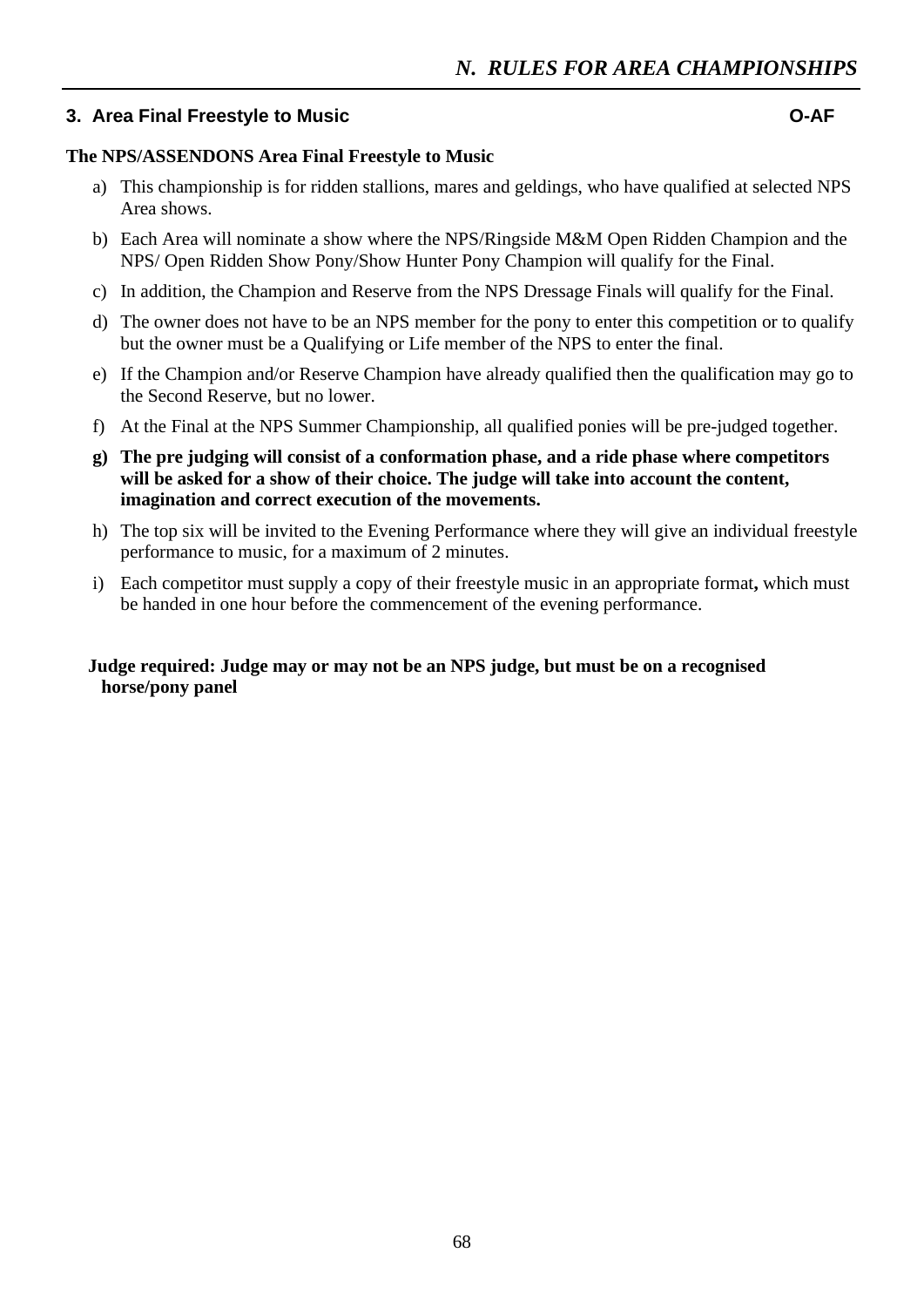## 3. Area Final Freestyle to Music O-AF

**The NPS/ASSENDONS Area Final Freestyle to Music**

a) This championship is for ridden stallions, mares and geldings, who have qualified at selected NPS Area shows.

b) Each Area will nominate a show where the NPS/Ringside M&M Open Ridden Champion and the NPS/ Open Ridden Show Pony/Show Hunter Pony Champion will qualify for the Final.

c) In addition, the Champion and Reserve from the NPS Dressage Finals will qualify for the Final.

d) The owner does not have to be an NPS member for the pony to enter this competition or to qualify but the owner must be a Qualifying or Life member of the NPS to enter the final.

e) If the Champion and/or Reserve Champion have already qualified then the qualification may go to the Second Reserve, but no lower.

f) At the Final at the NPS Summer Championship, all qualified ponies will be pre-judged together.

**g) The pre judging will consist of a conformation phase, and a ride phase where competitors will be asked for a show of their choice. The judge will take into account the content, imagination and correct execution of the movements.**

h) The top six will be invited to the Evening Performance where they will give an individual freestyle performance to music, for a maximum of 2 minutes.

i) Each competitor must supply a copy of their freestyle music in an appropriate format**,** which must be handed in one hour before the commencement of the evening performance.

**Judge required: Judge may or may not be an NPS judge, but must be on a recognised horse/pony panel**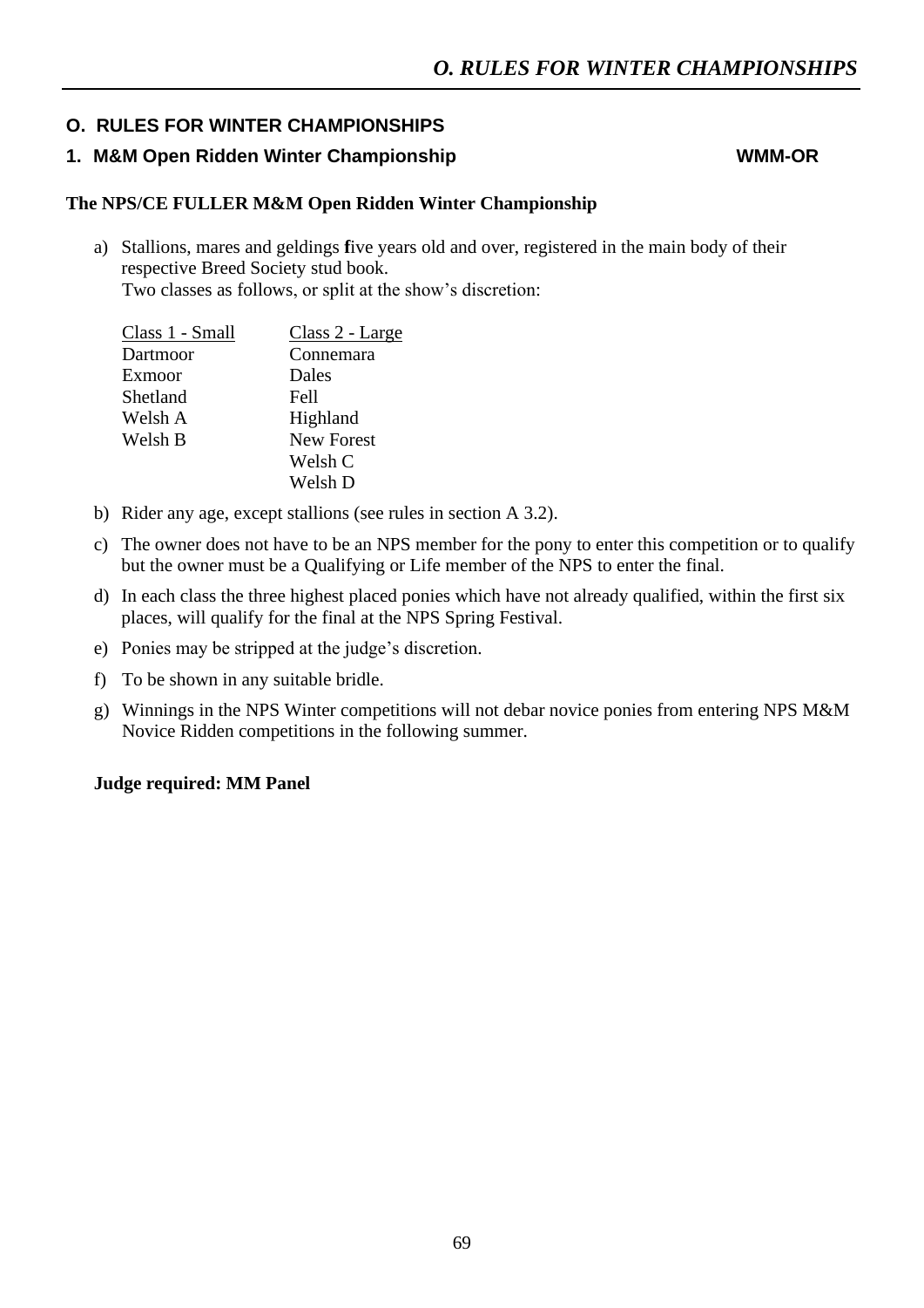## O. RULES FOR WINTER CHAMPIONSHIPS

### 1. M&M Open Ridden Winter Championship WMM-OR

**The NPS/CE FULLER M&M Open Ridden Winter Championship**

a) Stallions, mares and geldings five years old and over, registered in the main body of their respective Breed Society stud book.
Two classes as follows, or split at the show's discretion:

| Class 1 - Small | Class 2 - Large |
|---|---|
| Dartmoor | Connemara |
| Exmoor | Dales |
| Shetland | Fell |
| Welsh A | Highland |
| Welsh B | New Forest |
| | Welsh C |
| | Welsh D |

b) Rider any age, except stallions (see rules in section A 3.2).

c) The owner does not have to be an NPS member for the pony to enter this competition or to qualify but the owner must be a Qualifying or Life member of the NPS to enter the final.

d) In each class the three highest placed ponies which have not already qualified, within the first six places, will qualify for the final at the NPS Spring Festival.

e) Ponies may be stripped at the judge's discretion.

f) To be shown in any suitable bridle.

g) Winnings in the NPS Winter competitions will not debar novice ponies from entering NPS M&M Novice Ridden competitions in the following summer.

**Judge required: MM Panel**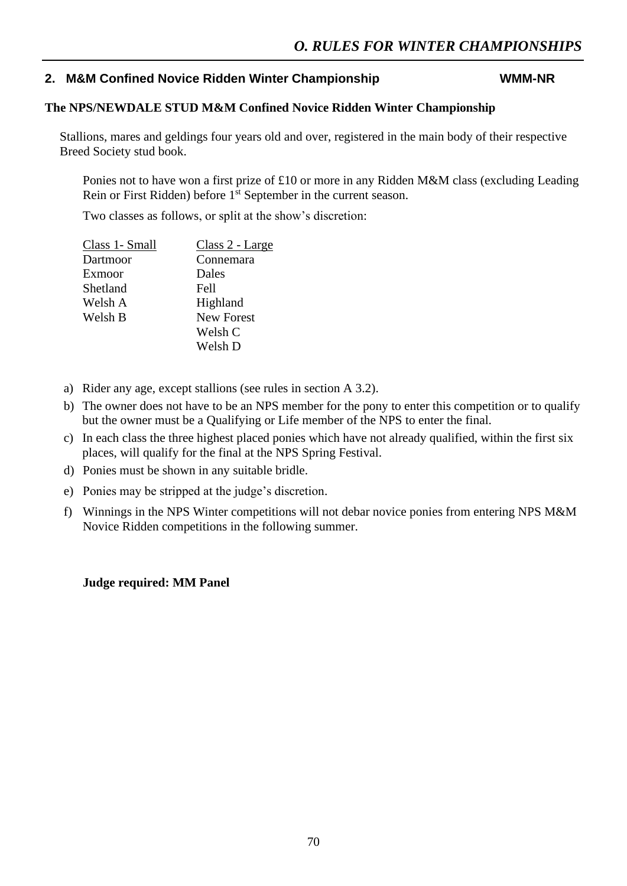## 2. M&M Confined Novice Ridden Winter Championship WMM-NR

**The NPS/NEWDALE STUD M&M Confined Novice Ridden Winter Championship**

Stallions, mares and geldings four years old and over, registered in the main body of their respective Breed Society stud book.

Ponies not to have won a first prize of £10 or more in any Ridden M&M class (excluding Leading Rein or First Ridden) before 1st September in the current season.

Two classes as follows, or split at the show's discretion:

| Class 1- Small | Class 2 - Large |
|---|---|
| Dartmoor | Connemara |
| Exmoor | Dales |
| Shetland | Fell |
| Welsh A | Highland |
| Welsh B | New Forest |
| | Welsh C |
| | Welsh D |

a) Rider any age, except stallions (see rules in section A 3.2).

b) The owner does not have to be an NPS member for the pony to enter this competition or to qualify but the owner must be a Qualifying or Life member of the NPS to enter the final.

c) In each class the three highest placed ponies which have not already qualified, within the first six places, will qualify for the final at the NPS Spring Festival.

d) Ponies must be shown in any suitable bridle.

e) Ponies may be stripped at the judge's discretion.

f) Winnings in the NPS Winter competitions will not debar novice ponies from entering NPS M&M Novice Ridden competitions in the following summer.

**Judge required: MM Panel**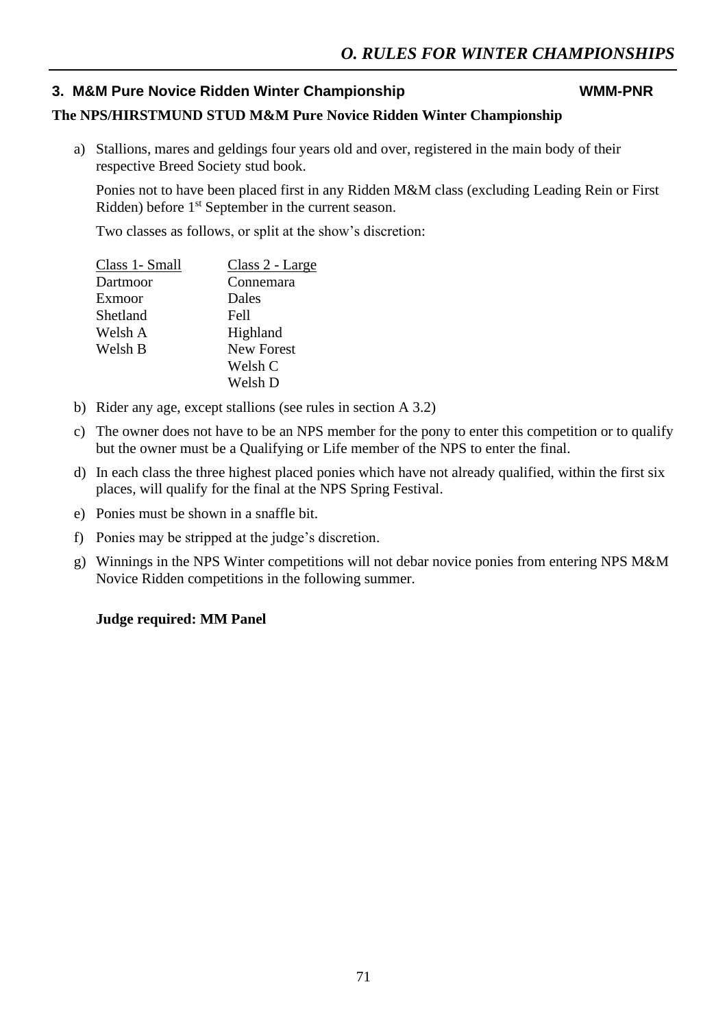## 3. M&M Pure Novice Ridden Winter Championship WMM-PNR

**The NPS/HIRSTMUND STUD M&M Pure Novice Ridden Winter Championship**

a) Stallions, mares and geldings four years old and over, registered in the main body of their respective Breed Society stud book.

Ponies not to have been placed first in any Ridden M&M class (excluding Leading Rein or First Ridden) before 1st September in the current season.

Two classes as follows, or split at the show's discretion:

| Class 1- Small | Class 2 - Large |
|---|---|
| Dartmoor | Connemara |
| Exmoor | Dales |
| Shetland | Fell |
| Welsh A | Highland |
| Welsh B | New Forest |
| | Welsh C |
| | Welsh D |

b) Rider any age, except stallions (see rules in section A 3.2)

c) The owner does not have to be an NPS member for the pony to enter this competition or to qualify but the owner must be a Qualifying or Life member of the NPS to enter the final.

d) In each class the three highest placed ponies which have not already qualified, within the first six places, will qualify for the final at the NPS Spring Festival.

e) Ponies must be shown in a snaffle bit.

f) Ponies may be stripped at the judge's discretion.

g) Winnings in the NPS Winter competitions will not debar novice ponies from entering NPS M&M Novice Ridden competitions in the following summer.

**Judge required: MM Panel**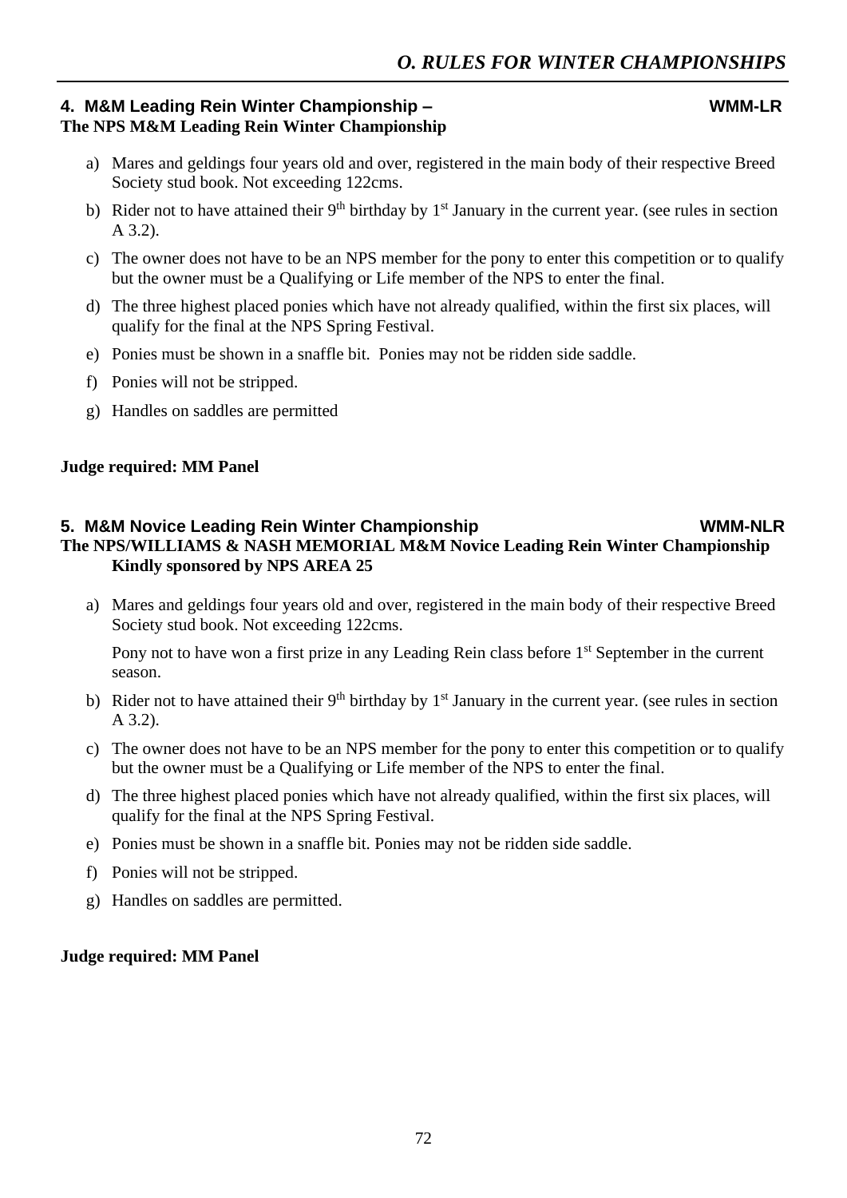## O. RULES FOR WINTER CHAMPIONSHIPS

### 4. M&M Leading Rein Winter Championship – WMM-LR

**The NPS M&M Leading Rein Winter Championship**

a) Mares and geldings four years old and over, registered in the main body of their respective Breed Society stud book. Not exceeding 122cms.

b) Rider not to have attained their 9th birthday by 1st January in the current year. (see rules in section A 3.2).

c) The owner does not have to be an NPS member for the pony to enter this competition or to qualify but the owner must be a Qualifying or Life member of the NPS to enter the final.

d) The three highest placed ponies which have not already qualified, within the first six places, will qualify for the final at the NPS Spring Festival.

e) Ponies must be shown in a snaffle bit. Ponies may not be ridden side saddle.

f) Ponies will not be stripped.

g) Handles on saddles are permitted

**Judge required: MM Panel**

### 5. M&M Novice Leading Rein Winter Championship WMM-NLR

**The NPS/WILLIAMS & NASH MEMORIAL M&M Novice Leading Rein Winter Championship**
**Kindly sponsored by NPS AREA 25**

a) Mares and geldings four years old and over, registered in the main body of their respective Breed Society stud book. Not exceeding 122cms.

   Pony not to have won a first prize in any Leading Rein class before 1st September in the current season.

b) Rider not to have attained their 9th birthday by 1st January in the current year. (see rules in section A 3.2).

c) The owner does not have to be an NPS member for the pony to enter this competition or to qualify but the owner must be a Qualifying or Life member of the NPS to enter the final.

d) The three highest placed ponies which have not already qualified, within the first six places, will qualify for the final at the NPS Spring Festival.

e) Ponies must be shown in a snaffle bit. Ponies may not be ridden side saddle.

f) Ponies will not be stripped.

g) Handles on saddles are permitted.

**Judge required: MM Panel**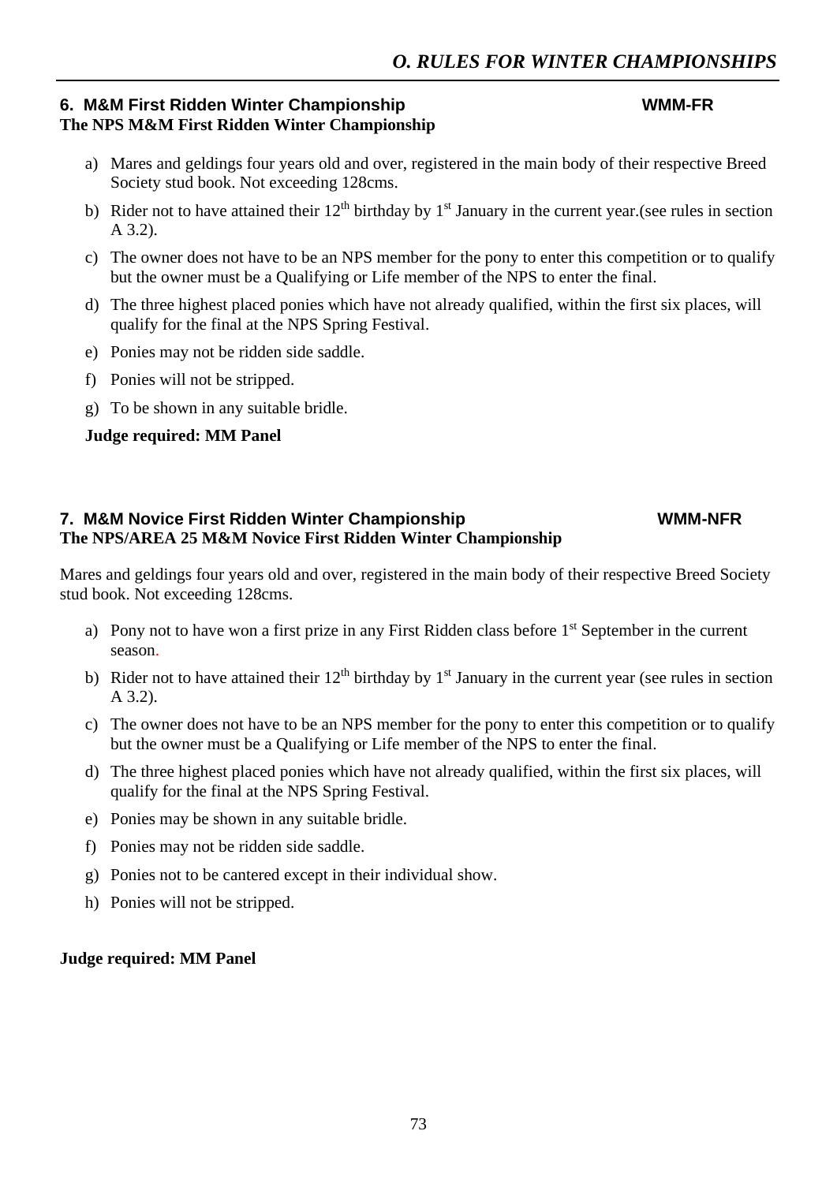## 6. M&M First Ridden Winter Championship WMM-FR

**The NPS M&M First Ridden Winter Championship**

a) Mares and geldings four years old and over, registered in the main body of their respective Breed Society stud book. Not exceeding 128cms.

b) Rider not to have attained their 12th birthday by 1st January in the current year.(see rules in section A 3.2).

c) The owner does not have to be an NPS member for the pony to enter this competition or to qualify but the owner must be a Qualifying or Life member of the NPS to enter the final.

d) The three highest placed ponies which have not already qualified, within the first six places, will qualify for the final at the NPS Spring Festival.

e) Ponies may not be ridden side saddle.

f) Ponies will not be stripped.

g) To be shown in any suitable bridle.

**Judge required: MM Panel**

## 7. M&M Novice First Ridden Winter Championship WMM-NFR

**The NPS/AREA 25 M&M Novice First Ridden Winter Championship**

Mares and geldings four years old and over, registered in the main body of their respective Breed Society stud book. Not exceeding 128cms.

a) Pony not to have won a first prize in any First Ridden class before 1st September in the current season.

b) Rider not to have attained their 12th birthday by 1st January in the current year (see rules in section A 3.2).

c) The owner does not have to be an NPS member for the pony to enter this competition or to qualify but the owner must be a Qualifying or Life member of the NPS to enter the final.

d) The three highest placed ponies which have not already qualified, within the first six places, will qualify for the final at the NPS Spring Festival.

e) Ponies may be shown in any suitable bridle.

f) Ponies may not be ridden side saddle.

g) Ponies not to be cantered except in their individual show.

h) Ponies will not be stripped.

**Judge required: MM Panel**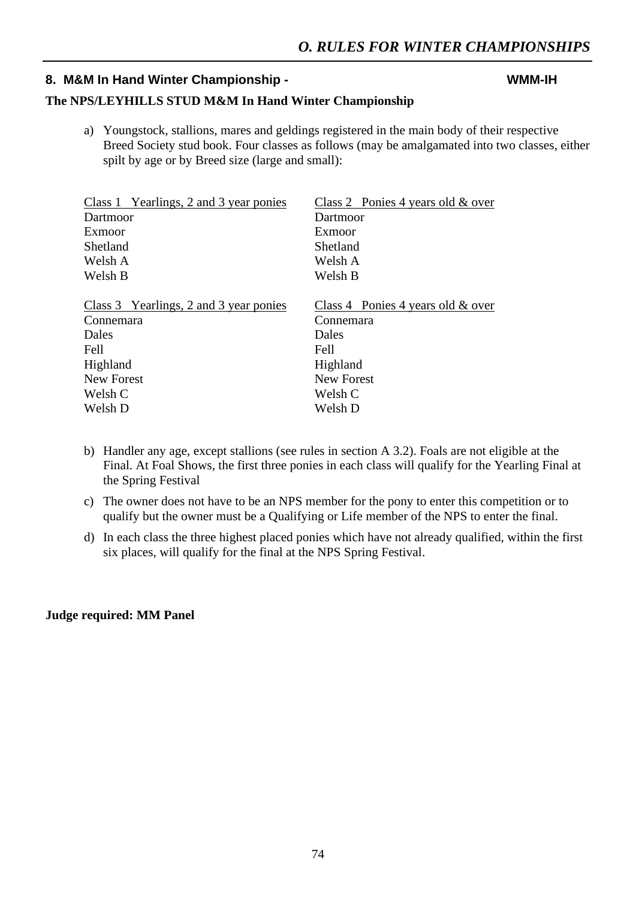## 8. M&M In Hand Winter Championship - WMM-IH

**The NPS/LEYHILLS STUD M&M In Hand Winter Championship**

a) Youngstock, stallions, mares and geldings registered in the main body of their respective Breed Society stud book. Four classes as follows (may be amalgamated into two classes, either spilt by age or by Breed size (large and small):

| Class 1 Yearlings, 2 and 3 year ponies | Class 2 Ponies 4 years old & over |
|---|---|
| Dartmoor | Dartmoor |
| Exmoor | Exmoor |
| Shetland | Shetland |
| Welsh A | Welsh A |
| Welsh B | Welsh B |

| Class 3 Yearlings, 2 and 3 year ponies | Class 4 Ponies 4 years old & over |
|---|---|
| Connemara | Connemara |
| Dales | Dales |
| Fell | Fell |
| Highland | Highland |
| New Forest | New Forest |
| Welsh C | Welsh C |
| Welsh D | Welsh D |

b) Handler any age, except stallions (see rules in section A 3.2). Foals are not eligible at the Final. At Foal Shows, the first three ponies in each class will qualify for the Yearling Final at the Spring Festival

c) The owner does not have to be an NPS member for the pony to enter this competition or to qualify but the owner must be a Qualifying or Life member of the NPS to enter the final.

d) In each class the three highest placed ponies which have not already qualified, within the first six places, will qualify for the final at the NPS Spring Festival.

**Judge required: MM Panel**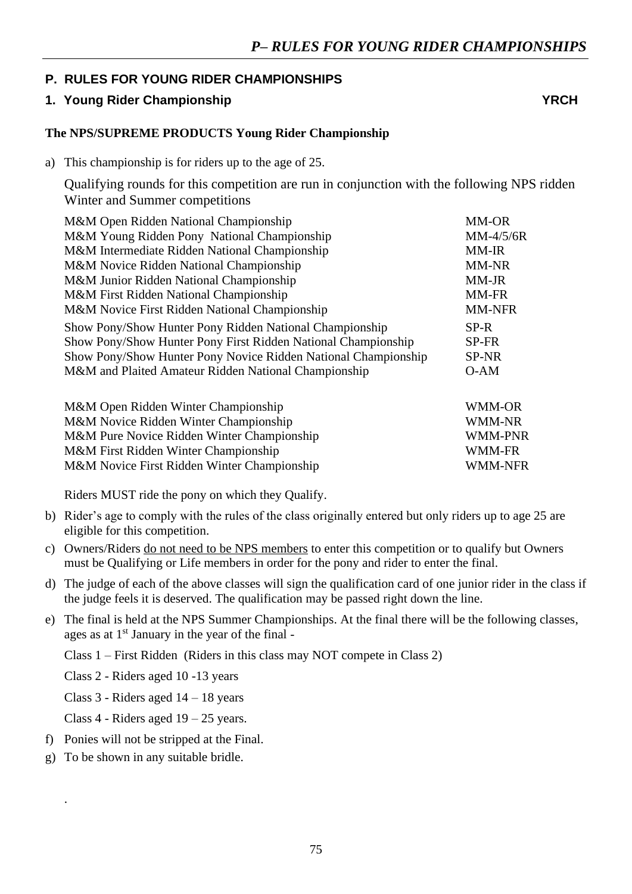## P. RULES FOR YOUNG RIDER CHAMPIONSHIPS

### 1. Young Rider Championship YRCH

**The NPS/SUPREME PRODUCTS Young Rider Championship**

a) This championship is for riders up to the age of 25.

Qualifying rounds for this competition are run in conjunction with the following NPS ridden Winter and Summer competitions

| | |
|---|---|
| M&M Open Ridden National Championship | MM-OR |
| M&M Young Ridden Pony National Championship | MM-4/5/6R |
| M&M Intermediate Ridden National Championship | MM-IR |
| M&M Novice Ridden National Championship | MM-NR |
| M&M Junior Ridden National Championship | MM-JR |
| M&M First Ridden National Championship | MM-FR |
| M&M Novice First Ridden National Championship | MM-NFR |
| Show Pony/Show Hunter Pony Ridden National Championship | SP-R |
| Show Pony/Show Hunter Pony First Ridden National Championship | SP-FR |
| Show Pony/Show Hunter Pony Novice Ridden National Championship | SP-NR |
| M&M and Plaited Amateur Ridden National Championship | O-AM |
| M&M Open Ridden Winter Championship | WMM-OR |
| M&M Novice Ridden Winter Championship | WMM-NR |
| M&M Pure Novice Ridden Winter Championship | WMM-PNR |
| M&M First Ridden Winter Championship | WMM-FR |
| M&M Novice First Ridden Winter Championship | WMM-NFR |

Riders MUST ride the pony on which they Qualify.

b) Rider's age to comply with the rules of the class originally entered but only riders up to age 25 are eligible for this competition.

c) Owners/Riders <u>do not need to be NPS members</u> to enter this competition or to qualify but Owners must be Qualifying or Life members in order for the pony and rider to enter the final.

d) The judge of each of the above classes will sign the qualification card of one junior rider in the class if the judge feels it is deserved. The qualification may be passed right down the line.

e) The final is held at the NPS Summer Championships. At the final there will be the following classes, ages as at 1st January in the year of the final -

Class 1 – First Ridden (Riders in this class may NOT compete in Class 2)

Class 2 - Riders aged 10 -13 years

Class 3 - Riders aged 14 – 18 years

Class 4 - Riders aged 19 – 25 years.

f) Ponies will not be stripped at the Final.

g) To be shown in any suitable bridle.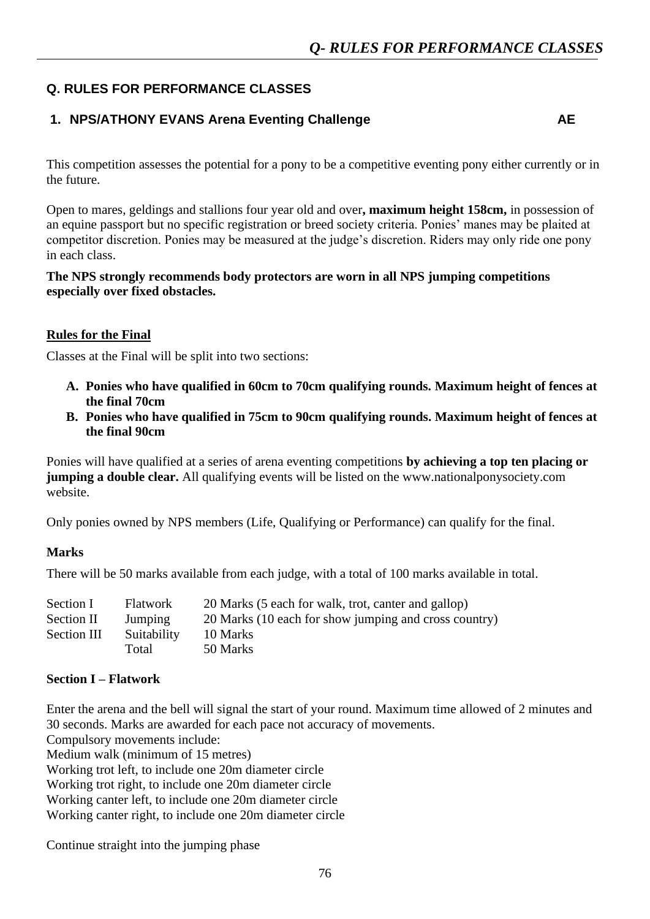## Q. RULES FOR PERFORMANCE CLASSES

### 1. NPS/ATHONY EVANS Arena Eventing Challenge AE

This competition assesses the potential for a pony to be a competitive eventing pony either currently or in the future.

Open to mares, geldings and stallions four year old and over**, maximum height 158cm,** in possession of an equine passport but no specific registration or breed society criteria. Ponies' manes may be plaited at competitor discretion. Ponies may be measured at the judge's discretion. Riders may only ride one pony in each class.

**The NPS strongly recommends body protectors are worn in all NPS jumping competitions especially over fixed obstacles.**

**Rules for the Final**

Classes at the Final will be split into two sections:

- **A. Ponies who have qualified in 60cm to 70cm qualifying rounds. Maximum height of fences at the final 70cm**
- **B. Ponies who have qualified in 75cm to 90cm qualifying rounds. Maximum height of fences at the final 90cm**

Ponies will have qualified at a series of arena eventing competitions **by achieving a top ten placing or jumping a double clear.** All qualifying events will be listed on the www.nationalponysociety.com website.

Only ponies owned by NPS members (Life, Qualifying or Performance) can qualify for the final.

**Marks**

There will be 50 marks available from each judge, with a total of 100 marks available in total.

| | | |
|---|---|---|
| Section I | Flatwork | 20 Marks (5 each for walk, trot, canter and gallop) |
| Section II | Jumping | 20 Marks (10 each for show jumping and cross country) |
| Section III | Suitability | 10 Marks |
| | Total | 50 Marks |

**Section I – Flatwork**

Enter the arena and the bell will signal the start of your round. Maximum time allowed of 2 minutes and 30 seconds. Marks are awarded for each pace not accuracy of movements.
Compulsory movements include:
Medium walk (minimum of 15 metres)
Working trot left, to include one 20m diameter circle
Working trot right, to include one 20m diameter circle
Working canter left, to include one 20m diameter circle
Working canter right, to include one 20m diameter circle

Continue straight into the jumping phase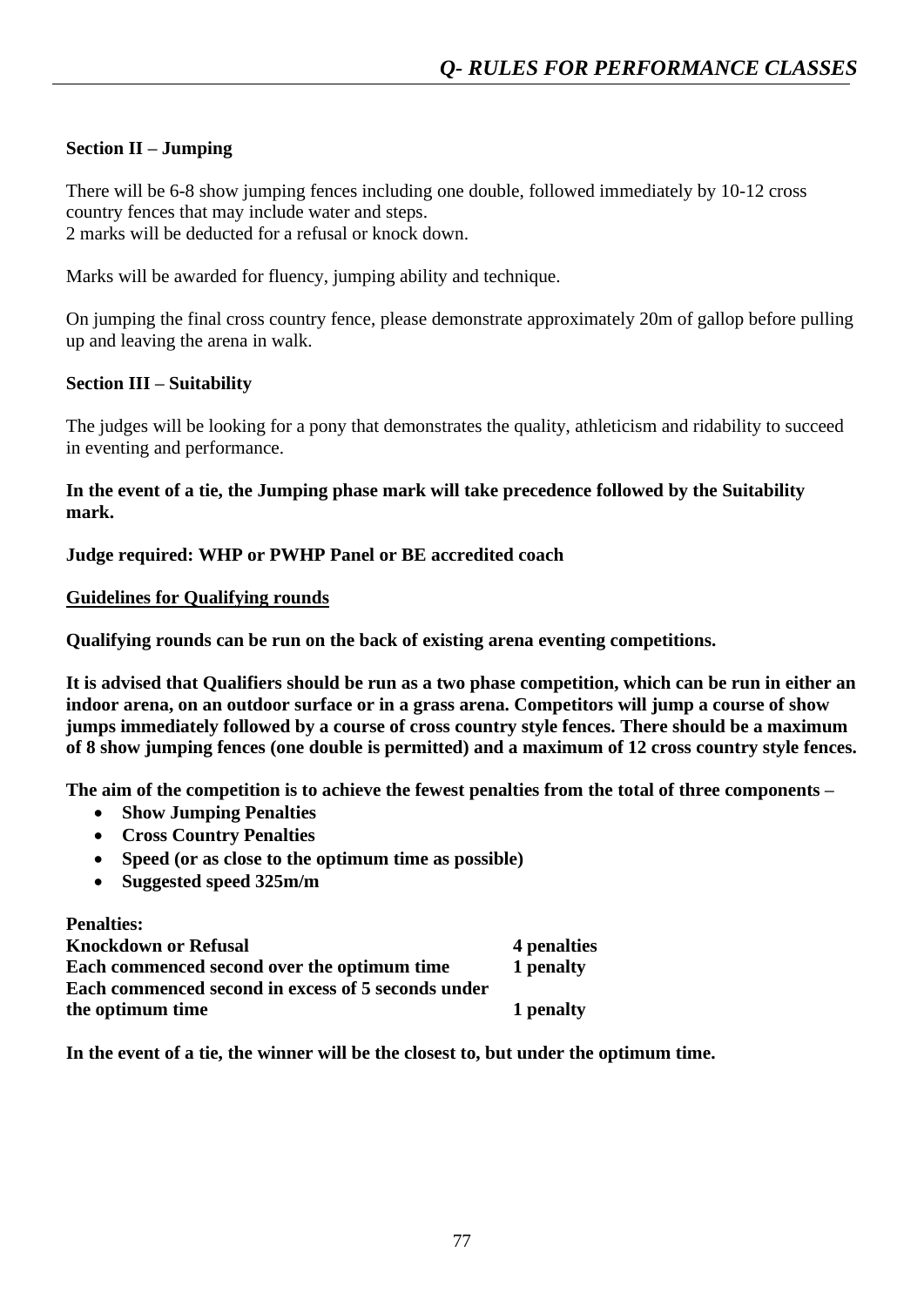### Section II – Jumping

There will be 6-8 show jumping fences including one double, followed immediately by 10-12 cross country fences that may include water and steps.
2 marks will be deducted for a refusal or knock down.

Marks will be awarded for fluency, jumping ability and technique.

On jumping the final cross country fence, please demonstrate approximately 20m of gallop before pulling up and leaving the arena in walk.

### Section III – Suitability

The judges will be looking for a pony that demonstrates the quality, athleticism and ridability to succeed in eventing and performance.

**In the event of a tie, the Jumping phase mark will take precedence followed by the Suitability mark.**

**Judge required: WHP or PWHP Panel or BE accredited coach**

### Guidelines for Qualifying rounds

**Qualifying rounds can be run on the back of existing arena eventing competitions.**

**It is advised that Qualifiers should be run as a two phase competition, which can be run in either an indoor arena, on an outdoor surface or in a grass arena. Competitors will jump a course of show jumps immediately followed by a course of cross country style fences. There should be a maximum of 8 show jumping fences (one double is permitted) and a maximum of 12 cross country style fences.**

**The aim of the competition is to achieve the fewest penalties from the total of three components –**

- **Show Jumping Penalties**
- **Cross Country Penalties**
- **Speed (or as close to the optimum time as possible)**
- **Suggested speed 325m/m**

**Penalties:**

| | |
|---|---|
| **Knockdown or Refusal** | **4 penalties** |
| **Each commenced second over the optimum time** | **1 penalty** |
| **Each commenced second in excess of 5 seconds under the optimum time** | **1 penalty** |

**In the event of a tie, the winner will be the closest to, but under the optimum time.**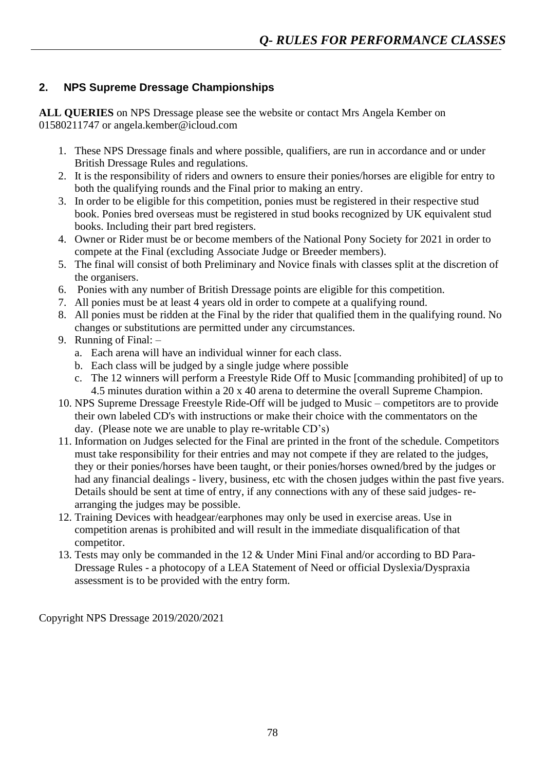## 2. NPS Supreme Dressage Championships

**ALL QUERIES** on NPS Dressage please see the website or contact Mrs Angela Kember on 01580211747 or angela.kember@icloud.com

1. These NPS Dressage finals and where possible, qualifiers, are run in accordance and or under British Dressage Rules and regulations.
2. It is the responsibility of riders and owners to ensure their ponies/horses are eligible for entry to both the qualifying rounds and the Final prior to making an entry.
3. In order to be eligible for this competition, ponies must be registered in their respective stud book. Ponies bred overseas must be registered in stud books recognized by UK equivalent stud books. Including their part bred registers.
4. Owner or Rider must be or become members of the National Pony Society for 2021 in order to compete at the Final (excluding Associate Judge or Breeder members).
5. The final will consist of both Preliminary and Novice finals with classes split at the discretion of the organisers.
6. Ponies with any number of British Dressage points are eligible for this competition.
7. All ponies must be at least 4 years old in order to compete at a qualifying round.
8. All ponies must be ridden at the Final by the rider that qualified them in the qualifying round. No changes or substitutions are permitted under any circumstances.
9. Running of Final: –
   a. Each arena will have an individual winner for each class.
   b. Each class will be judged by a single judge where possible
   c. The 12 winners will perform a Freestyle Ride Off to Music [commanding prohibited] of up to 4.5 minutes duration within a 20 x 40 arena to determine the overall Supreme Champion.
10. NPS Supreme Dressage Freestyle Ride-Off will be judged to Music – competitors are to provide their own labeled CD's with instructions or make their choice with the commentators on the day. (Please note we are unable to play re-writable CD's)
11. Information on Judges selected for the Final are printed in the front of the schedule. Competitors must take responsibility for their entries and may not compete if they are related to the judges, they or their ponies/horses have been taught, or their ponies/horses owned/bred by the judges or had any financial dealings - livery, business, etc with the chosen judges within the past five years. Details should be sent at time of entry, if any connections with any of these said judges- re-arranging the judges may be possible.
12. Training Devices with headgear/earphones may only be used in exercise areas. Use in competition arenas is prohibited and will result in the immediate disqualification of that competitor.
13. Tests may only be commanded in the 12 & Under Mini Final and/or according to BD Para-Dressage Rules - a photocopy of a LEA Statement of Need or official Dyslexia/Dyspraxia assessment is to be provided with the entry form.

Copyright NPS Dressage 2019/2020/2021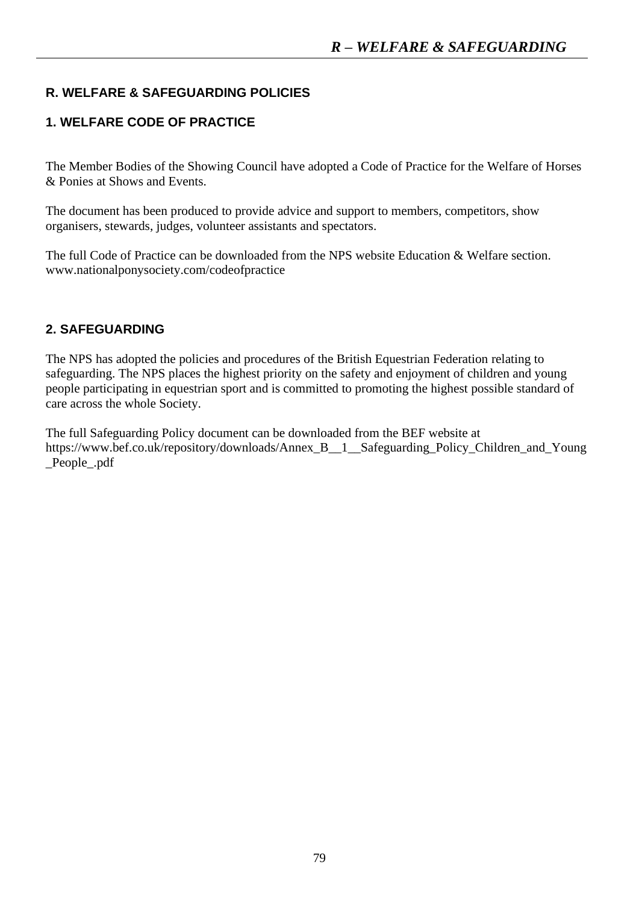## R. WELFARE & SAFEGUARDING POLICIES

### 1. WELFARE CODE OF PRACTICE

The Member Bodies of the Showing Council have adopted a Code of Practice for the Welfare of Horses & Ponies at Shows and Events.

The document has been produced to provide advice and support to members, competitors, show organisers, stewards, judges, volunteer assistants and spectators.

The full Code of Practice can be downloaded from the NPS website Education & Welfare section. www.nationalponysociety.com/codeofpractice

### 2. SAFEGUARDING

The NPS has adopted the policies and procedures of the British Equestrian Federation relating to safeguarding. The NPS places the highest priority on the safety and enjoyment of children and young people participating in equestrian sport and is committed to promoting the highest possible standard of care across the whole Society.

The full Safeguarding Policy document can be downloaded from the BEF website at https://www.bef.co.uk/repository/downloads/Annex_B__1__Safeguarding_Policy_Children_and_Young_People_.pdf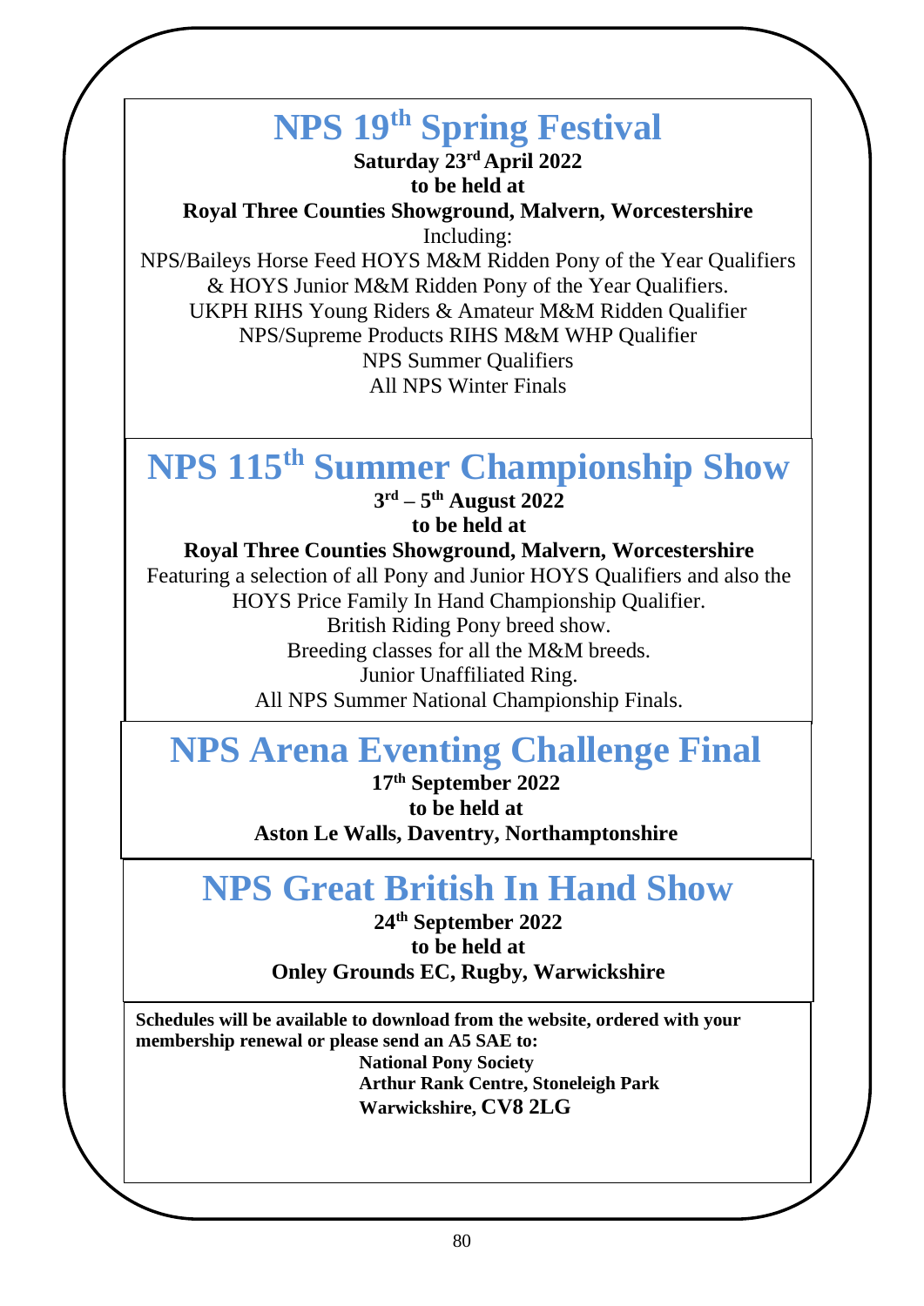# NPS 19th Spring Festival

**Saturday 23rd April 2022**
**to be held at**
**Royal Three Counties Showground, Malvern, Worcestershire**

Including:
NPS/Baileys Horse Feed HOYS M&M Ridden Pony of the Year Qualifiers & HOYS Junior M&M Ridden Pony of the Year Qualifiers.
UKPH RIHS Young Riders & Amateur M&M Ridden Qualifier
NPS/Supreme Products RIHS M&M WHP Qualifier
NPS Summer Qualifiers
All NPS Winter Finals

# NPS 115th Summer Championship Show

**3rd – 5th August 2022**
**to be held at**
**Royal Three Counties Showground, Malvern, Worcestershire**

Featuring a selection of all Pony and Junior HOYS Qualifiers and also the HOYS Price Family In Hand Championship Qualifier.
British Riding Pony breed show.
Breeding classes for all the M&M breeds.
Junior Unaffiliated Ring.
All NPS Summer National Championship Finals.

# NPS Arena Eventing Challenge Final

**17th September 2022**
**to be held at**
**Aston Le Walls, Daventry, Northamptonshire**

# NPS Great British In Hand Show

**24th September 2022**
**to be held at**
**Onley Grounds EC, Rugby, Warwickshire**

**Schedules will be available to download from the website, ordered with your membership renewal or please send an A5 SAE to:**

**National Pony Society**
**Arthur Rank Centre, Stoneleigh Park**
**Warwickshire, CV8 2LG**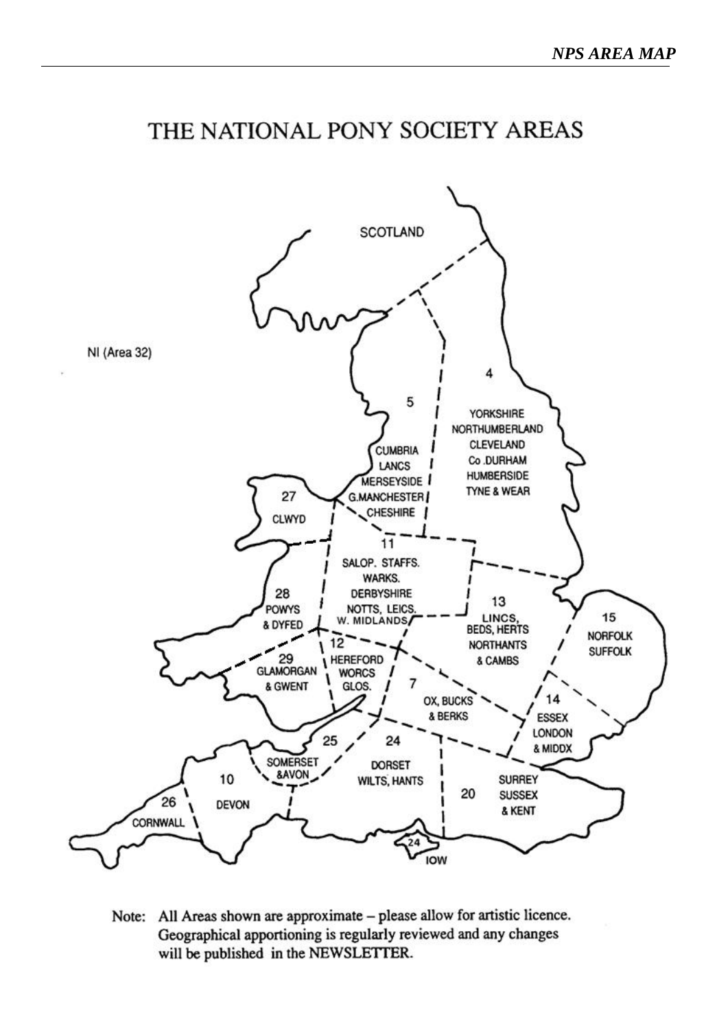# THE NATIONAL PONY SOCIETY AREAS

NI (Area 32)

SCOTLAND

4
YORKSHIRE
NORTHUMBERLAND
CLEVELAND
Co .DURHAM
HUMBERSIDE
TYNE & WEAR

5
CUMBRIA
LANCS
MERSEYSIDE
G.MANCHESTER
CHESHIRE

27
CLWYD

11
SALOP. STAFFS.
WARKS.
DERBYSHIRE
NOTTS, LEICS.
W. MIDLANDS

28
POWYS
& DYFED

13
LINCS,
BEDS, HERTS
NORTHANTS
& CAMBS

15
NORFOLK
SUFFOLK

12
HEREFORD
WORCS
GLOS.

29
GLAMORGAN
& GWENT

7
OX, BUCKS
& BERKS

14
ESSEX
LONDON
& MIDDX

25
SOMERSET
&AVON

24
DORSET
WILTS, HANTS

20
SURREY
SUSSEX
& KENT

10
DEVON

26
CORNWALL

24
IOW

Note: All Areas shown are approximate – please allow for artistic licence. Geographical apportioning is regularly reviewed and any changes will be published in the NEWSLETTER.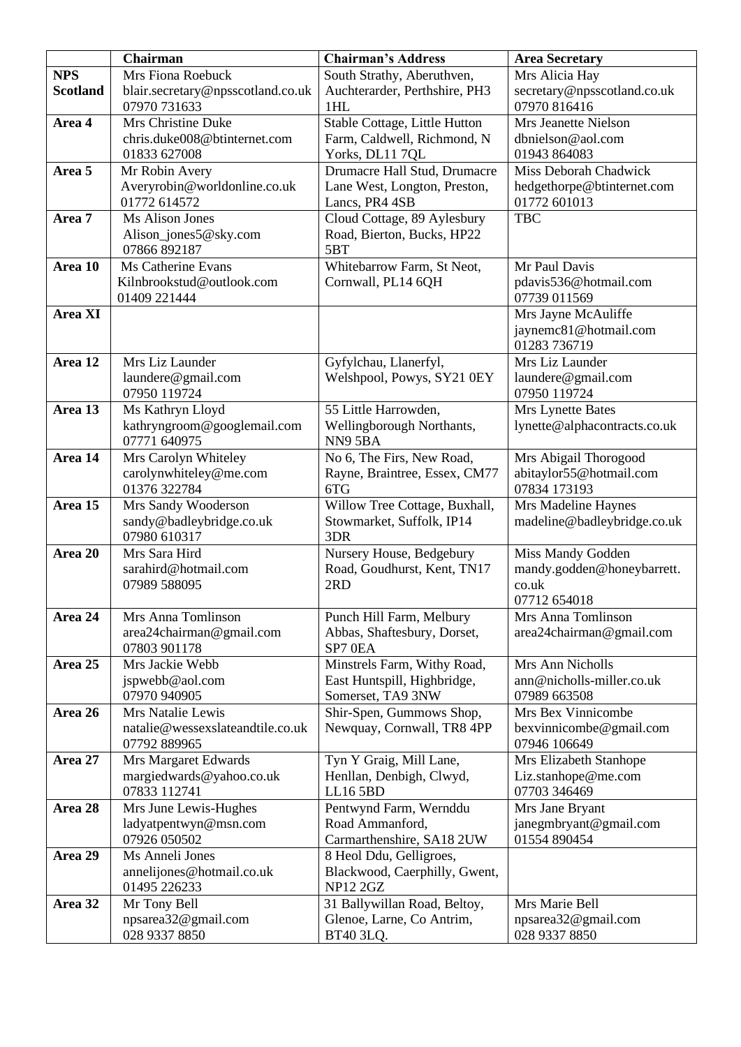| | Chairman | Chairman's Address | Area Secretary |
|---|---|---|---|
| **NPS Scotland** | Mrs Fiona Roebuck blair.secretary@npsscotland.co.uk 07970 731633 | South Strathy, Aberuthven, Auchterarder, Perthshire, PH3 1HL | Mrs Alicia Hay secretary@npsscotland.co.uk 07970 816416 |
| **Area 4** | Mrs Christine Duke chris.duke008@btinternet.com 01833 627008 | Stable Cottage, Little Hutton Farm, Caldwell, Richmond, N Yorks, DL11 7QL | Mrs Jeanette Nielson dbnielson@aol.com 01943 864083 |
| **Area 5** | Mr Robin Avery Averyrobin@worldonline.co.uk 01772 614572 | Drumacre Hall Stud, Drumacre Lane West, Longton, Preston, Lancs, PR4 4SB | Miss Deborah Chadwick hedgethorpe@btinternet.com 01772 601013 |
| **Area 7** | Ms Alison Jones Alison_jones5@sky.com 07866 892187 | Cloud Cottage, 89 Aylesbury Road, Bierton, Bucks, HP22 5BT | TBC |
| **Area 10** | Ms Catherine Evans Kilnbrookstud@outlook.com 01409 221444 | Whitebarrow Farm, St Neot, Cornwall, PL14 6QH | Mr Paul Davis pdavis536@hotmail.com 07739 011569 |
| **Area XI** | | | Mrs Jayne McAuliffe jaynemc81@hotmail.com 01283 736719 |
| **Area 12** | Mrs Liz Launder laundere@gmail.com 07950 119724 | Gyfylchau, Llanerfyl, Welshpool, Powys, SY21 0EY | Mrs Liz Launder laundere@gmail.com 07950 119724 |
| **Area 13** | Ms Kathryn Lloyd kathryngroom@googlemail.com 07771 640975 | 55 Little Harrowden, Wellingborough Northants, NN9 5BA | Mrs Lynette Bates lynette@alphacontracts.co.uk |
| **Area 14** | Mrs Carolyn Whiteley carolynwhiteley@me.com 01376 322784 | No 6, The Firs, New Road, Rayne, Braintree, Essex, CM77 6TG | Mrs Abigail Thorogood abitaylor55@hotmail.com 07834 173193 |
| **Area 15** | Mrs Sandy Wooderson sandy@badleybridge.co.uk 07980 610317 | Willow Tree Cottage, Buxhall, Stowmarket, Suffolk, IP14 3DR | Mrs Madeline Haynes madeline@badleybridge.co.uk |
| **Area 20** | Mrs Sara Hird sarahird@hotmail.com 07989 588095 | Nursery House, Bedgebury Road, Goudhurst, Kent, TN17 2RD | Miss Mandy Godden mandy.godden@honeybarrett.co.uk 07712 654018 |
| **Area 24** | Mrs Anna Tomlinson area24chairman@gmail.com 07803 901178 | Punch Hill Farm, Melbury Abbas, Shaftesbury, Dorset, SP7 0EA | Mrs Anna Tomlinson area24chairman@gmail.com |
| **Area 25** | Mrs Jackie Webb jspwebb@aol.com 07970 940905 | Minstrels Farm, Withy Road, East Huntspill, Highbridge, Somerset, TA9 3NW | Mrs Ann Nicholls ann@nicholls-miller.co.uk 07989 663508 |
| **Area 26** | Mrs Natalie Lewis natalie@wessexslateandtile.co.uk 07792 889965 | Shir-Spen, Gummows Shop, Newquay, Cornwall, TR8 4PP | Mrs Bex Vinnicombe bexvinnicombe@gmail.com 07946 106649 |
| **Area 27** | Mrs Margaret Edwards margiedwards@yahoo.co.uk 07833 112741 | Tyn Y Graig, Mill Lane, Henllan, Denbigh, Clwyd, LL16 5BD | Mrs Elizabeth Stanhope Liz.stanhope@me.com 07703 346469 |
| **Area 28** | Mrs June Lewis-Hughes ladyatpentwyn@msn.com 07926 050502 | Pentwynd Farm, Wernddu Road Ammanford, Carmarthenshire, SA18 2UW | Mrs Jane Bryant janegmbryant@gmail.com 01554 890454 |
| **Area 29** | Ms Anneli Jones annelijones@hotmail.co.uk 01495 226233 | 8 Heol Ddu, Gelligroes, Blackwood, Caerphilly, Gwent, NP12 2GZ | |
| **Area 32** | Mr Tony Bell npsarea32@gmail.com 028 9337 8850 | 31 Ballywillan Road, Beltoy, Glenoe, Larne, Co Antrim, BT40 3LQ. | Mrs Marie Bell npsarea32@gmail.com 028 9337 8850 |